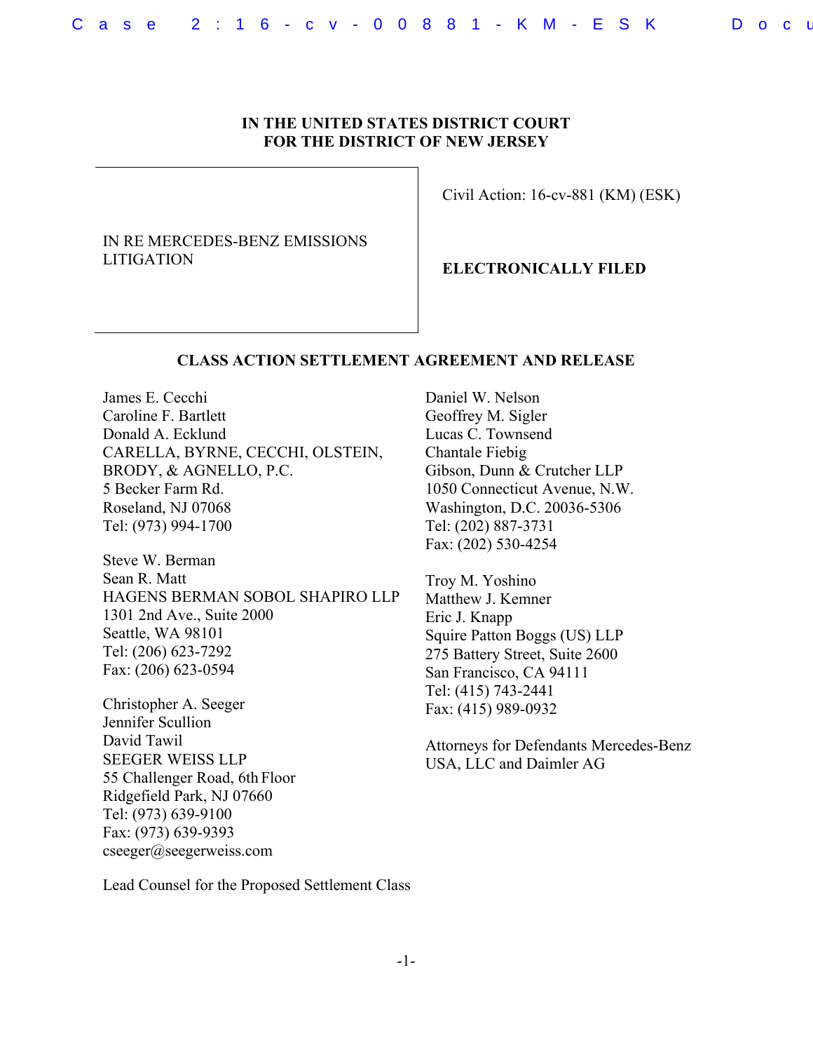**IN THE UNITED STATES DISTRICT COURT**
**FOR THE DISTRICT OF NEW JERSEY**

IN RE MERCEDES-BENZ EMISSIONS LITIGATION

Civil Action: 16-cv-881 (KM) (ESK)

**ELECTRONICALLY FILED**

**CLASS ACTION SETTLEMENT AGREEMENT AND RELEASE**

James E. Cecchi
Caroline F. Bartlett
Donald A. Ecklund
CARELLA, BYRNE, CECCHI, OLSTEIN, BRODY, & AGNELLO, P.C.
5 Becker Farm Rd.
Roseland, NJ 07068
Tel: (973) 994-1700

Steve W. Berman
Sean R. Matt
HAGENS BERMAN SOBOL SHAPIRO LLP
1301 2nd Ave., Suite 2000
Seattle, WA 98101
Tel: (206) 623-7292
Fax: (206) 623-0594

Christopher A. Seeger
Jennifer Scullion
David Tawil
SEEGER WEISS LLP
55 Challenger Road, 6th Floor
Ridgefield Park, NJ 07660
Tel: (973) 639-9100
Fax: (973) 639-9393
cseeger@seegerweiss.com

Lead Counsel for the Proposed Settlement Class

Daniel W. Nelson
Geoffrey M. Sigler
Lucas C. Townsend
Chantale Fiebig
Gibson, Dunn & Crutcher LLP
1050 Connecticut Avenue, N.W.
Washington, D.C. 20036-5306
Tel: (202) 887-3731
Fax: (202) 530-4254

Troy M. Yoshino
Matthew J. Kemner
Eric J. Knapp
Squire Patton Boggs (US) LLP
275 Battery Street, Suite 2600
San Francisco, CA 94111
Tel: (415) 743-2441
Fax: (415) 989-0932

Attorneys for Defendants Mercedes-Benz USA, LLC and Daimler AG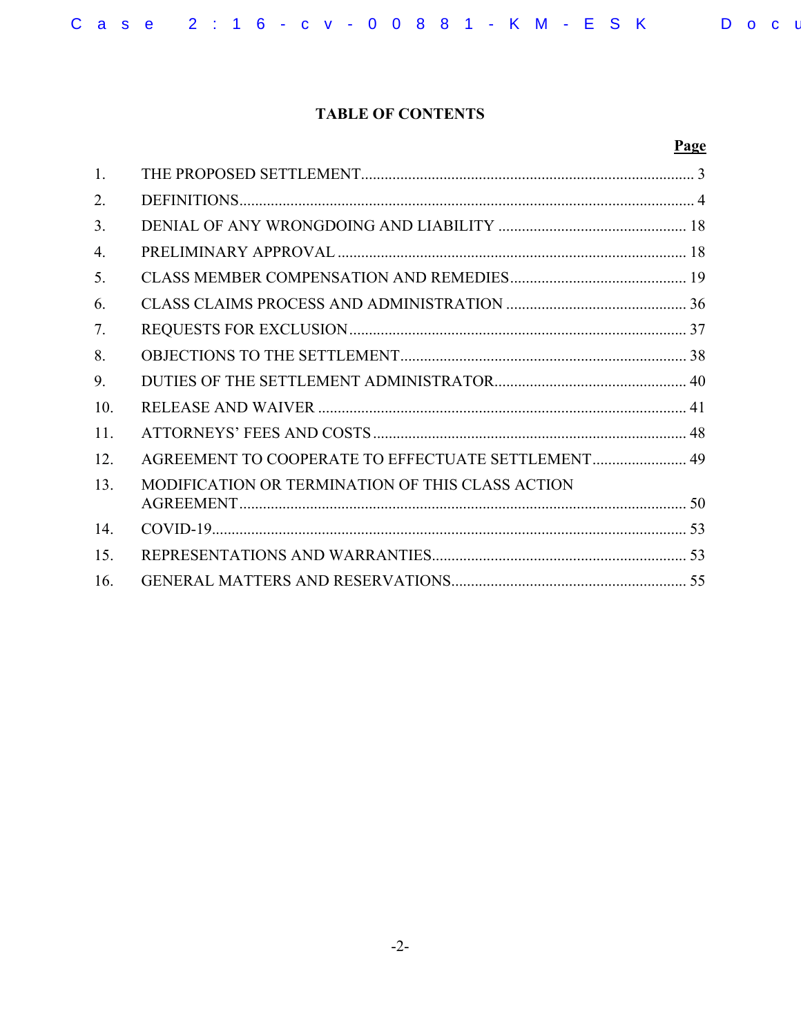# TABLE OF CONTENTS

| | | Page |
|---|---|---|
| 1. | THE PROPOSED SETTLEMENT | 3 |
| 2. | DEFINITIONS | 4 |
| 3. | DENIAL OF ANY WRONGDOING AND LIABILITY | 18 |
| 4. | PRELIMINARY APPROVAL | 18 |
| 5. | CLASS MEMBER COMPENSATION AND REMEDIES | 19 |
| 6. | CLASS CLAIMS PROCESS AND ADMINISTRATION | 36 |
| 7. | REQUESTS FOR EXCLUSION | 37 |
| 8. | OBJECTIONS TO THE SETTLEMENT | 38 |
| 9. | DUTIES OF THE SETTLEMENT ADMINISTRATOR | 40 |
| 10. | RELEASE AND WAIVER | 41 |
| 11. | ATTORNEYS' FEES AND COSTS | 48 |
| 12. | AGREEMENT TO COOPERATE TO EFFECTUATE SETTLEMENT | 49 |
| 13. | MODIFICATION OR TERMINATION OF THIS CLASS ACTION AGREEMENT | 50 |
| 14. | COVID-19 | 53 |
| 15. | REPRESENTATIONS AND WARRANTIES | 53 |
| 16. | GENERAL MATTERS AND RESERVATIONS | 55 |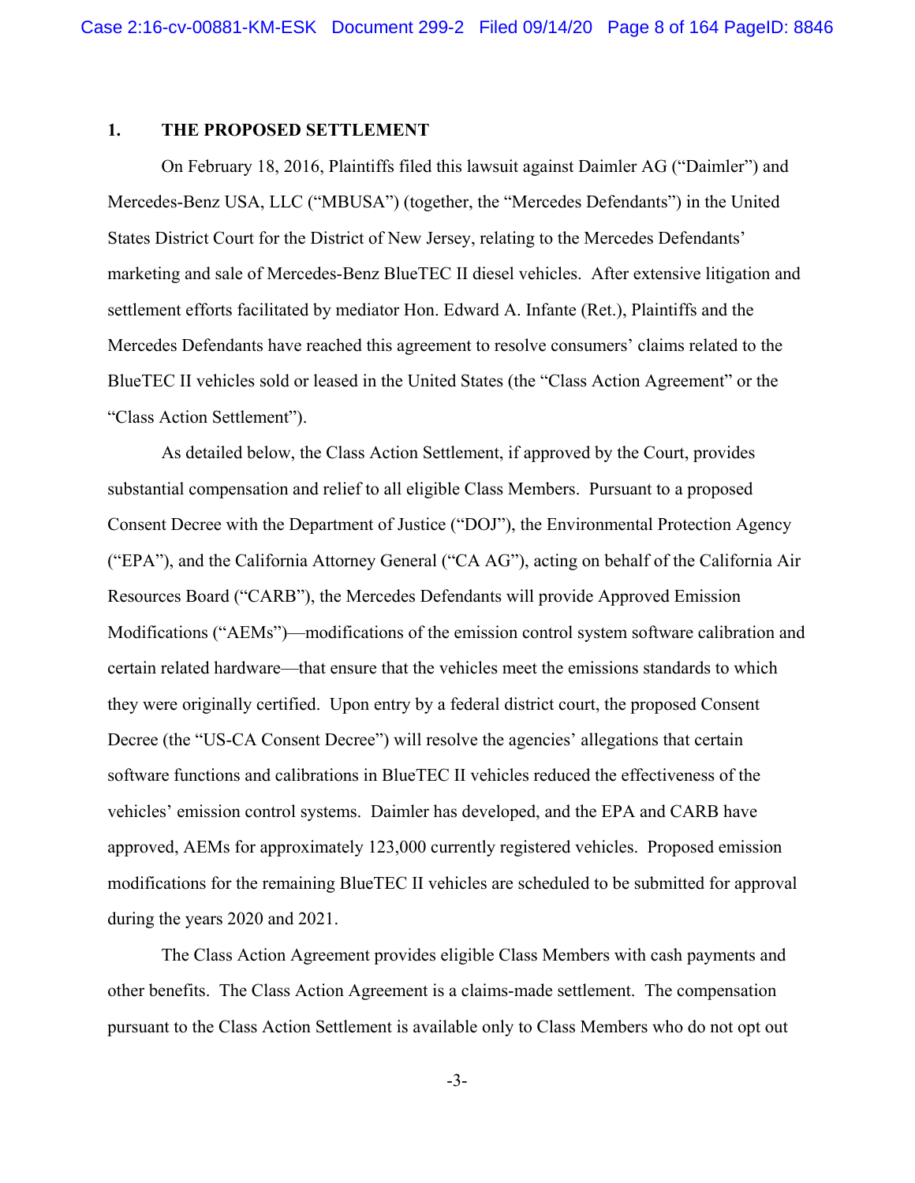## 1. THE PROPOSED SETTLEMENT

On February 18, 2016, Plaintiffs filed this lawsuit against Daimler AG ("Daimler") and Mercedes-Benz USA, LLC ("MBUSA") (together, the "Mercedes Defendants") in the United States District Court for the District of New Jersey, relating to the Mercedes Defendants' marketing and sale of Mercedes-Benz BlueTEC II diesel vehicles. After extensive litigation and settlement efforts facilitated by mediator Hon. Edward A. Infante (Ret.), Plaintiffs and the Mercedes Defendants have reached this agreement to resolve consumers' claims related to the BlueTEC II vehicles sold or leased in the United States (the "Class Action Agreement" or the "Class Action Settlement").

As detailed below, the Class Action Settlement, if approved by the Court, provides substantial compensation and relief to all eligible Class Members. Pursuant to a proposed Consent Decree with the Department of Justice ("DOJ"), the Environmental Protection Agency ("EPA"), and the California Attorney General ("CA AG"), acting on behalf of the California Air Resources Board ("CARB"), the Mercedes Defendants will provide Approved Emission Modifications ("AEMs")—modifications of the emission control system software calibration and certain related hardware—that ensure that the vehicles meet the emissions standards to which they were originally certified. Upon entry by a federal district court, the proposed Consent Decree (the "US-CA Consent Decree") will resolve the agencies' allegations that certain software functions and calibrations in BlueTEC II vehicles reduced the effectiveness of the vehicles' emission control systems. Daimler has developed, and the EPA and CARB have approved, AEMs for approximately 123,000 currently registered vehicles. Proposed emission modifications for the remaining BlueTEC II vehicles are scheduled to be submitted for approval during the years 2020 and 2021.

The Class Action Agreement provides eligible Class Members with cash payments and other benefits. The Class Action Agreement is a claims-made settlement. The compensation pursuant to the Class Action Settlement is available only to Class Members who do not opt out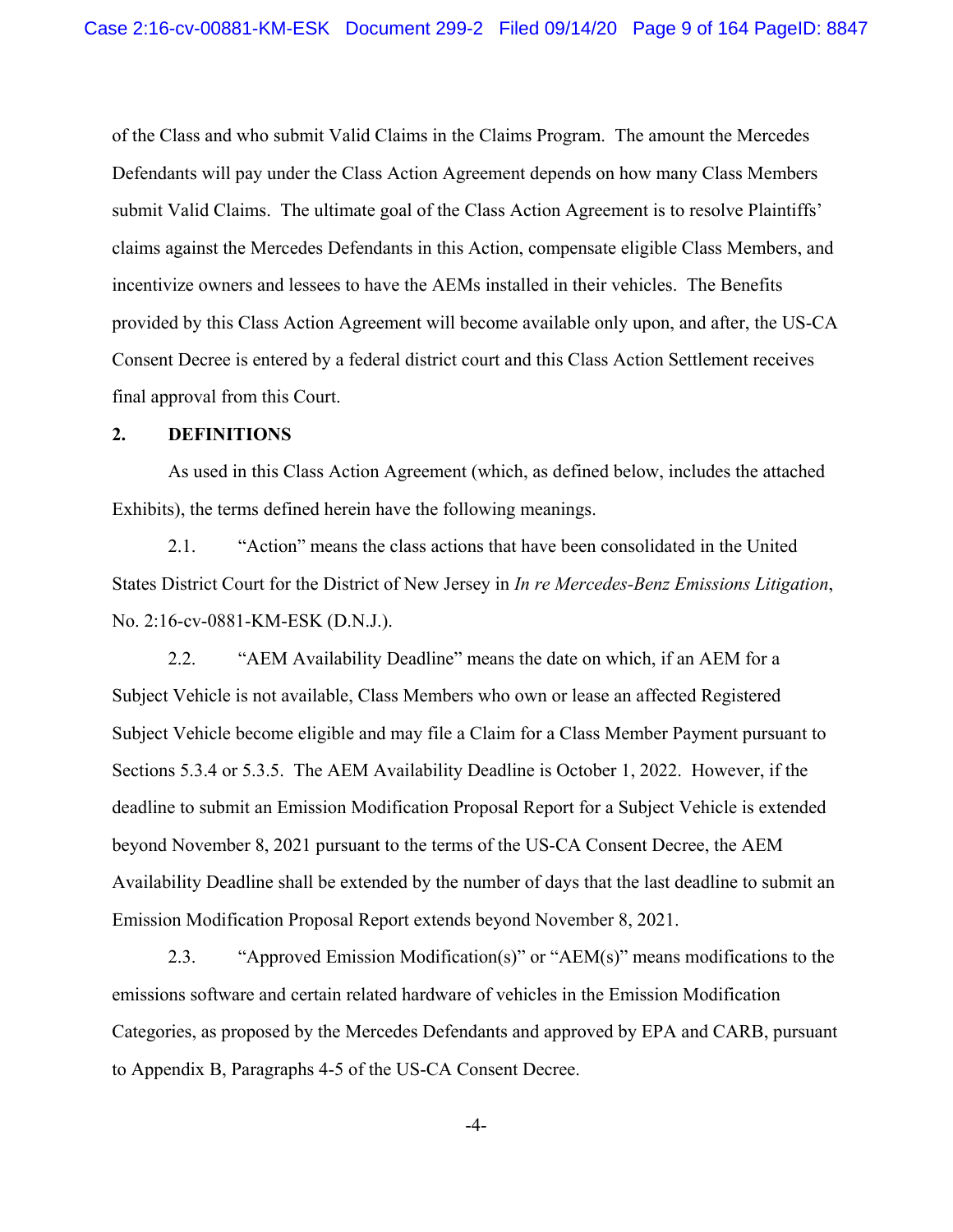of the Class and who submit Valid Claims in the Claims Program. The amount the Mercedes Defendants will pay under the Class Action Agreement depends on how many Class Members submit Valid Claims. The ultimate goal of the Class Action Agreement is to resolve Plaintiffs' claims against the Mercedes Defendants in this Action, compensate eligible Class Members, and incentivize owners and lessees to have the AEMs installed in their vehicles. The Benefits provided by this Class Action Agreement will become available only upon, and after, the US-CA Consent Decree is entered by a federal district court and this Class Action Settlement receives final approval from this Court.

## 2. DEFINITIONS

As used in this Class Action Agreement (which, as defined below, includes the attached Exhibits), the terms defined herein have the following meanings.

2.1. "Action" means the class actions that have been consolidated in the United States District Court for the District of New Jersey in *In re Mercedes-Benz Emissions Litigation*, No. 2:16-cv-0881-KM-ESK (D.N.J.).

2.2. "AEM Availability Deadline" means the date on which, if an AEM for a Subject Vehicle is not available, Class Members who own or lease an affected Registered Subject Vehicle become eligible and may file a Claim for a Class Member Payment pursuant to Sections 5.3.4 or 5.3.5. The AEM Availability Deadline is October 1, 2022. However, if the deadline to submit an Emission Modification Proposal Report for a Subject Vehicle is extended beyond November 8, 2021 pursuant to the terms of the US-CA Consent Decree, the AEM Availability Deadline shall be extended by the number of days that the last deadline to submit an Emission Modification Proposal Report extends beyond November 8, 2021.

2.3. "Approved Emission Modification(s)" or "AEM(s)" means modifications to the emissions software and certain related hardware of vehicles in the Emission Modification Categories, as proposed by the Mercedes Defendants and approved by EPA and CARB, pursuant to Appendix B, Paragraphs 4-5 of the US-CA Consent Decree.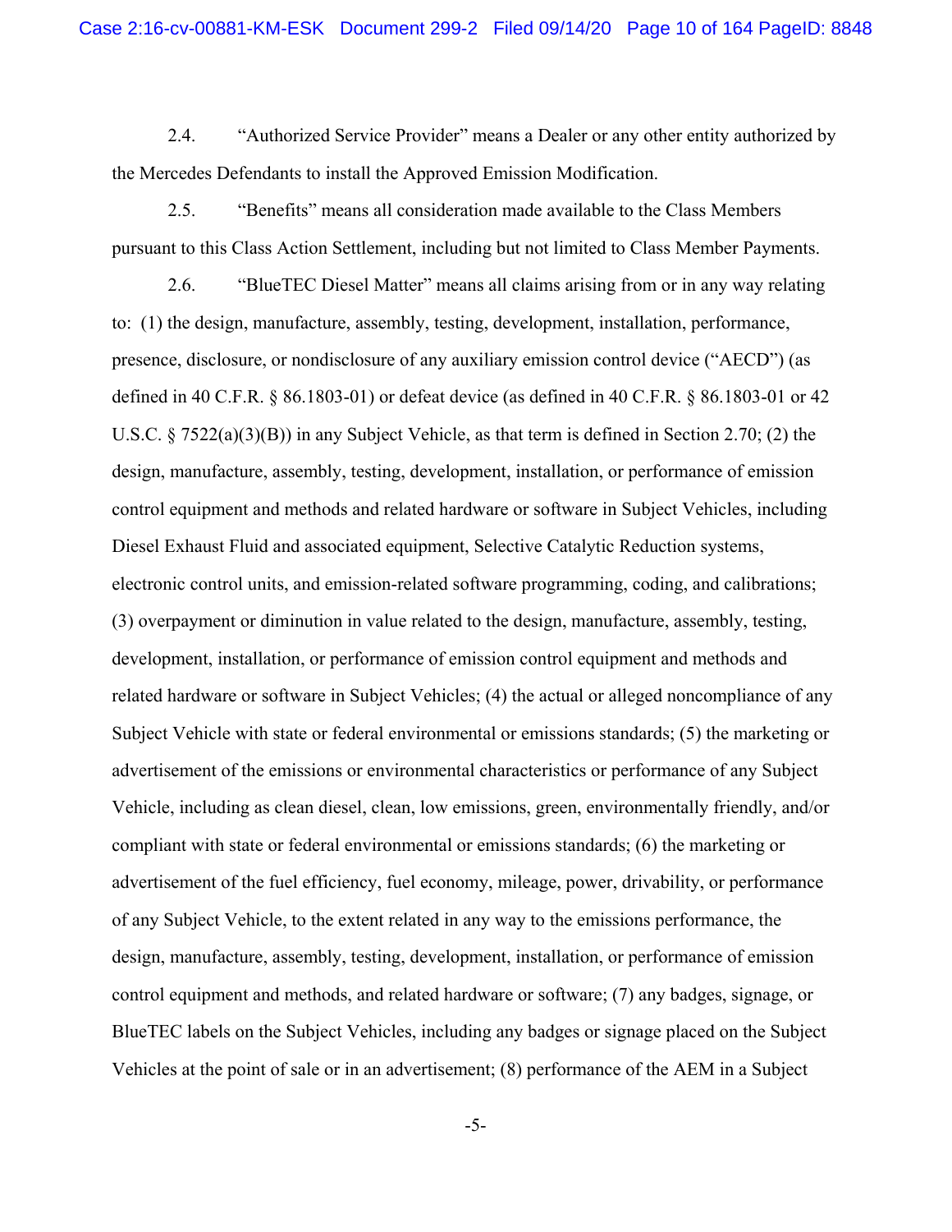2.4. "Authorized Service Provider" means a Dealer or any other entity authorized by the Mercedes Defendants to install the Approved Emission Modification.

2.5. "Benefits" means all consideration made available to the Class Members pursuant to this Class Action Settlement, including but not limited to Class Member Payments.

2.6. "BlueTEC Diesel Matter" means all claims arising from or in any way relating to: (1) the design, manufacture, assembly, testing, development, installation, performance, presence, disclosure, or nondisclosure of any auxiliary emission control device ("AECD") (as defined in 40 C.F.R. § 86.1803-01) or defeat device (as defined in 40 C.F.R. § 86.1803-01 or 42 U.S.C. § 7522(a)(3)(B)) in any Subject Vehicle, as that term is defined in Section 2.70; (2) the design, manufacture, assembly, testing, development, installation, or performance of emission control equipment and methods and related hardware or software in Subject Vehicles, including Diesel Exhaust Fluid and associated equipment, Selective Catalytic Reduction systems, electronic control units, and emission-related software programming, coding, and calibrations; (3) overpayment or diminution in value related to the design, manufacture, assembly, testing, development, installation, or performance of emission control equipment and methods and related hardware or software in Subject Vehicles; (4) the actual or alleged noncompliance of any Subject Vehicle with state or federal environmental or emissions standards; (5) the marketing or advertisement of the emissions or environmental characteristics or performance of any Subject Vehicle, including as clean diesel, clean, low emissions, green, environmentally friendly, and/or compliant with state or federal environmental or emissions standards; (6) the marketing or advertisement of the fuel efficiency, fuel economy, mileage, power, drivability, or performance of any Subject Vehicle, to the extent related in any way to the emissions performance, the design, manufacture, assembly, testing, development, installation, or performance of emission control equipment and methods, and related hardware or software; (7) any badges, signage, or BlueTEC labels on the Subject Vehicles, including any badges or signage placed on the Subject Vehicles at the point of sale or in an advertisement; (8) performance of the AEM in a Subject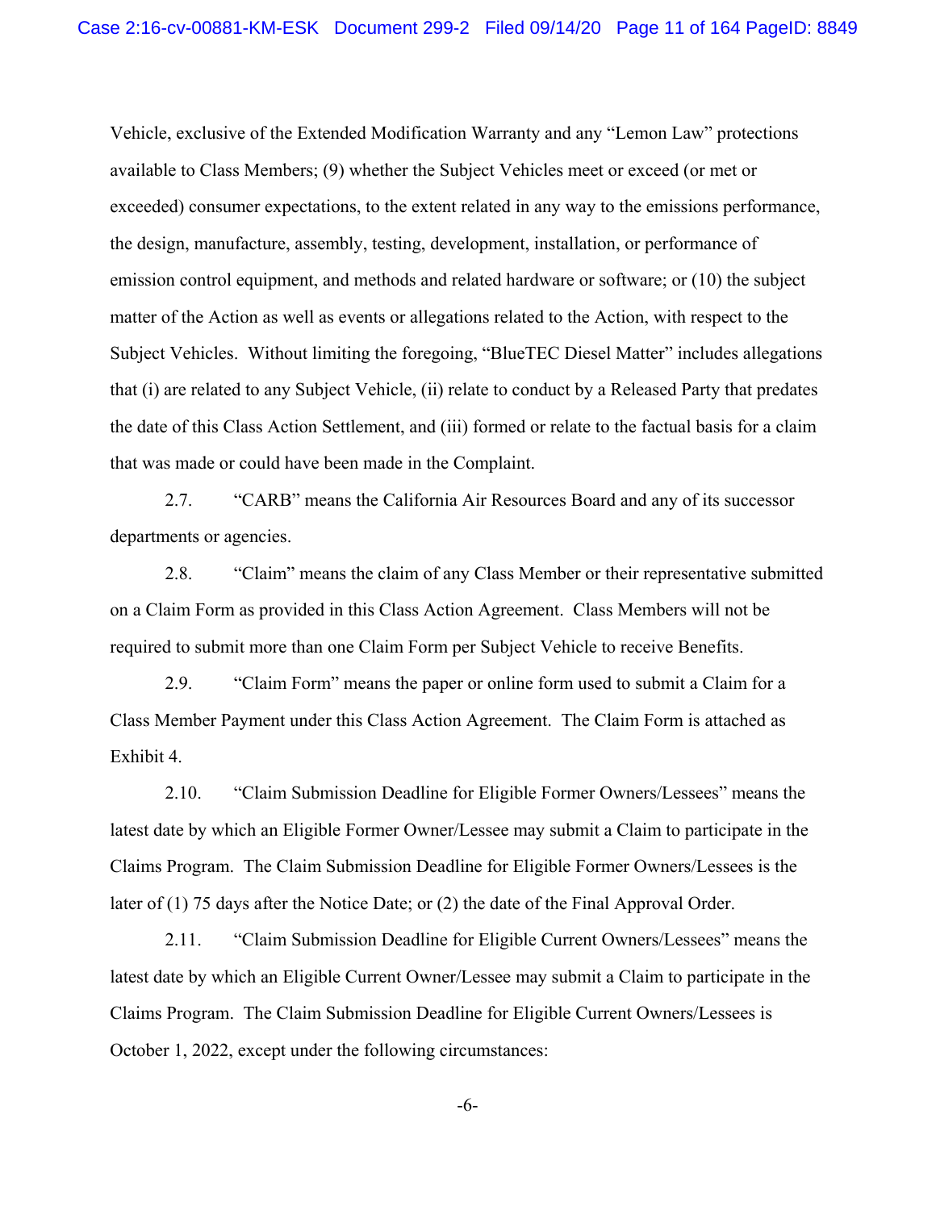Vehicle, exclusive of the Extended Modification Warranty and any "Lemon Law" protections available to Class Members; (9) whether the Subject Vehicles meet or exceed (or met or exceeded) consumer expectations, to the extent related in any way to the emissions performance, the design, manufacture, assembly, testing, development, installation, or performance of emission control equipment, and methods and related hardware or software; or (10) the subject matter of the Action as well as events or allegations related to the Action, with respect to the Subject Vehicles. Without limiting the foregoing, "BlueTEC Diesel Matter" includes allegations that (i) are related to any Subject Vehicle, (ii) relate to conduct by a Released Party that predates the date of this Class Action Settlement, and (iii) formed or relate to the factual basis for a claim that was made or could have been made in the Complaint.

2.7. "CARB" means the California Air Resources Board and any of its successor departments or agencies.

2.8. "Claim" means the claim of any Class Member or their representative submitted on a Claim Form as provided in this Class Action Agreement. Class Members will not be required to submit more than one Claim Form per Subject Vehicle to receive Benefits.

2.9. "Claim Form" means the paper or online form used to submit a Claim for a Class Member Payment under this Class Action Agreement. The Claim Form is attached as Exhibit 4.

2.10. "Claim Submission Deadline for Eligible Former Owners/Lessees" means the latest date by which an Eligible Former Owner/Lessee may submit a Claim to participate in the Claims Program. The Claim Submission Deadline for Eligible Former Owners/Lessees is the later of (1) 75 days after the Notice Date; or (2) the date of the Final Approval Order.

2.11. "Claim Submission Deadline for Eligible Current Owners/Lessees" means the latest date by which an Eligible Current Owner/Lessee may submit a Claim to participate in the Claims Program. The Claim Submission Deadline for Eligible Current Owners/Lessees is October 1, 2022, except under the following circumstances: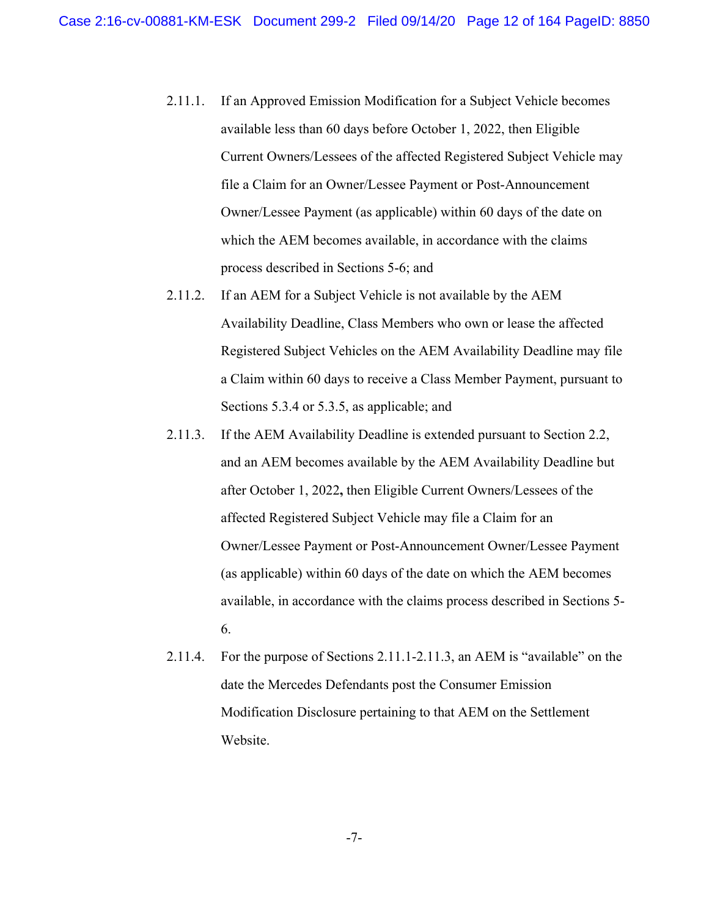2.11.1. If an Approved Emission Modification for a Subject Vehicle becomes available less than 60 days before October 1, 2022, then Eligible Current Owners/Lessees of the affected Registered Subject Vehicle may file a Claim for an Owner/Lessee Payment or Post-Announcement Owner/Lessee Payment (as applicable) within 60 days of the date on which the AEM becomes available, in accordance with the claims process described in Sections 5-6; and

2.11.2. If an AEM for a Subject Vehicle is not available by the AEM Availability Deadline, Class Members who own or lease the affected Registered Subject Vehicles on the AEM Availability Deadline may file a Claim within 60 days to receive a Class Member Payment, pursuant to Sections 5.3.4 or 5.3.5, as applicable; and

2.11.3. If the AEM Availability Deadline is extended pursuant to Section 2.2, and an AEM becomes available by the AEM Availability Deadline but after October 1, 2022**,** then Eligible Current Owners/Lessees of the affected Registered Subject Vehicle may file a Claim for an Owner/Lessee Payment or Post-Announcement Owner/Lessee Payment (as applicable) within 60 days of the date on which the AEM becomes available, in accordance with the claims process described in Sections 5-6.

2.11.4. For the purpose of Sections 2.11.1-2.11.3, an AEM is "available" on the date the Mercedes Defendants post the Consumer Emission Modification Disclosure pertaining to that AEM on the Settlement Website.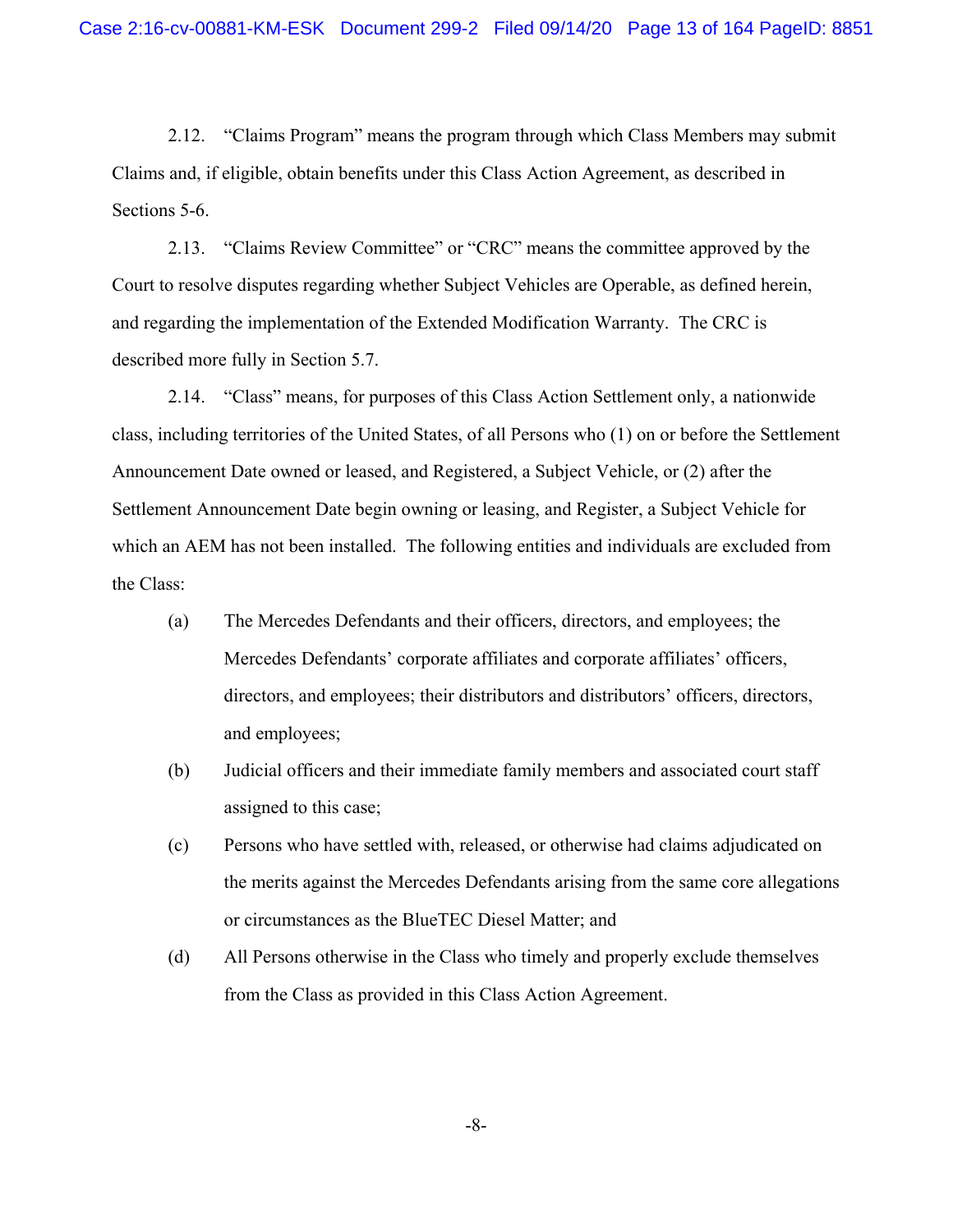2.12. "Claims Program" means the program through which Class Members may submit Claims and, if eligible, obtain benefits under this Class Action Agreement, as described in Sections 5-6.

2.13. "Claims Review Committee" or "CRC" means the committee approved by the Court to resolve disputes regarding whether Subject Vehicles are Operable, as defined herein, and regarding the implementation of the Extended Modification Warranty. The CRC is described more fully in Section 5.7.

2.14. "Class" means, for purposes of this Class Action Settlement only, a nationwide class, including territories of the United States, of all Persons who (1) on or before the Settlement Announcement Date owned or leased, and Registered, a Subject Vehicle, or (2) after the Settlement Announcement Date begin owning or leasing, and Register, a Subject Vehicle for which an AEM has not been installed. The following entities and individuals are excluded from the Class:

(a) The Mercedes Defendants and their officers, directors, and employees; the Mercedes Defendants' corporate affiliates and corporate affiliates' officers, directors, and employees; their distributors and distributors' officers, directors, and employees;

(b) Judicial officers and their immediate family members and associated court staff assigned to this case;

(c) Persons who have settled with, released, or otherwise had claims adjudicated on the merits against the Mercedes Defendants arising from the same core allegations or circumstances as the BlueTEC Diesel Matter; and

(d) All Persons otherwise in the Class who timely and properly exclude themselves from the Class as provided in this Class Action Agreement.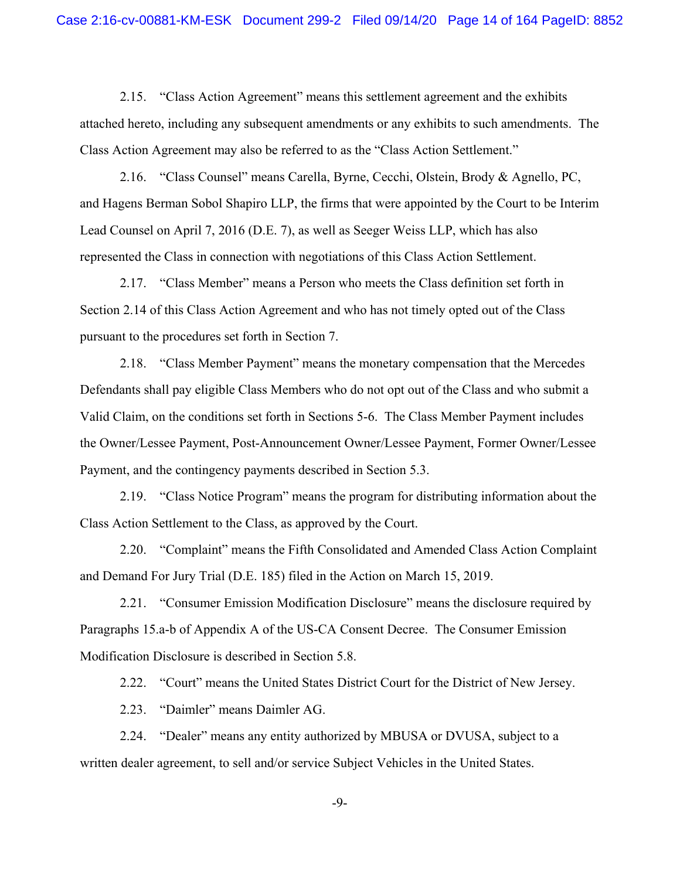2.15. “Class Action Agreement” means this settlement agreement and the exhibits attached hereto, including any subsequent amendments or any exhibits to such amendments. The Class Action Agreement may also be referred to as the “Class Action Settlement.”

2.16. “Class Counsel” means Carella, Byrne, Cecchi, Olstein, Brody & Agnello, PC, and Hagens Berman Sobol Shapiro LLP, the firms that were appointed by the Court to be Interim Lead Counsel on April 7, 2016 (D.E. 7), as well as Seeger Weiss LLP, which has also represented the Class in connection with negotiations of this Class Action Settlement.

2.17. “Class Member” means a Person who meets the Class definition set forth in Section 2.14 of this Class Action Agreement and who has not timely opted out of the Class pursuant to the procedures set forth in Section 7.

2.18. “Class Member Payment” means the monetary compensation that the Mercedes Defendants shall pay eligible Class Members who do not opt out of the Class and who submit a Valid Claim, on the conditions set forth in Sections 5-6. The Class Member Payment includes the Owner/Lessee Payment, Post-Announcement Owner/Lessee Payment, Former Owner/Lessee Payment, and the contingency payments described in Section 5.3.

2.19. “Class Notice Program” means the program for distributing information about the Class Action Settlement to the Class, as approved by the Court.

2.20. “Complaint” means the Fifth Consolidated and Amended Class Action Complaint and Demand For Jury Trial (D.E. 185) filed in the Action on March 15, 2019.

2.21. “Consumer Emission Modification Disclosure” means the disclosure required by Paragraphs 15.a-b of Appendix A of the US-CA Consent Decree. The Consumer Emission Modification Disclosure is described in Section 5.8.

2.22. “Court” means the United States District Court for the District of New Jersey.

2.23. “Daimler” means Daimler AG.

2.24. “Dealer” means any entity authorized by MBUSA or DVUSA, subject to a written dealer agreement, to sell and/or service Subject Vehicles in the United States.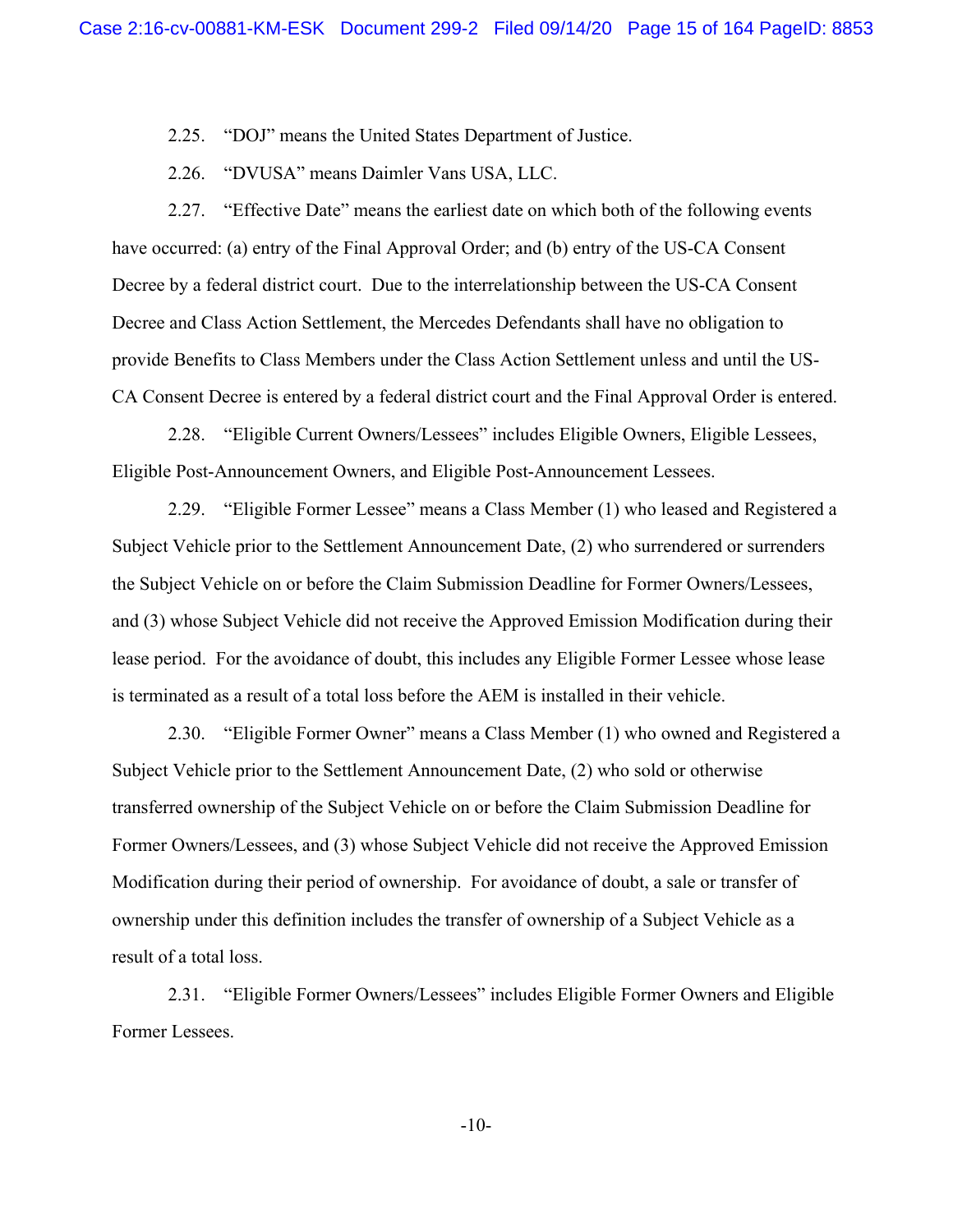2.25. "DOJ" means the United States Department of Justice.

2.26. "DVUSA" means Daimler Vans USA, LLC.

2.27. "Effective Date" means the earliest date on which both of the following events have occurred: (a) entry of the Final Approval Order; and (b) entry of the US-CA Consent Decree by a federal district court. Due to the interrelationship between the US-CA Consent Decree and Class Action Settlement, the Mercedes Defendants shall have no obligation to provide Benefits to Class Members under the Class Action Settlement unless and until the US-CA Consent Decree is entered by a federal district court and the Final Approval Order is entered.

2.28. "Eligible Current Owners/Lessees" includes Eligible Owners, Eligible Lessees, Eligible Post-Announcement Owners, and Eligible Post-Announcement Lessees.

2.29. "Eligible Former Lessee" means a Class Member (1) who leased and Registered a Subject Vehicle prior to the Settlement Announcement Date, (2) who surrendered or surrenders the Subject Vehicle on or before the Claim Submission Deadline for Former Owners/Lessees, and (3) whose Subject Vehicle did not receive the Approved Emission Modification during their lease period. For the avoidance of doubt, this includes any Eligible Former Lessee whose lease is terminated as a result of a total loss before the AEM is installed in their vehicle.

2.30. "Eligible Former Owner" means a Class Member (1) who owned and Registered a Subject Vehicle prior to the Settlement Announcement Date, (2) who sold or otherwise transferred ownership of the Subject Vehicle on or before the Claim Submission Deadline for Former Owners/Lessees, and (3) whose Subject Vehicle did not receive the Approved Emission Modification during their period of ownership. For avoidance of doubt, a sale or transfer of ownership under this definition includes the transfer of ownership of a Subject Vehicle as a result of a total loss.

2.31. "Eligible Former Owners/Lessees" includes Eligible Former Owners and Eligible Former Lessees.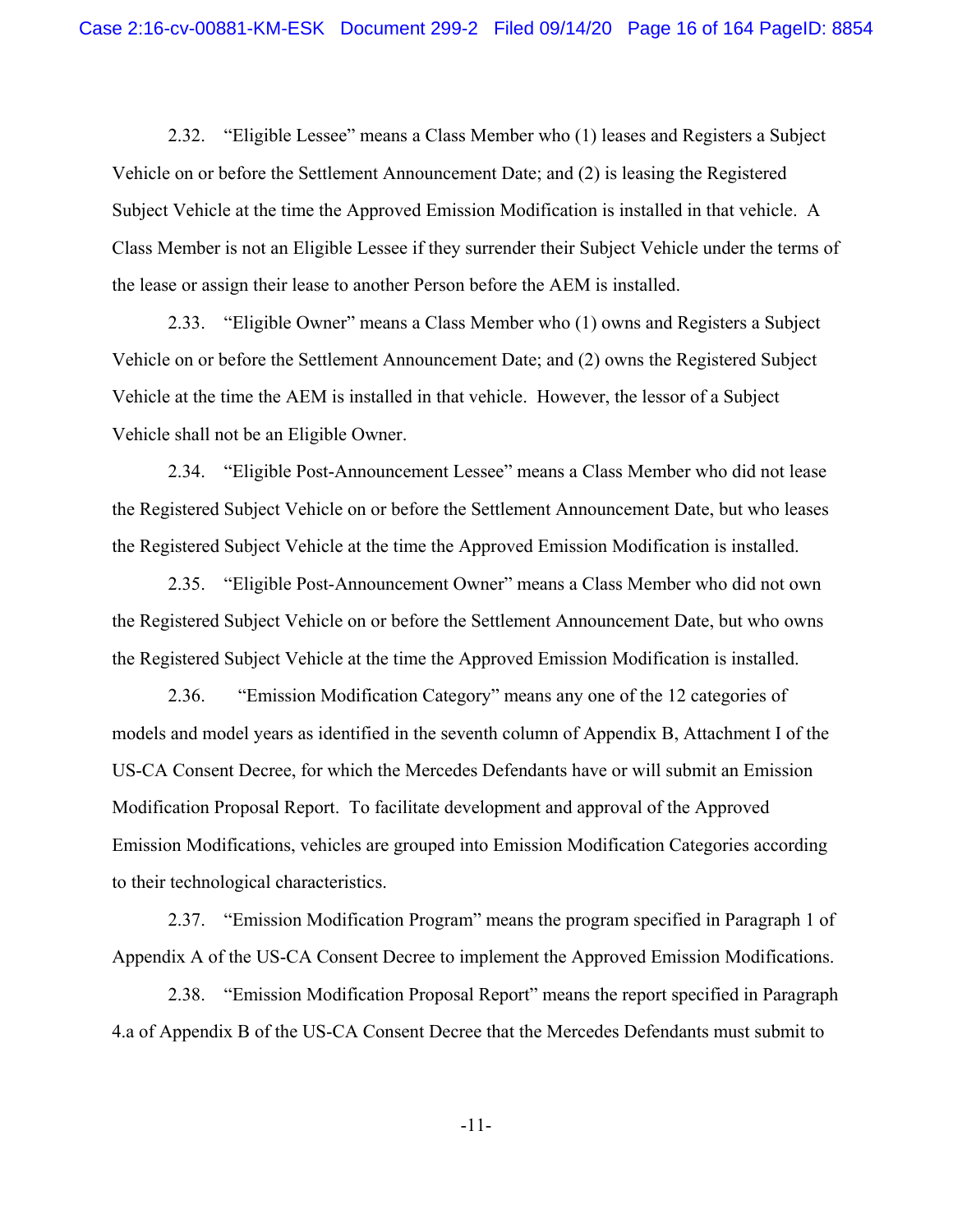2.32. "Eligible Lessee" means a Class Member who (1) leases and Registers a Subject Vehicle on or before the Settlement Announcement Date; and (2) is leasing the Registered Subject Vehicle at the time the Approved Emission Modification is installed in that vehicle. A Class Member is not an Eligible Lessee if they surrender their Subject Vehicle under the terms of the lease or assign their lease to another Person before the AEM is installed.

2.33. "Eligible Owner" means a Class Member who (1) owns and Registers a Subject Vehicle on or before the Settlement Announcement Date; and (2) owns the Registered Subject Vehicle at the time the AEM is installed in that vehicle. However, the lessor of a Subject Vehicle shall not be an Eligible Owner.

2.34. "Eligible Post-Announcement Lessee" means a Class Member who did not lease the Registered Subject Vehicle on or before the Settlement Announcement Date, but who leases the Registered Subject Vehicle at the time the Approved Emission Modification is installed.

2.35. "Eligible Post-Announcement Owner" means a Class Member who did not own the Registered Subject Vehicle on or before the Settlement Announcement Date, but who owns the Registered Subject Vehicle at the time the Approved Emission Modification is installed.

2.36. "Emission Modification Category" means any one of the 12 categories of models and model years as identified in the seventh column of Appendix B, Attachment I of the US-CA Consent Decree, for which the Mercedes Defendants have or will submit an Emission Modification Proposal Report. To facilitate development and approval of the Approved Emission Modifications, vehicles are grouped into Emission Modification Categories according to their technological characteristics.

2.37. "Emission Modification Program" means the program specified in Paragraph 1 of Appendix A of the US-CA Consent Decree to implement the Approved Emission Modifications.

2.38. "Emission Modification Proposal Report" means the report specified in Paragraph 4.a of Appendix B of the US-CA Consent Decree that the Mercedes Defendants must submit to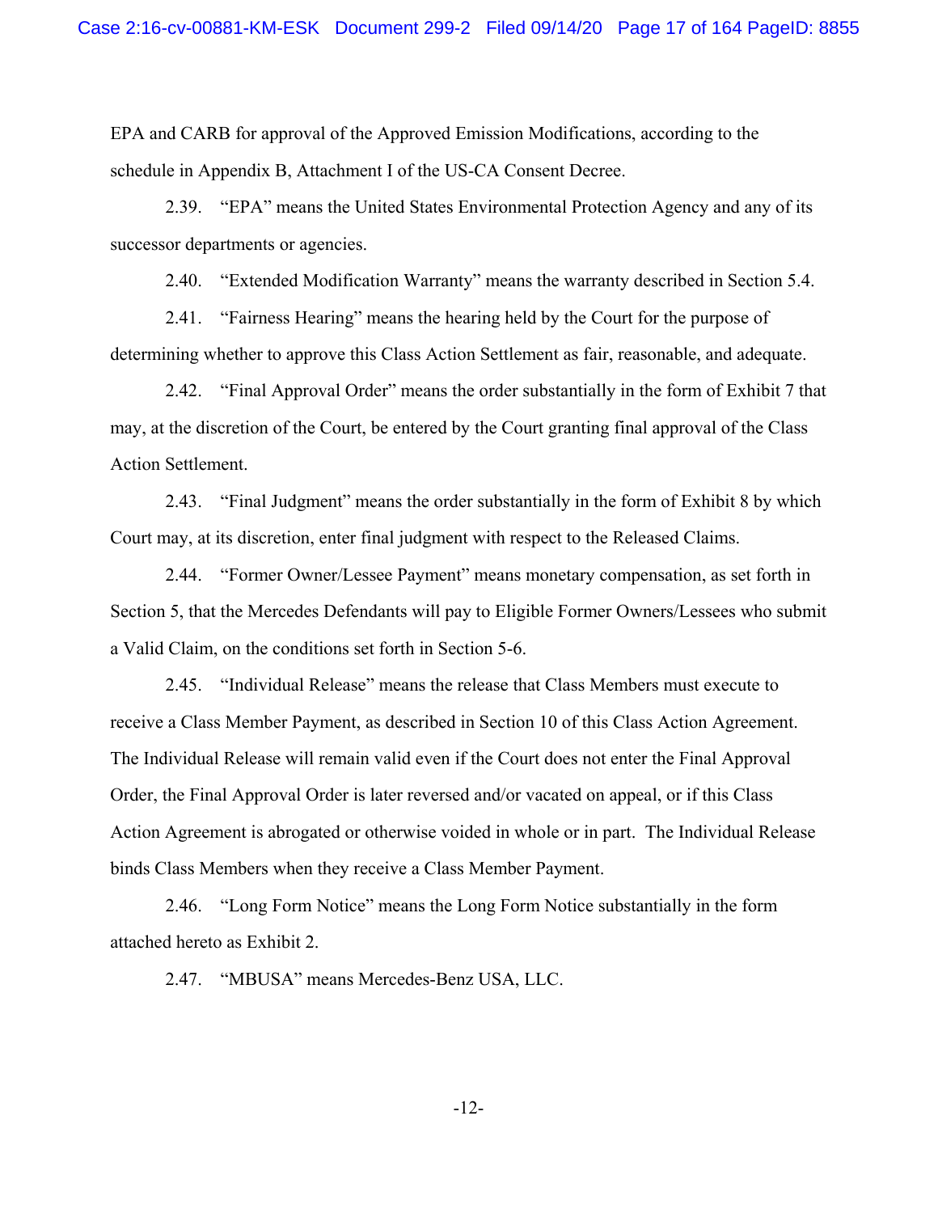EPA and CARB for approval of the Approved Emission Modifications, according to the schedule in Appendix B, Attachment I of the US-CA Consent Decree.

2.39. "EPA" means the United States Environmental Protection Agency and any of its successor departments or agencies.

2.40. "Extended Modification Warranty" means the warranty described in Section 5.4.

2.41. "Fairness Hearing" means the hearing held by the Court for the purpose of determining whether to approve this Class Action Settlement as fair, reasonable, and adequate.

2.42. "Final Approval Order" means the order substantially in the form of Exhibit 7 that may, at the discretion of the Court, be entered by the Court granting final approval of the Class Action Settlement.

2.43. "Final Judgment" means the order substantially in the form of Exhibit 8 by which Court may, at its discretion, enter final judgment with respect to the Released Claims.

2.44. "Former Owner/Lessee Payment" means monetary compensation, as set forth in Section 5, that the Mercedes Defendants will pay to Eligible Former Owners/Lessees who submit a Valid Claim, on the conditions set forth in Section 5-6.

2.45. "Individual Release" means the release that Class Members must execute to receive a Class Member Payment, as described in Section 10 of this Class Action Agreement. The Individual Release will remain valid even if the Court does not enter the Final Approval Order, the Final Approval Order is later reversed and/or vacated on appeal, or if this Class Action Agreement is abrogated or otherwise voided in whole or in part. The Individual Release binds Class Members when they receive a Class Member Payment.

2.46. "Long Form Notice" means the Long Form Notice substantially in the form attached hereto as Exhibit 2.

2.47. "MBUSA" means Mercedes-Benz USA, LLC.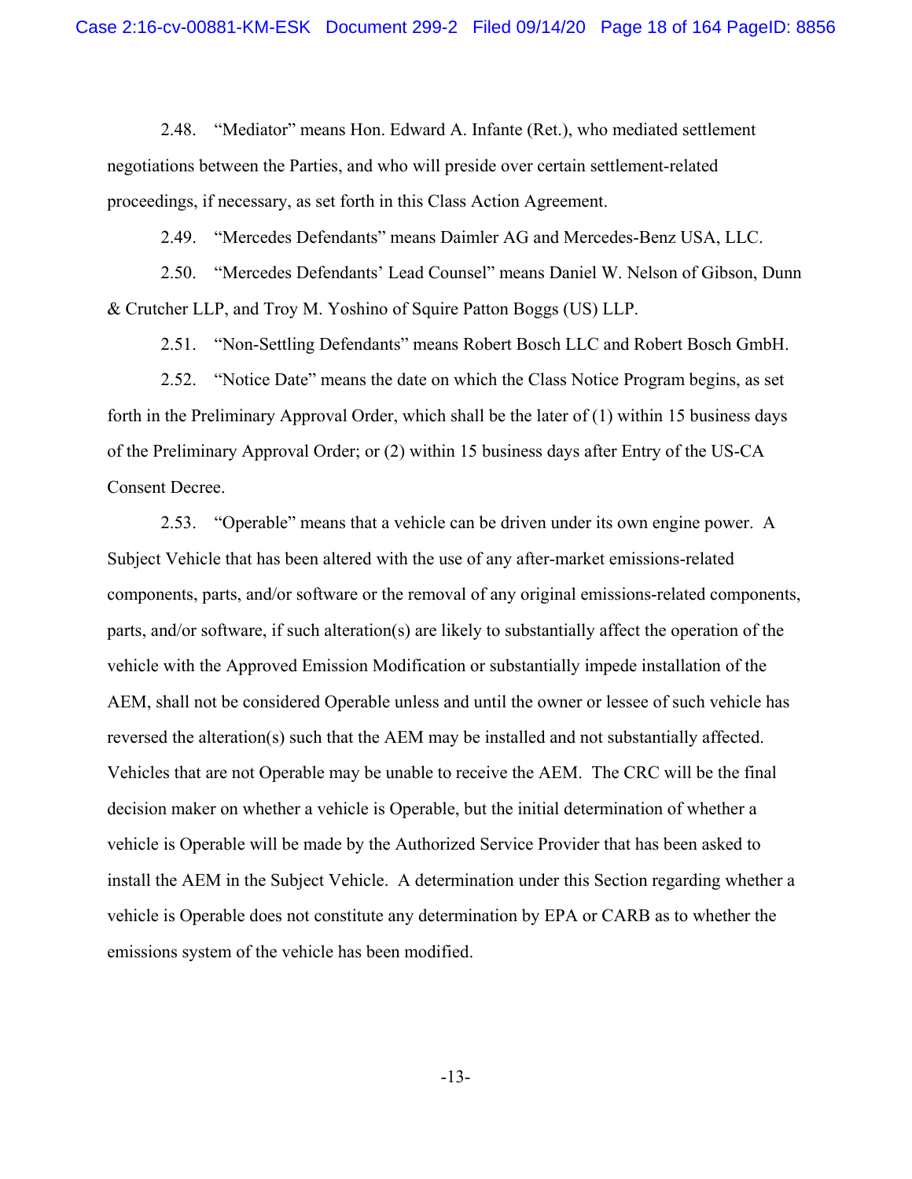2.48. "Mediator" means Hon. Edward A. Infante (Ret.), who mediated settlement negotiations between the Parties, and who will preside over certain settlement-related proceedings, if necessary, as set forth in this Class Action Agreement.

2.49. "Mercedes Defendants" means Daimler AG and Mercedes-Benz USA, LLC.

2.50. "Mercedes Defendants' Lead Counsel" means Daniel W. Nelson of Gibson, Dunn & Crutcher LLP, and Troy M. Yoshino of Squire Patton Boggs (US) LLP.

2.51. "Non-Settling Defendants" means Robert Bosch LLC and Robert Bosch GmbH.

2.52. "Notice Date" means the date on which the Class Notice Program begins, as set forth in the Preliminary Approval Order, which shall be the later of (1) within 15 business days of the Preliminary Approval Order; or (2) within 15 business days after Entry of the US-CA Consent Decree.

2.53. "Operable" means that a vehicle can be driven under its own engine power. A Subject Vehicle that has been altered with the use of any after-market emissions-related components, parts, and/or software or the removal of any original emissions-related components, parts, and/or software, if such alteration(s) are likely to substantially affect the operation of the vehicle with the Approved Emission Modification or substantially impede installation of the AEM, shall not be considered Operable unless and until the owner or lessee of such vehicle has reversed the alteration(s) such that the AEM may be installed and not substantially affected. Vehicles that are not Operable may be unable to receive the AEM. The CRC will be the final decision maker on whether a vehicle is Operable, but the initial determination of whether a vehicle is Operable will be made by the Authorized Service Provider that has been asked to install the AEM in the Subject Vehicle. A determination under this Section regarding whether a vehicle is Operable does not constitute any determination by EPA or CARB as to whether the emissions system of the vehicle has been modified.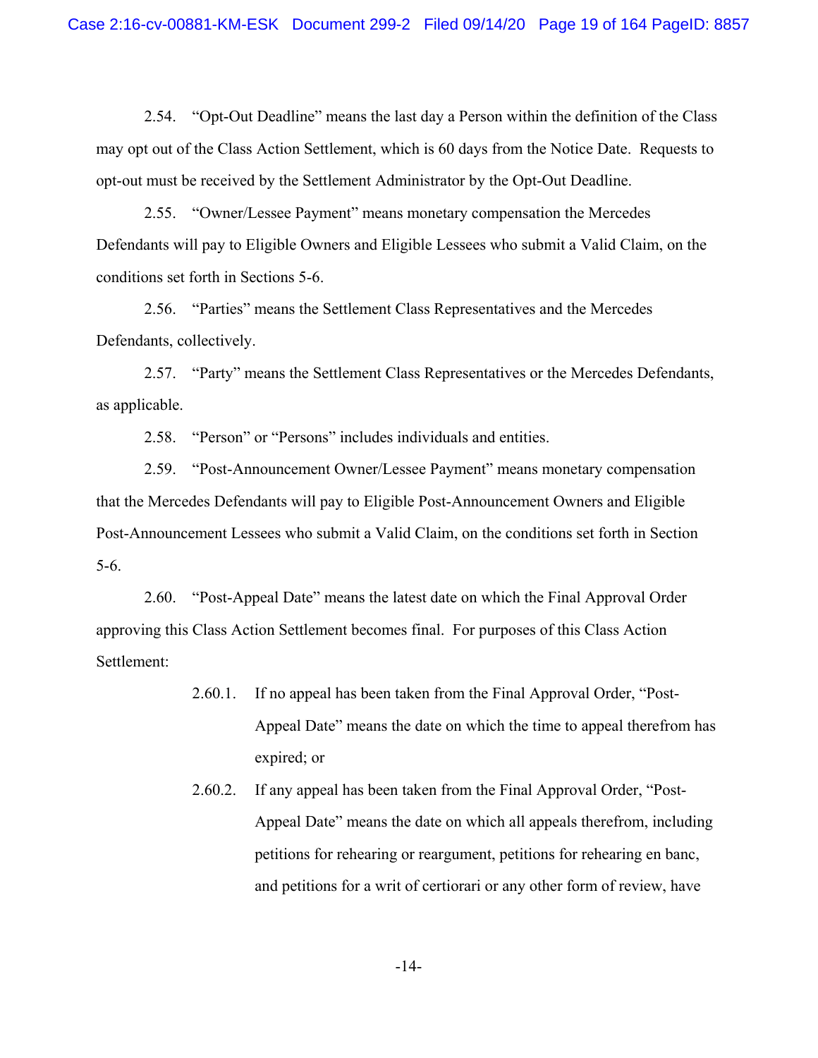2.54. "Opt-Out Deadline" means the last day a Person within the definition of the Class may opt out of the Class Action Settlement, which is 60 days from the Notice Date. Requests to opt-out must be received by the Settlement Administrator by the Opt-Out Deadline.

2.55. "Owner/Lessee Payment" means monetary compensation the Mercedes Defendants will pay to Eligible Owners and Eligible Lessees who submit a Valid Claim, on the conditions set forth in Sections 5-6.

2.56. "Parties" means the Settlement Class Representatives and the Mercedes Defendants, collectively.

2.57. "Party" means the Settlement Class Representatives or the Mercedes Defendants, as applicable.

2.58. "Person" or "Persons" includes individuals and entities.

2.59. "Post-Announcement Owner/Lessee Payment" means monetary compensation that the Mercedes Defendants will pay to Eligible Post-Announcement Owners and Eligible Post-Announcement Lessees who submit a Valid Claim, on the conditions set forth in Section 5-6.

2.60. "Post-Appeal Date" means the latest date on which the Final Approval Order approving this Class Action Settlement becomes final. For purposes of this Class Action Settlement:

> 2.60.1. If no appeal has been taken from the Final Approval Order, "Post-Appeal Date" means the date on which the time to appeal therefrom has expired; or
>
> 2.60.2. If any appeal has been taken from the Final Approval Order, "Post-Appeal Date" means the date on which all appeals therefrom, including petitions for rehearing or reargument, petitions for rehearing en banc, and petitions for a writ of certiorari or any other form of review, have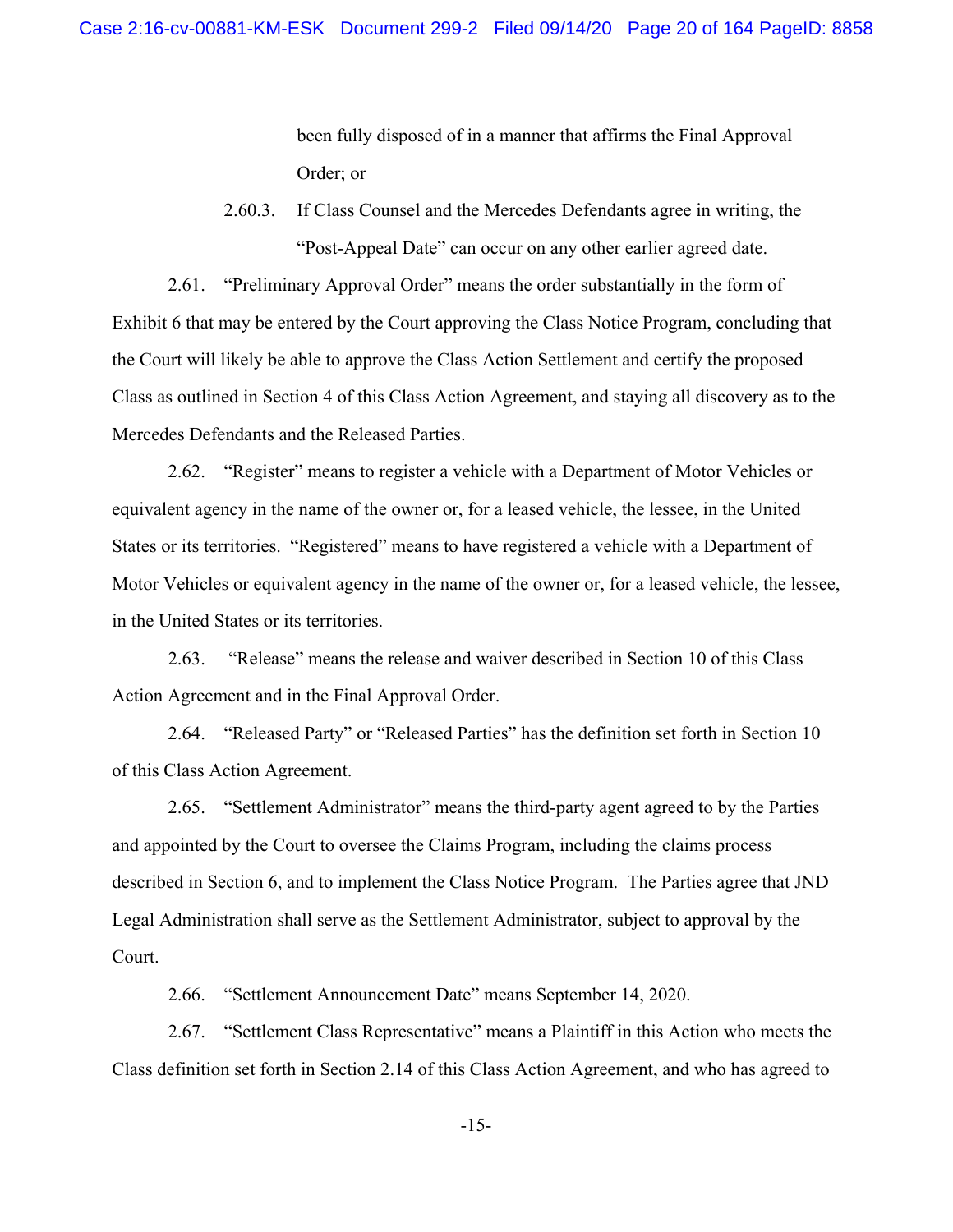been fully disposed of in a manner that affirms the Final Approval Order; or

2.60.3. If Class Counsel and the Mercedes Defendants agree in writing, the "Post-Appeal Date" can occur on any other earlier agreed date.

2.61. "Preliminary Approval Order" means the order substantially in the form of Exhibit 6 that may be entered by the Court approving the Class Notice Program, concluding that the Court will likely be able to approve the Class Action Settlement and certify the proposed Class as outlined in Section 4 of this Class Action Agreement, and staying all discovery as to the Mercedes Defendants and the Released Parties.

2.62. "Register" means to register a vehicle with a Department of Motor Vehicles or equivalent agency in the name of the owner or, for a leased vehicle, the lessee, in the United States or its territories. "Registered" means to have registered a vehicle with a Department of Motor Vehicles or equivalent agency in the name of the owner or, for a leased vehicle, the lessee, in the United States or its territories.

2.63. "Release" means the release and waiver described in Section 10 of this Class Action Agreement and in the Final Approval Order.

2.64. "Released Party" or "Released Parties" has the definition set forth in Section 10 of this Class Action Agreement.

2.65. "Settlement Administrator" means the third-party agent agreed to by the Parties and appointed by the Court to oversee the Claims Program, including the claims process described in Section 6, and to implement the Class Notice Program. The Parties agree that JND Legal Administration shall serve as the Settlement Administrator, subject to approval by the Court.

2.66. "Settlement Announcement Date" means September 14, 2020.

2.67. "Settlement Class Representative" means a Plaintiff in this Action who meets the Class definition set forth in Section 2.14 of this Class Action Agreement, and who has agreed to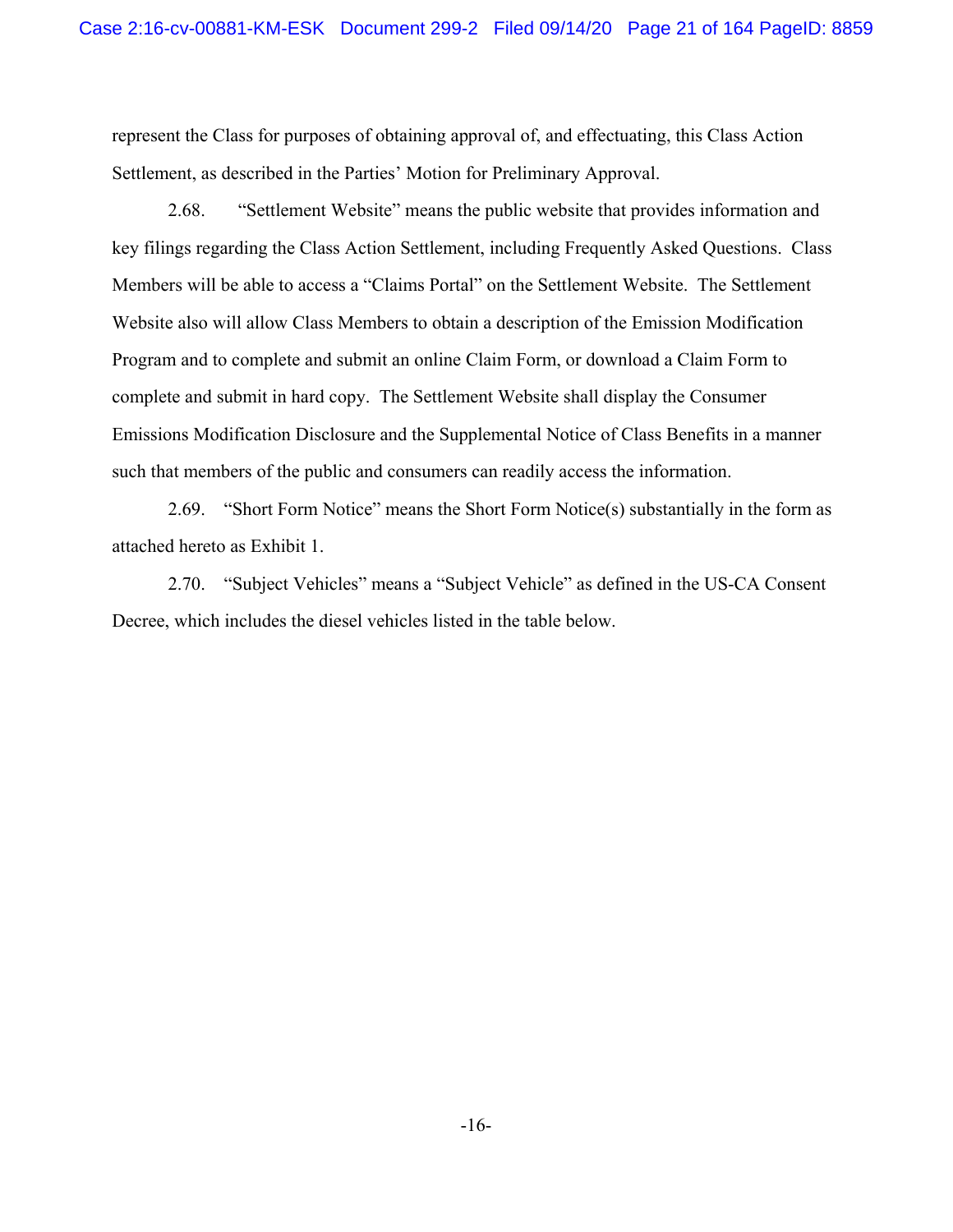represent the Class for purposes of obtaining approval of, and effectuating, this Class Action Settlement, as described in the Parties' Motion for Preliminary Approval.

2.68. "Settlement Website" means the public website that provides information and key filings regarding the Class Action Settlement, including Frequently Asked Questions. Class Members will be able to access a "Claims Portal" on the Settlement Website. The Settlement Website also will allow Class Members to obtain a description of the Emission Modification Program and to complete and submit an online Claim Form, or download a Claim Form to complete and submit in hard copy. The Settlement Website shall display the Consumer Emissions Modification Disclosure and the Supplemental Notice of Class Benefits in a manner such that members of the public and consumers can readily access the information.

2.69. "Short Form Notice" means the Short Form Notice(s) substantially in the form as attached hereto as Exhibit 1.

2.70. "Subject Vehicles" means a "Subject Vehicle" as defined in the US-CA Consent Decree, which includes the diesel vehicles listed in the table below.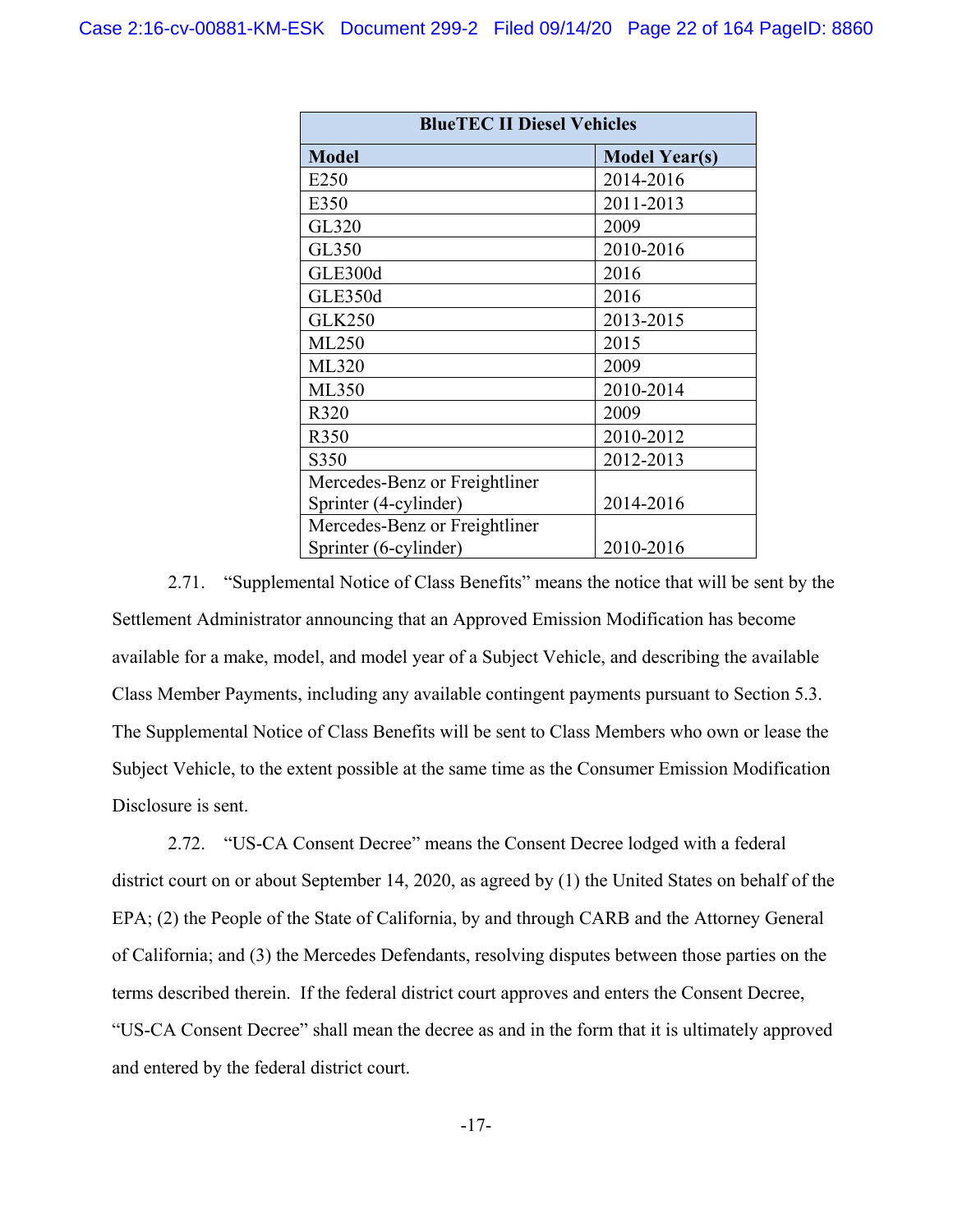| BlueTEC II Diesel Vehicles | |
|---|---|
| **Model** | **Model Year(s)** |
| E250 | 2014-2016 |
| E350 | 2011-2013 |
| GL320 | 2009 |
| GL350 | 2010-2016 |
| GLE300d | 2016 |
| GLE350d | 2016 |
| GLK250 | 2013-2015 |
| ML250 | 2015 |
| ML320 | 2009 |
| ML350 | 2010-2014 |
| R320 | 2009 |
| R350 | 2010-2012 |
| S350 | 2012-2013 |
| Mercedes-Benz or Freightliner Sprinter (4-cylinder) | 2014-2016 |
| Mercedes-Benz or Freightliner Sprinter (6-cylinder) | 2010-2016 |

2.71. "Supplemental Notice of Class Benefits" means the notice that will be sent by the Settlement Administrator announcing that an Approved Emission Modification has become available for a make, model, and model year of a Subject Vehicle, and describing the available Class Member Payments, including any available contingent payments pursuant to Section 5.3. The Supplemental Notice of Class Benefits will be sent to Class Members who own or lease the Subject Vehicle, to the extent possible at the same time as the Consumer Emission Modification Disclosure is sent.

2.72. "US-CA Consent Decree" means the Consent Decree lodged with a federal district court on or about September 14, 2020, as agreed by (1) the United States on behalf of the EPA; (2) the People of the State of California, by and through CARB and the Attorney General of California; and (3) the Mercedes Defendants, resolving disputes between those parties on the terms described therein. If the federal district court approves and enters the Consent Decree, "US-CA Consent Decree" shall mean the decree as and in the form that it is ultimately approved and entered by the federal district court.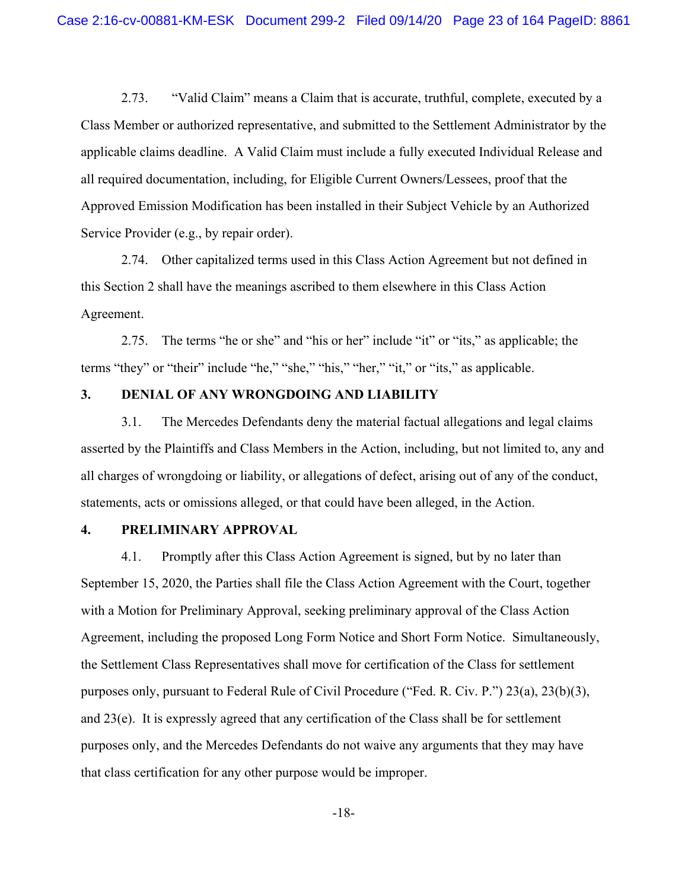2.73. "Valid Claim" means a Claim that is accurate, truthful, complete, executed by a Class Member or authorized representative, and submitted to the Settlement Administrator by the applicable claims deadline. A Valid Claim must include a fully executed Individual Release and all required documentation, including, for Eligible Current Owners/Lessees, proof that the Approved Emission Modification has been installed in their Subject Vehicle by an Authorized Service Provider (e.g., by repair order).

2.74. Other capitalized terms used in this Class Action Agreement but not defined in this Section 2 shall have the meanings ascribed to them elsewhere in this Class Action Agreement.

2.75. The terms "he or she" and "his or her" include "it" or "its," as applicable; the terms "they" or "their" include "he," "she," "his," "her," "it," or "its," as applicable.

## 3. DENIAL OF ANY WRONGDOING AND LIABILITY

3.1. The Mercedes Defendants deny the material factual allegations and legal claims asserted by the Plaintiffs and Class Members in the Action, including, but not limited to, any and all charges of wrongdoing or liability, or allegations of defect, arising out of any of the conduct, statements, acts or omissions alleged, or that could have been alleged, in the Action.

## 4. PRELIMINARY APPROVAL

4.1. Promptly after this Class Action Agreement is signed, but by no later than September 15, 2020, the Parties shall file the Class Action Agreement with the Court, together with a Motion for Preliminary Approval, seeking preliminary approval of the Class Action Agreement, including the proposed Long Form Notice and Short Form Notice. Simultaneously, the Settlement Class Representatives shall move for certification of the Class for settlement purposes only, pursuant to Federal Rule of Civil Procedure ("Fed. R. Civ. P.") 23(a), 23(b)(3), and 23(e). It is expressly agreed that any certification of the Class shall be for settlement purposes only, and the Mercedes Defendants do not waive any arguments that they may have that class certification for any other purpose would be improper.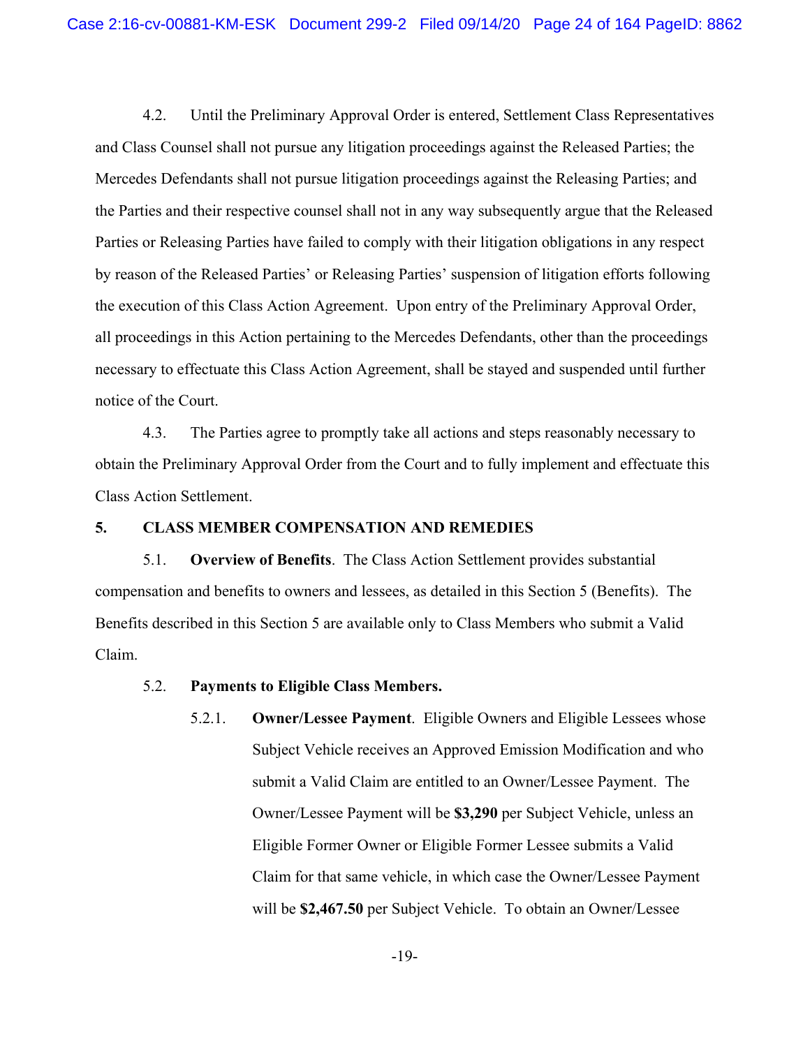4.2. Until the Preliminary Approval Order is entered, Settlement Class Representatives and Class Counsel shall not pursue any litigation proceedings against the Released Parties; the Mercedes Defendants shall not pursue litigation proceedings against the Releasing Parties; and the Parties and their respective counsel shall not in any way subsequently argue that the Released Parties or Releasing Parties have failed to comply with their litigation obligations in any respect by reason of the Released Parties' or Releasing Parties' suspension of litigation efforts following the execution of this Class Action Agreement. Upon entry of the Preliminary Approval Order, all proceedings in this Action pertaining to the Mercedes Defendants, other than the proceedings necessary to effectuate this Class Action Agreement, shall be stayed and suspended until further notice of the Court.

4.3. The Parties agree to promptly take all actions and steps reasonably necessary to obtain the Preliminary Approval Order from the Court and to fully implement and effectuate this Class Action Settlement.

## 5. CLASS MEMBER COMPENSATION AND REMEDIES

5.1. **Overview of Benefits**. The Class Action Settlement provides substantial compensation and benefits to owners and lessees, as detailed in this Section 5 (Benefits). The Benefits described in this Section 5 are available only to Class Members who submit a Valid Claim.

5.2. **Payments to Eligible Class Members.**

5.2.1. **Owner/Lessee Payment**. Eligible Owners and Eligible Lessees whose Subject Vehicle receives an Approved Emission Modification and who submit a Valid Claim are entitled to an Owner/Lessee Payment. The Owner/Lessee Payment will be **$3,290** per Subject Vehicle, unless an Eligible Former Owner or Eligible Former Lessee submits a Valid Claim for that same vehicle, in which case the Owner/Lessee Payment will be **$2,467.50** per Subject Vehicle. To obtain an Owner/Lessee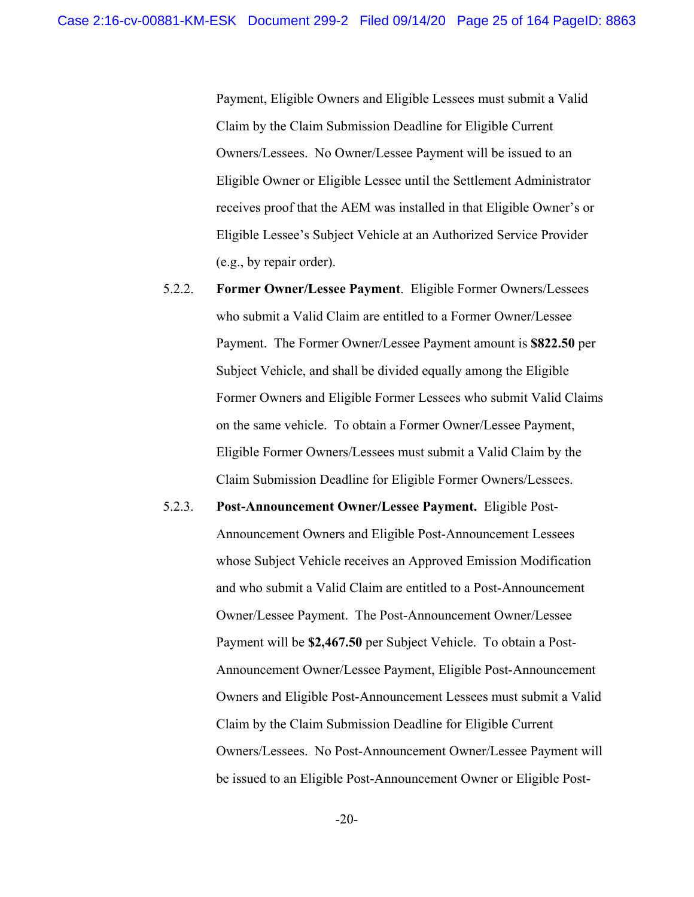Payment, Eligible Owners and Eligible Lessees must submit a Valid Claim by the Claim Submission Deadline for Eligible Current Owners/Lessees. No Owner/Lessee Payment will be issued to an Eligible Owner or Eligible Lessee until the Settlement Administrator receives proof that the AEM was installed in that Eligible Owner's or Eligible Lessee's Subject Vehicle at an Authorized Service Provider (e.g., by repair order).

5.2.2. **Former Owner/Lessee Payment**. Eligible Former Owners/Lessees who submit a Valid Claim are entitled to a Former Owner/Lessee Payment. The Former Owner/Lessee Payment amount is **$822.50** per Subject Vehicle, and shall be divided equally among the Eligible Former Owners and Eligible Former Lessees who submit Valid Claims on the same vehicle. To obtain a Former Owner/Lessee Payment, Eligible Former Owners/Lessees must submit a Valid Claim by the Claim Submission Deadline for Eligible Former Owners/Lessees.

5.2.3. **Post-Announcement Owner/Lessee Payment.** Eligible Post-Announcement Owners and Eligible Post-Announcement Lessees whose Subject Vehicle receives an Approved Emission Modification and who submit a Valid Claim are entitled to a Post-Announcement Owner/Lessee Payment. The Post-Announcement Owner/Lessee Payment will be **$2,467.50** per Subject Vehicle. To obtain a Post-Announcement Owner/Lessee Payment, Eligible Post-Announcement Owners and Eligible Post-Announcement Lessees must submit a Valid Claim by the Claim Submission Deadline for Eligible Current Owners/Lessees. No Post-Announcement Owner/Lessee Payment will be issued to an Eligible Post-Announcement Owner or Eligible Post-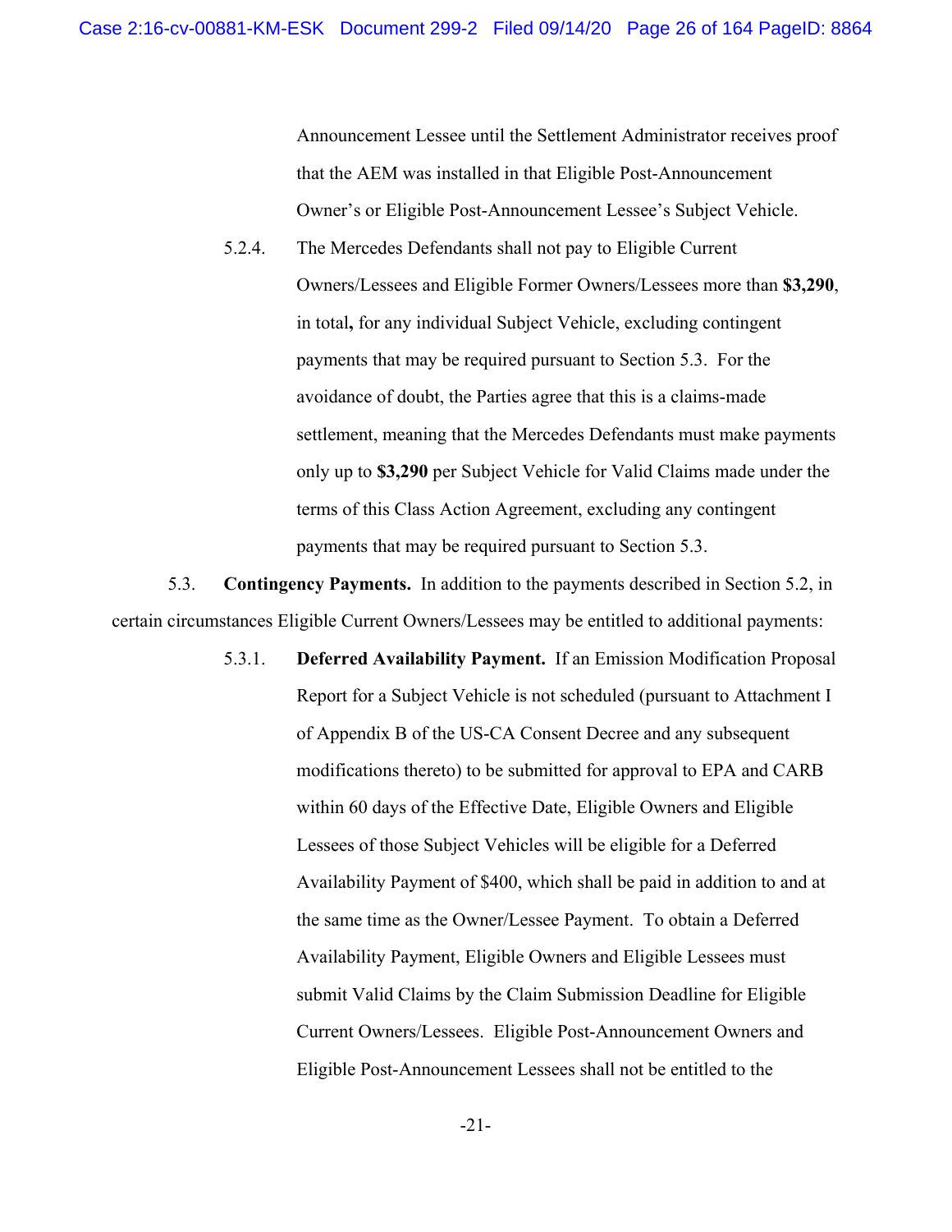Announcement Lessee until the Settlement Administrator receives proof that the AEM was installed in that Eligible Post-Announcement Owner's or Eligible Post-Announcement Lessee's Subject Vehicle.

5.2.4. The Mercedes Defendants shall not pay to Eligible Current Owners/Lessees and Eligible Former Owners/Lessees more than **$3,290**, in total**,** for any individual Subject Vehicle, excluding contingent payments that may be required pursuant to Section 5.3. For the avoidance of doubt, the Parties agree that this is a claims-made settlement, meaning that the Mercedes Defendants must make payments only up to **$3,290** per Subject Vehicle for Valid Claims made under the terms of this Class Action Agreement, excluding any contingent payments that may be required pursuant to Section 5.3.

5.3. **Contingency Payments.** In addition to the payments described in Section 5.2, in certain circumstances Eligible Current Owners/Lessees may be entitled to additional payments:

5.3.1. **Deferred Availability Payment.** If an Emission Modification Proposal Report for a Subject Vehicle is not scheduled (pursuant to Attachment I of Appendix B of the US-CA Consent Decree and any subsequent modifications thereto) to be submitted for approval to EPA and CARB within 60 days of the Effective Date, Eligible Owners and Eligible Lessees of those Subject Vehicles will be eligible for a Deferred Availability Payment of $400, which shall be paid in addition to and at the same time as the Owner/Lessee Payment. To obtain a Deferred Availability Payment, Eligible Owners and Eligible Lessees must submit Valid Claims by the Claim Submission Deadline for Eligible Current Owners/Lessees. Eligible Post-Announcement Owners and Eligible Post-Announcement Lessees shall not be entitled to the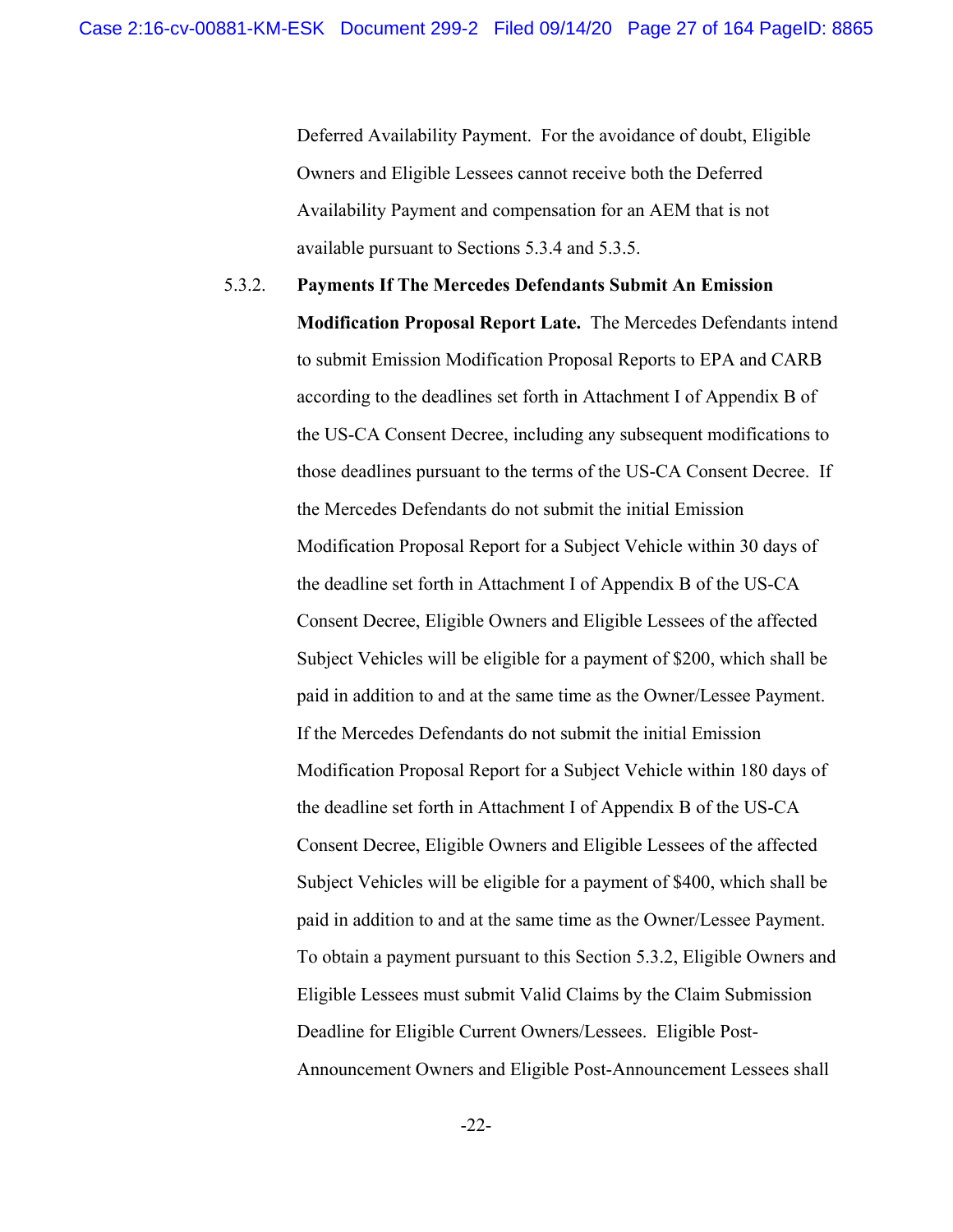Deferred Availability Payment. For the avoidance of doubt, Eligible Owners and Eligible Lessees cannot receive both the Deferred Availability Payment and compensation for an AEM that is not available pursuant to Sections 5.3.4 and 5.3.5.

5.3.2. **Payments If The Mercedes Defendants Submit An Emission Modification Proposal Report Late.** The Mercedes Defendants intend to submit Emission Modification Proposal Reports to EPA and CARB according to the deadlines set forth in Attachment I of Appendix B of the US-CA Consent Decree, including any subsequent modifications to those deadlines pursuant to the terms of the US-CA Consent Decree. If the Mercedes Defendants do not submit the initial Emission Modification Proposal Report for a Subject Vehicle within 30 days of the deadline set forth in Attachment I of Appendix B of the US-CA Consent Decree, Eligible Owners and Eligible Lessees of the affected Subject Vehicles will be eligible for a payment of $200, which shall be paid in addition to and at the same time as the Owner/Lessee Payment. If the Mercedes Defendants do not submit the initial Emission Modification Proposal Report for a Subject Vehicle within 180 days of the deadline set forth in Attachment I of Appendix B of the US-CA Consent Decree, Eligible Owners and Eligible Lessees of the affected Subject Vehicles will be eligible for a payment of $400, which shall be paid in addition to and at the same time as the Owner/Lessee Payment. To obtain a payment pursuant to this Section 5.3.2, Eligible Owners and Eligible Lessees must submit Valid Claims by the Claim Submission Deadline for Eligible Current Owners/Lessees. Eligible Post-Announcement Owners and Eligible Post-Announcement Lessees shall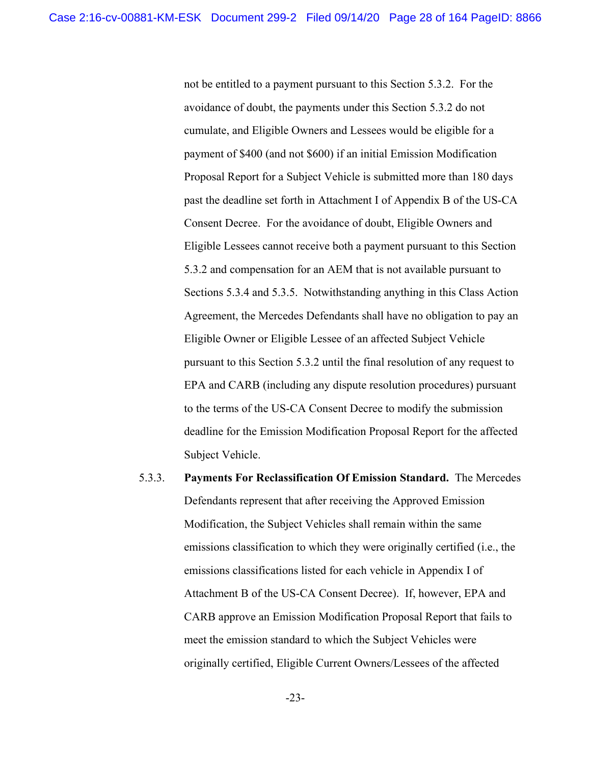not be entitled to a payment pursuant to this Section 5.3.2. For the avoidance of doubt, the payments under this Section 5.3.2 do not cumulate, and Eligible Owners and Lessees would be eligible for a payment of $400 (and not $600) if an initial Emission Modification Proposal Report for a Subject Vehicle is submitted more than 180 days past the deadline set forth in Attachment I of Appendix B of the US-CA Consent Decree. For the avoidance of doubt, Eligible Owners and Eligible Lessees cannot receive both a payment pursuant to this Section 5.3.2 and compensation for an AEM that is not available pursuant to Sections 5.3.4 and 5.3.5. Notwithstanding anything in this Class Action Agreement, the Mercedes Defendants shall have no obligation to pay an Eligible Owner or Eligible Lessee of an affected Subject Vehicle pursuant to this Section 5.3.2 until the final resolution of any request to EPA and CARB (including any dispute resolution procedures) pursuant to the terms of the US-CA Consent Decree to modify the submission deadline for the Emission Modification Proposal Report for the affected Subject Vehicle.

5.3.3. **Payments For Reclassification Of Emission Standard.** The Mercedes Defendants represent that after receiving the Approved Emission Modification, the Subject Vehicles shall remain within the same emissions classification to which they were originally certified (i.e., the emissions classifications listed for each vehicle in Appendix I of Attachment B of the US-CA Consent Decree). If, however, EPA and CARB approve an Emission Modification Proposal Report that fails to meet the emission standard to which the Subject Vehicles were originally certified, Eligible Current Owners/Lessees of the affected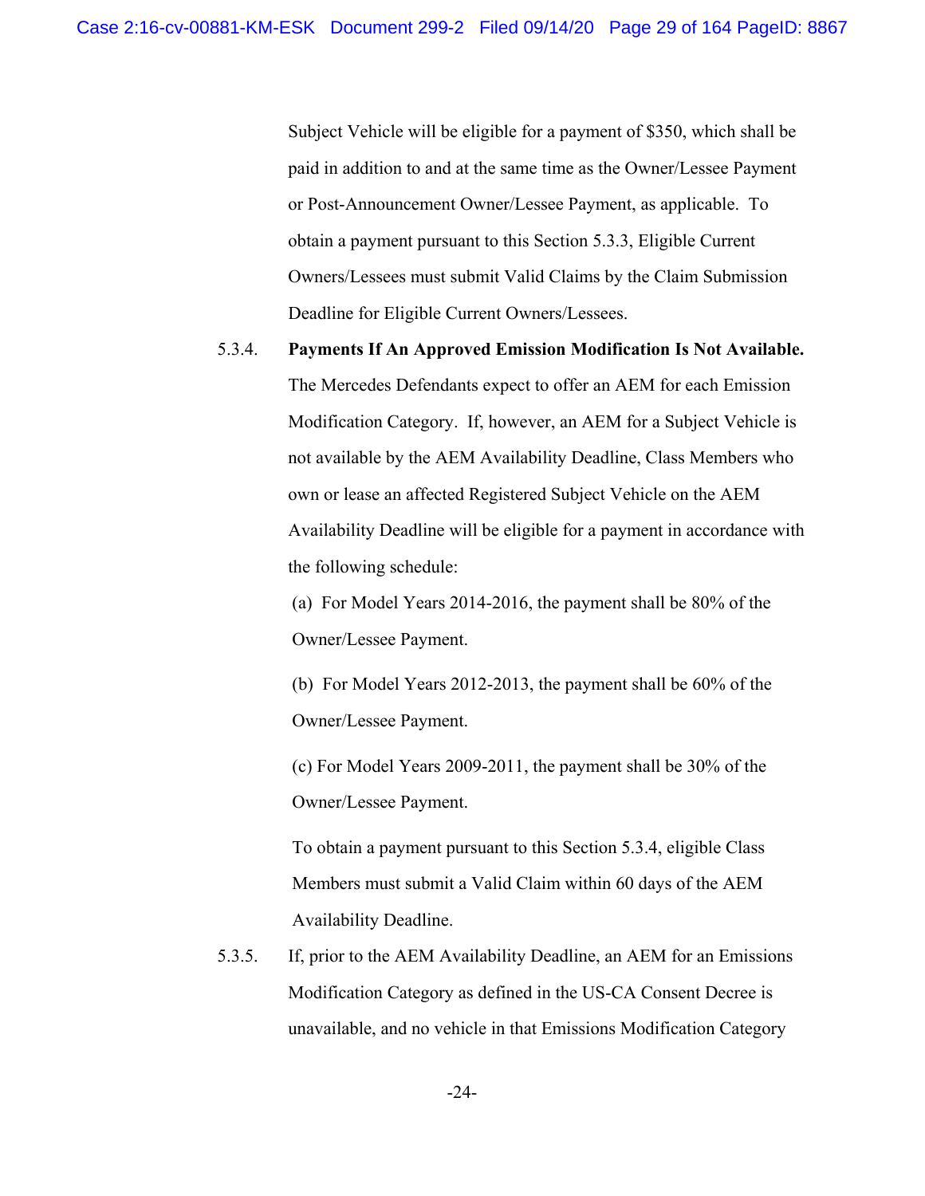Subject Vehicle will be eligible for a payment of $350, which shall be paid in addition to and at the same time as the Owner/Lessee Payment or Post-Announcement Owner/Lessee Payment, as applicable. To obtain a payment pursuant to this Section 5.3.3, Eligible Current Owners/Lessees must submit Valid Claims by the Claim Submission Deadline for Eligible Current Owners/Lessees.

5.3.4. **Payments If An Approved Emission Modification Is Not Available.** The Mercedes Defendants expect to offer an AEM for each Emission Modification Category. If, however, an AEM for a Subject Vehicle is not available by the AEM Availability Deadline, Class Members who own or lease an affected Registered Subject Vehicle on the AEM Availability Deadline will be eligible for a payment in accordance with the following schedule:

(a) For Model Years 2014-2016, the payment shall be 80% of the Owner/Lessee Payment.

(b) For Model Years 2012-2013, the payment shall be 60% of the Owner/Lessee Payment.

(c) For Model Years 2009-2011, the payment shall be 30% of the Owner/Lessee Payment.

To obtain a payment pursuant to this Section 5.3.4, eligible Class Members must submit a Valid Claim within 60 days of the AEM Availability Deadline.

5.3.5. If, prior to the AEM Availability Deadline, an AEM for an Emissions Modification Category as defined in the US-CA Consent Decree is unavailable, and no vehicle in that Emissions Modification Category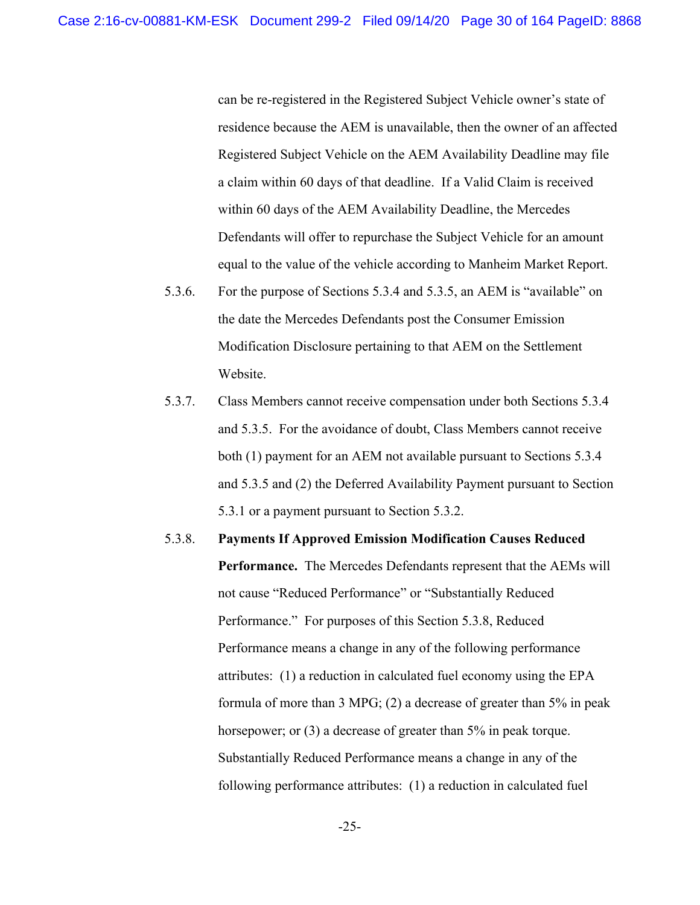can be re-registered in the Registered Subject Vehicle owner's state of residence because the AEM is unavailable, then the owner of an affected Registered Subject Vehicle on the AEM Availability Deadline may file a claim within 60 days of that deadline. If a Valid Claim is received within 60 days of the AEM Availability Deadline, the Mercedes Defendants will offer to repurchase the Subject Vehicle for an amount equal to the value of the vehicle according to Manheim Market Report.

5.3.6. For the purpose of Sections 5.3.4 and 5.3.5, an AEM is "available" on the date the Mercedes Defendants post the Consumer Emission Modification Disclosure pertaining to that AEM on the Settlement Website.

5.3.7. Class Members cannot receive compensation under both Sections 5.3.4 and 5.3.5. For the avoidance of doubt, Class Members cannot receive both (1) payment for an AEM not available pursuant to Sections 5.3.4 and 5.3.5 and (2) the Deferred Availability Payment pursuant to Section 5.3.1 or a payment pursuant to Section 5.3.2.

5.3.8. **Payments If Approved Emission Modification Causes Reduced Performance.** The Mercedes Defendants represent that the AEMs will not cause "Reduced Performance" or "Substantially Reduced Performance." For purposes of this Section 5.3.8, Reduced Performance means a change in any of the following performance attributes: (1) a reduction in calculated fuel economy using the EPA formula of more than 3 MPG; (2) a decrease of greater than 5% in peak horsepower; or (3) a decrease of greater than 5% in peak torque. Substantially Reduced Performance means a change in any of the following performance attributes: (1) a reduction in calculated fuel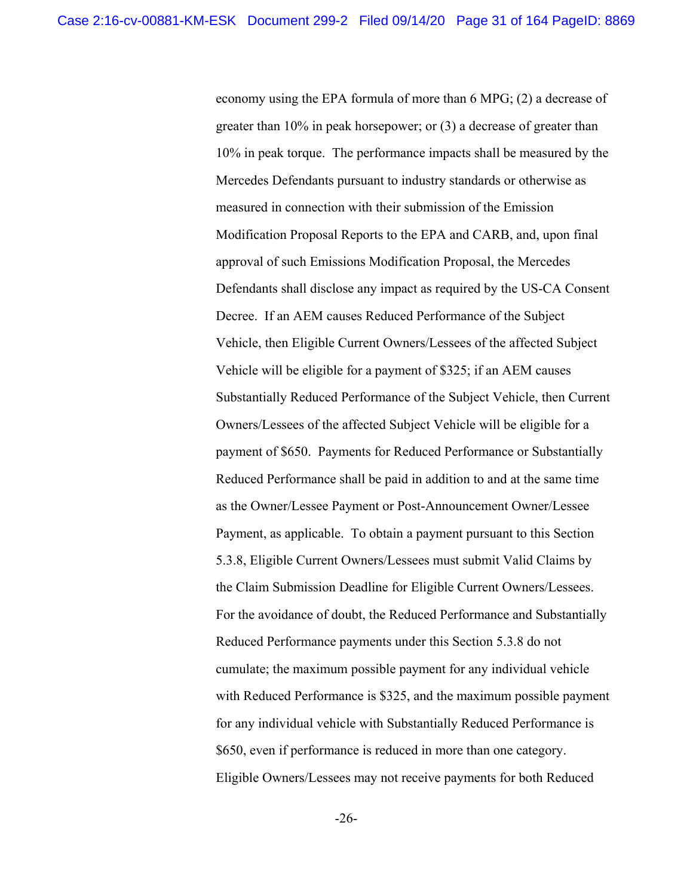economy using the EPA formula of more than 6 MPG; (2) a decrease of greater than 10% in peak horsepower; or (3) a decrease of greater than 10% in peak torque. The performance impacts shall be measured by the Mercedes Defendants pursuant to industry standards or otherwise as measured in connection with their submission of the Emission Modification Proposal Reports to the EPA and CARB, and, upon final approval of such Emissions Modification Proposal, the Mercedes Defendants shall disclose any impact as required by the US-CA Consent Decree. If an AEM causes Reduced Performance of the Subject Vehicle, then Eligible Current Owners/Lessees of the affected Subject Vehicle will be eligible for a payment of $325; if an AEM causes Substantially Reduced Performance of the Subject Vehicle, then Current Owners/Lessees of the affected Subject Vehicle will be eligible for a payment of $650. Payments for Reduced Performance or Substantially Reduced Performance shall be paid in addition to and at the same time as the Owner/Lessee Payment or Post-Announcement Owner/Lessee Payment, as applicable. To obtain a payment pursuant to this Section 5.3.8, Eligible Current Owners/Lessees must submit Valid Claims by the Claim Submission Deadline for Eligible Current Owners/Lessees. For the avoidance of doubt, the Reduced Performance and Substantially Reduced Performance payments under this Section 5.3.8 do not cumulate; the maximum possible payment for any individual vehicle with Reduced Performance is $325, and the maximum possible payment for any individual vehicle with Substantially Reduced Performance is $650, even if performance is reduced in more than one category. Eligible Owners/Lessees may not receive payments for both Reduced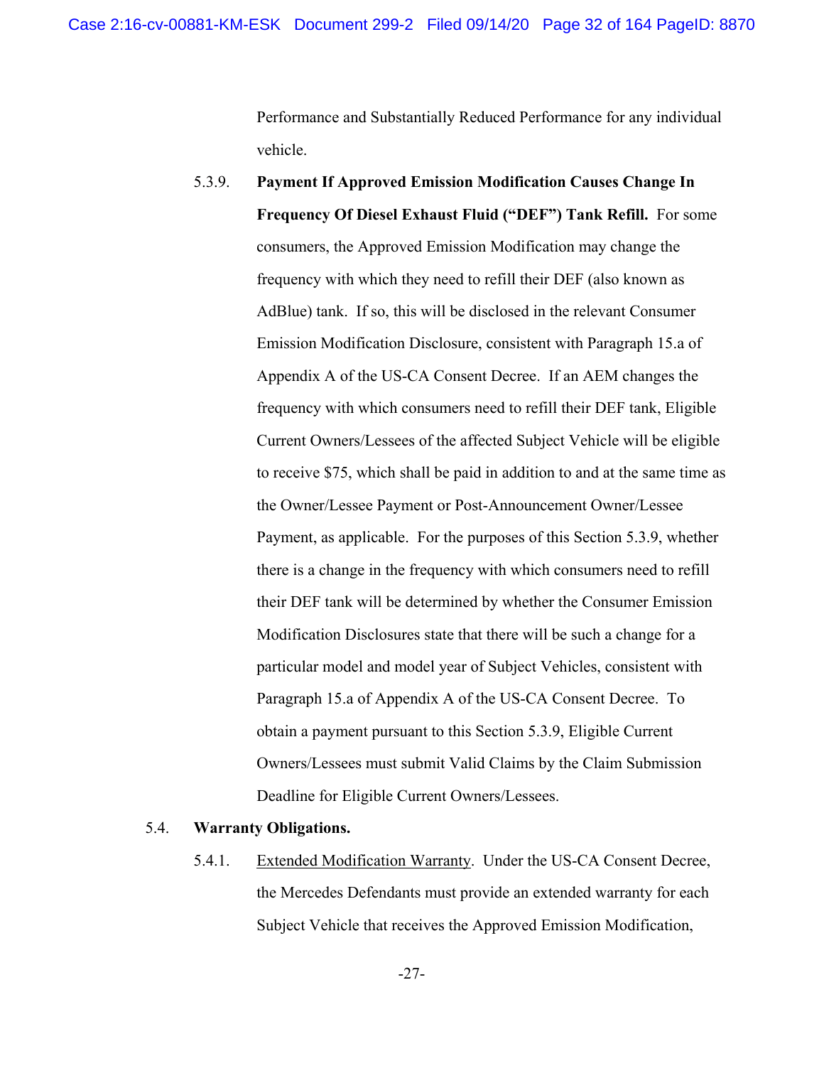Performance and Substantially Reduced Performance for any individual vehicle.

5.3.9. **Payment If Approved Emission Modification Causes Change In Frequency Of Diesel Exhaust Fluid ("DEF") Tank Refill.** For some consumers, the Approved Emission Modification may change the frequency with which they need to refill their DEF (also known as AdBlue) tank. If so, this will be disclosed in the relevant Consumer Emission Modification Disclosure, consistent with Paragraph 15.a of Appendix A of the US-CA Consent Decree. If an AEM changes the frequency with which consumers need to refill their DEF tank, Eligible Current Owners/Lessees of the affected Subject Vehicle will be eligible to receive $75, which shall be paid in addition to and at the same time as the Owner/Lessee Payment or Post-Announcement Owner/Lessee Payment, as applicable. For the purposes of this Section 5.3.9, whether there is a change in the frequency with which consumers need to refill their DEF tank will be determined by whether the Consumer Emission Modification Disclosures state that there will be such a change for a particular model and model year of Subject Vehicles, consistent with Paragraph 15.a of Appendix A of the US-CA Consent Decree. To obtain a payment pursuant to this Section 5.3.9, Eligible Current Owners/Lessees must submit Valid Claims by the Claim Submission Deadline for Eligible Current Owners/Lessees.

5.4. **Warranty Obligations.**

5.4.1. Extended Modification Warranty. Under the US-CA Consent Decree, the Mercedes Defendants must provide an extended warranty for each Subject Vehicle that receives the Approved Emission Modification,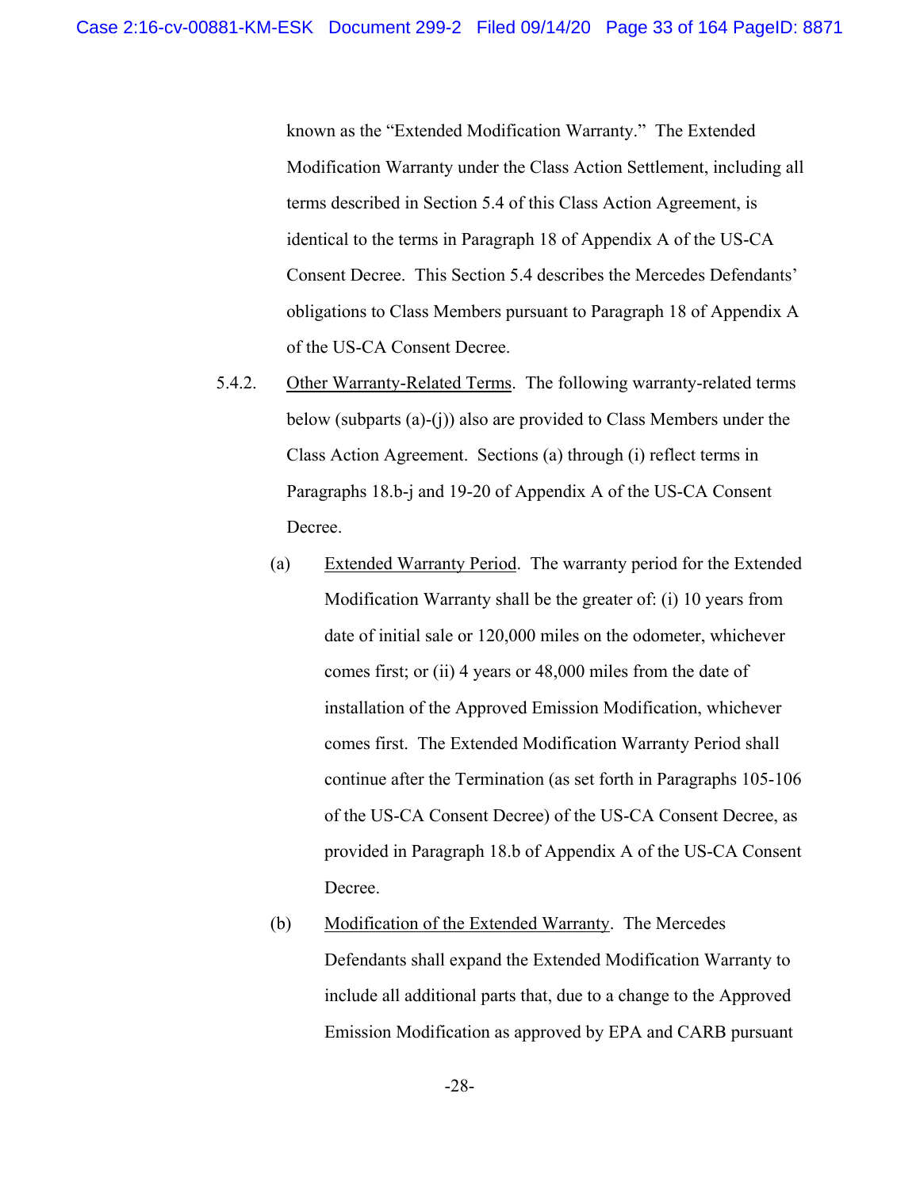known as the "Extended Modification Warranty." The Extended Modification Warranty under the Class Action Settlement, including all terms described in Section 5.4 of this Class Action Agreement, is identical to the terms in Paragraph 18 of Appendix A of the US-CA Consent Decree. This Section 5.4 describes the Mercedes Defendants' obligations to Class Members pursuant to Paragraph 18 of Appendix A of the US-CA Consent Decree.

5.4.2. Other Warranty-Related Terms. The following warranty-related terms below (subparts (a)-(j)) also are provided to Class Members under the Class Action Agreement. Sections (a) through (i) reflect terms in Paragraphs 18.b-j and 19-20 of Appendix A of the US-CA Consent Decree.

(a) Extended Warranty Period. The warranty period for the Extended Modification Warranty shall be the greater of: (i) 10 years from date of initial sale or 120,000 miles on the odometer, whichever comes first; or (ii) 4 years or 48,000 miles from the date of installation of the Approved Emission Modification, whichever comes first. The Extended Modification Warranty Period shall continue after the Termination (as set forth in Paragraphs 105-106 of the US-CA Consent Decree) of the US-CA Consent Decree, as provided in Paragraph 18.b of Appendix A of the US-CA Consent Decree.

(b) Modification of the Extended Warranty. The Mercedes Defendants shall expand the Extended Modification Warranty to include all additional parts that, due to a change to the Approved Emission Modification as approved by EPA and CARB pursuant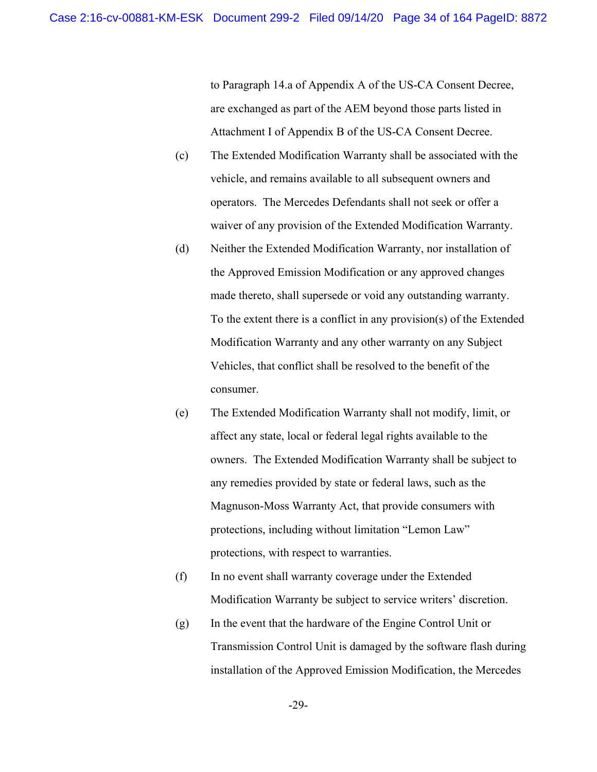to Paragraph 14.a of Appendix A of the US-CA Consent Decree, are exchanged as part of the AEM beyond those parts listed in Attachment I of Appendix B of the US-CA Consent Decree.

(c) The Extended Modification Warranty shall be associated with the vehicle, and remains available to all subsequent owners and operators. The Mercedes Defendants shall not seek or offer a waiver of any provision of the Extended Modification Warranty.

(d) Neither the Extended Modification Warranty, nor installation of the Approved Emission Modification or any approved changes made thereto, shall supersede or void any outstanding warranty. To the extent there is a conflict in any provision(s) of the Extended Modification Warranty and any other warranty on any Subject Vehicles, that conflict shall be resolved to the benefit of the consumer.

(e) The Extended Modification Warranty shall not modify, limit, or affect any state, local or federal legal rights available to the owners. The Extended Modification Warranty shall be subject to any remedies provided by state or federal laws, such as the Magnuson-Moss Warranty Act, that provide consumers with protections, including without limitation "Lemon Law" protections, with respect to warranties.

(f) In no event shall warranty coverage under the Extended Modification Warranty be subject to service writers' discretion.

(g) In the event that the hardware of the Engine Control Unit or Transmission Control Unit is damaged by the software flash during installation of the Approved Emission Modification, the Mercedes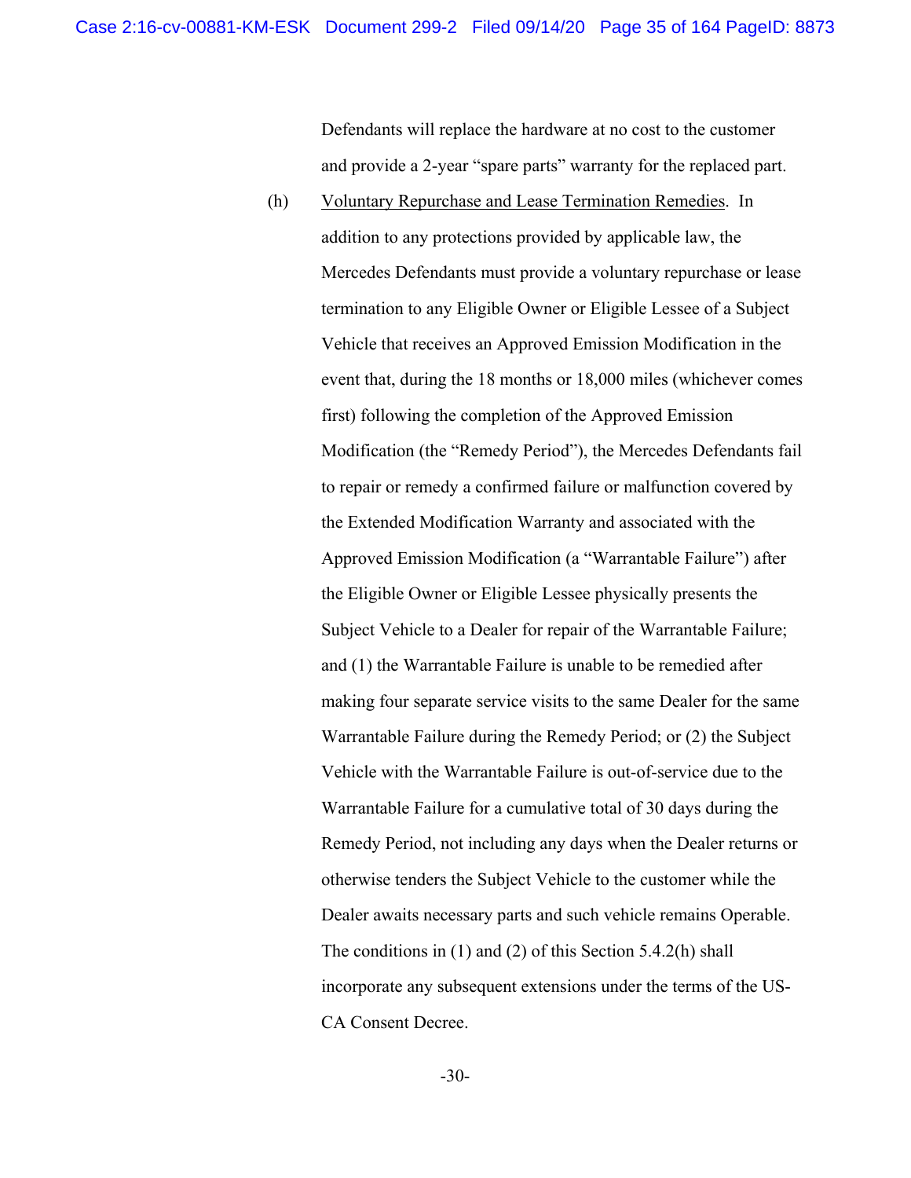Defendants will replace the hardware at no cost to the customer and provide a 2-year "spare parts" warranty for the replaced part.

(h) Voluntary Repurchase and Lease Termination Remedies. In addition to any protections provided by applicable law, the Mercedes Defendants must provide a voluntary repurchase or lease termination to any Eligible Owner or Eligible Lessee of a Subject Vehicle that receives an Approved Emission Modification in the event that, during the 18 months or 18,000 miles (whichever comes first) following the completion of the Approved Emission Modification (the "Remedy Period"), the Mercedes Defendants fail to repair or remedy a confirmed failure or malfunction covered by the Extended Modification Warranty and associated with the Approved Emission Modification (a "Warrantable Failure") after the Eligible Owner or Eligible Lessee physically presents the Subject Vehicle to a Dealer for repair of the Warrantable Failure; and (1) the Warrantable Failure is unable to be remedied after making four separate service visits to the same Dealer for the same Warrantable Failure during the Remedy Period; or (2) the Subject Vehicle with the Warrantable Failure is out-of-service due to the Warrantable Failure for a cumulative total of 30 days during the Remedy Period, not including any days when the Dealer returns or otherwise tenders the Subject Vehicle to the customer while the Dealer awaits necessary parts and such vehicle remains Operable. The conditions in (1) and (2) of this Section 5.4.2(h) shall incorporate any subsequent extensions under the terms of the US-CA Consent Decree.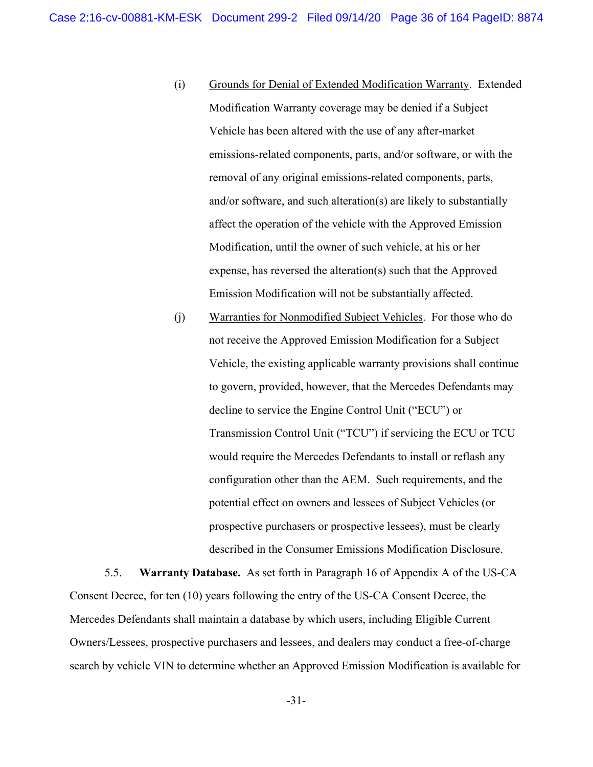(i) Grounds for Denial of Extended Modification Warranty. Extended Modification Warranty coverage may be denied if a Subject Vehicle has been altered with the use of any after-market emissions-related components, parts, and/or software, or with the removal of any original emissions-related components, parts, and/or software, and such alteration(s) are likely to substantially affect the operation of the vehicle with the Approved Emission Modification, until the owner of such vehicle, at his or her expense, has reversed the alteration(s) such that the Approved Emission Modification will not be substantially affected.

(j) Warranties for Nonmodified Subject Vehicles. For those who do not receive the Approved Emission Modification for a Subject Vehicle, the existing applicable warranty provisions shall continue to govern, provided, however, that the Mercedes Defendants may decline to service the Engine Control Unit ("ECU") or Transmission Control Unit ("TCU") if servicing the ECU or TCU would require the Mercedes Defendants to install or reflash any configuration other than the AEM. Such requirements, and the potential effect on owners and lessees of Subject Vehicles (or prospective purchasers or prospective lessees), must be clearly described in the Consumer Emissions Modification Disclosure.

5.5. **Warranty Database.** As set forth in Paragraph 16 of Appendix A of the US-CA Consent Decree, for ten (10) years following the entry of the US-CA Consent Decree, the Mercedes Defendants shall maintain a database by which users, including Eligible Current Owners/Lessees, prospective purchasers and lessees, and dealers may conduct a free-of-charge search by vehicle VIN to determine whether an Approved Emission Modification is available for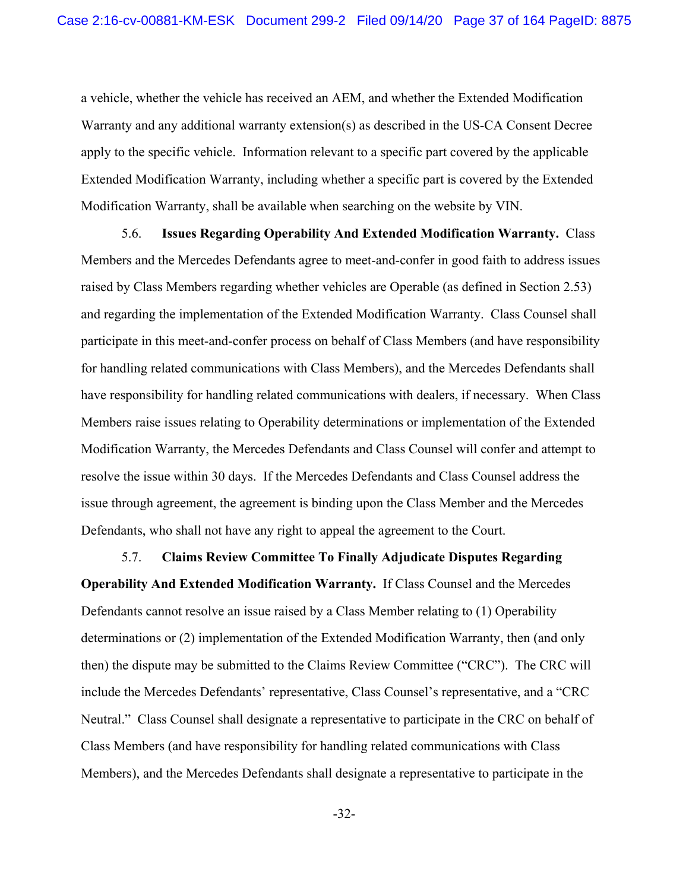a vehicle, whether the vehicle has received an AEM, and whether the Extended Modification Warranty and any additional warranty extension(s) as described in the US-CA Consent Decree apply to the specific vehicle. Information relevant to a specific part covered by the applicable Extended Modification Warranty, including whether a specific part is covered by the Extended Modification Warranty, shall be available when searching on the website by VIN.

5.6. **Issues Regarding Operability And Extended Modification Warranty.** Class Members and the Mercedes Defendants agree to meet-and-confer in good faith to address issues raised by Class Members regarding whether vehicles are Operable (as defined in Section 2.53) and regarding the implementation of the Extended Modification Warranty. Class Counsel shall participate in this meet-and-confer process on behalf of Class Members (and have responsibility for handling related communications with Class Members), and the Mercedes Defendants shall have responsibility for handling related communications with dealers, if necessary. When Class Members raise issues relating to Operability determinations or implementation of the Extended Modification Warranty, the Mercedes Defendants and Class Counsel will confer and attempt to resolve the issue within 30 days. If the Mercedes Defendants and Class Counsel address the issue through agreement, the agreement is binding upon the Class Member and the Mercedes Defendants, who shall not have any right to appeal the agreement to the Court.

5.7. **Claims Review Committee To Finally Adjudicate Disputes Regarding Operability And Extended Modification Warranty.** If Class Counsel and the Mercedes Defendants cannot resolve an issue raised by a Class Member relating to (1) Operability determinations or (2) implementation of the Extended Modification Warranty, then (and only then) the dispute may be submitted to the Claims Review Committee ("CRC"). The CRC will include the Mercedes Defendants' representative, Class Counsel's representative, and a "CRC Neutral." Class Counsel shall designate a representative to participate in the CRC on behalf of Class Members (and have responsibility for handling related communications with Class Members), and the Mercedes Defendants shall designate a representative to participate in the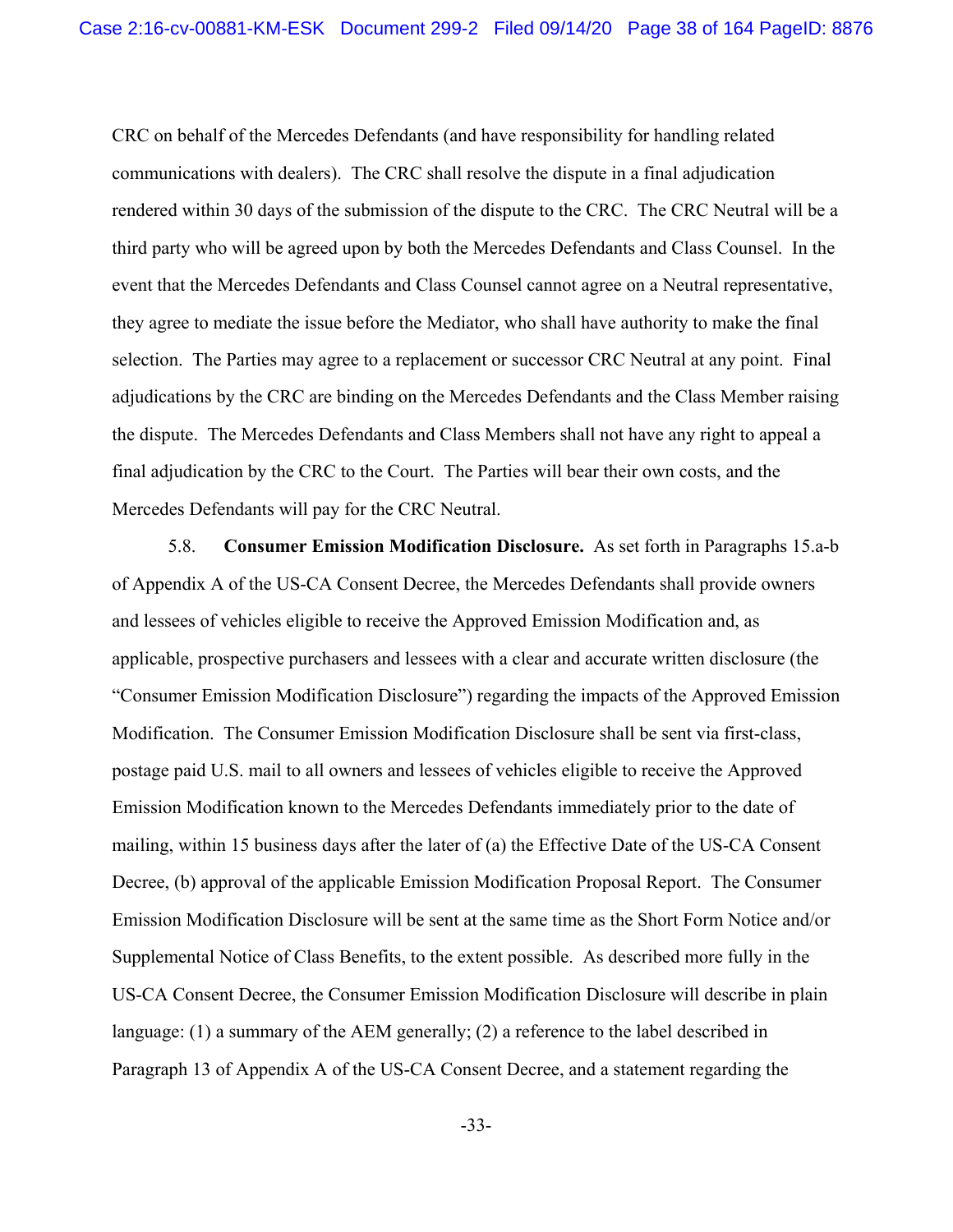CRC on behalf of the Mercedes Defendants (and have responsibility for handling related communications with dealers). The CRC shall resolve the dispute in a final adjudication rendered within 30 days of the submission of the dispute to the CRC. The CRC Neutral will be a third party who will be agreed upon by both the Mercedes Defendants and Class Counsel. In the event that the Mercedes Defendants and Class Counsel cannot agree on a Neutral representative, they agree to mediate the issue before the Mediator, who shall have authority to make the final selection. The Parties may agree to a replacement or successor CRC Neutral at any point. Final adjudications by the CRC are binding on the Mercedes Defendants and the Class Member raising the dispute. The Mercedes Defendants and Class Members shall not have any right to appeal a final adjudication by the CRC to the Court. The Parties will bear their own costs, and the Mercedes Defendants will pay for the CRC Neutral.

5.8. **Consumer Emission Modification Disclosure.** As set forth in Paragraphs 15.a-b of Appendix A of the US-CA Consent Decree, the Mercedes Defendants shall provide owners and lessees of vehicles eligible to receive the Approved Emission Modification and, as applicable, prospective purchasers and lessees with a clear and accurate written disclosure (the "Consumer Emission Modification Disclosure") regarding the impacts of the Approved Emission Modification. The Consumer Emission Modification Disclosure shall be sent via first-class, postage paid U.S. mail to all owners and lessees of vehicles eligible to receive the Approved Emission Modification known to the Mercedes Defendants immediately prior to the date of mailing, within 15 business days after the later of (a) the Effective Date of the US-CA Consent Decree, (b) approval of the applicable Emission Modification Proposal Report. The Consumer Emission Modification Disclosure will be sent at the same time as the Short Form Notice and/or Supplemental Notice of Class Benefits, to the extent possible. As described more fully in the US-CA Consent Decree, the Consumer Emission Modification Disclosure will describe in plain language: (1) a summary of the AEM generally; (2) a reference to the label described in Paragraph 13 of Appendix A of the US-CA Consent Decree, and a statement regarding the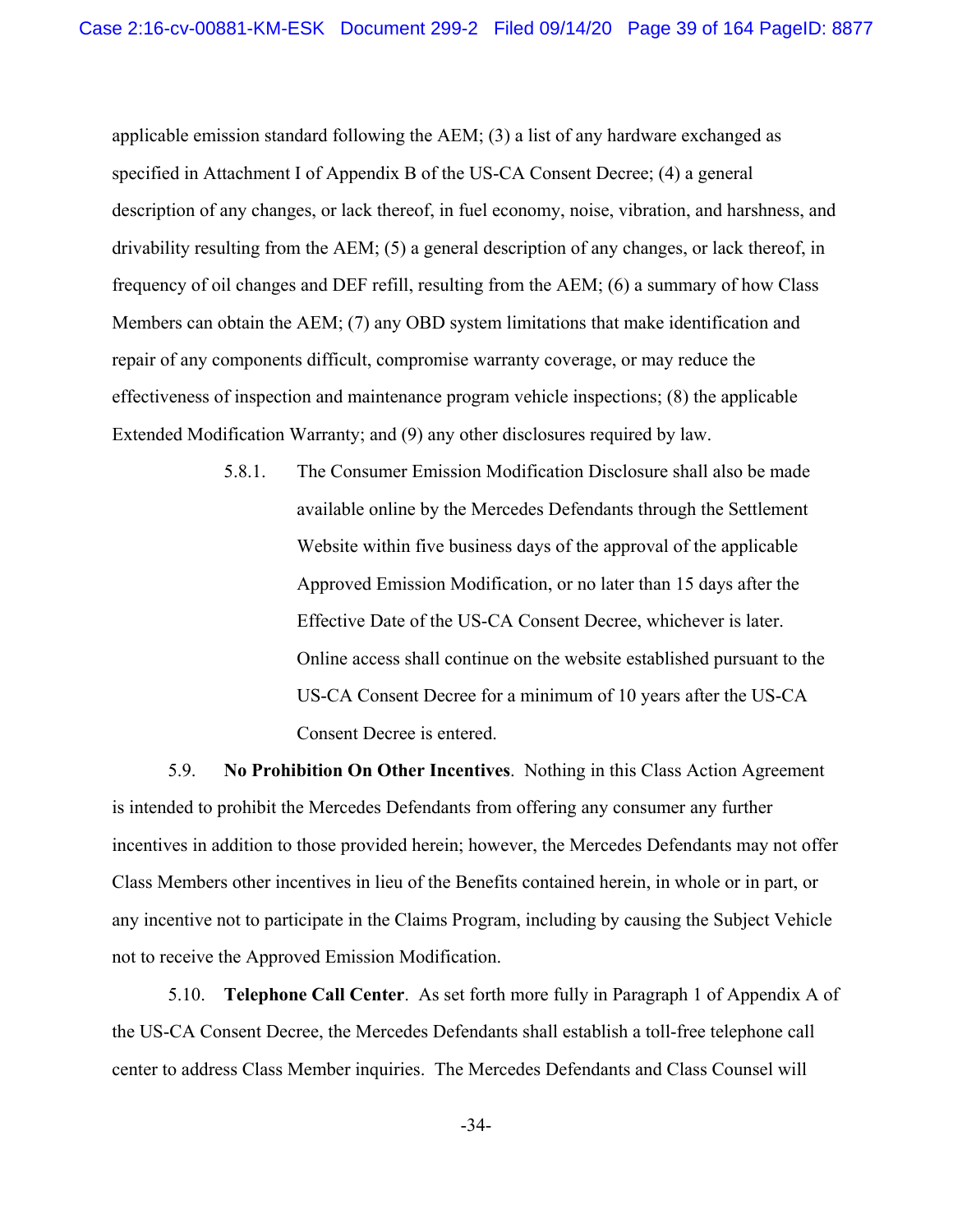applicable emission standard following the AEM; (3) a list of any hardware exchanged as specified in Attachment I of Appendix B of the US-CA Consent Decree; (4) a general description of any changes, or lack thereof, in fuel economy, noise, vibration, and harshness, and drivability resulting from the AEM; (5) a general description of any changes, or lack thereof, in frequency of oil changes and DEF refill, resulting from the AEM; (6) a summary of how Class Members can obtain the AEM; (7) any OBD system limitations that make identification and repair of any components difficult, compromise warranty coverage, or may reduce the effectiveness of inspection and maintenance program vehicle inspections; (8) the applicable Extended Modification Warranty; and (9) any other disclosures required by law.

5.8.1. The Consumer Emission Modification Disclosure shall also be made available online by the Mercedes Defendants through the Settlement Website within five business days of the approval of the applicable Approved Emission Modification, or no later than 15 days after the Effective Date of the US-CA Consent Decree, whichever is later. Online access shall continue on the website established pursuant to the US-CA Consent Decree for a minimum of 10 years after the US-CA Consent Decree is entered.

5.9. **No Prohibition On Other Incentives**. Nothing in this Class Action Agreement is intended to prohibit the Mercedes Defendants from offering any consumer any further incentives in addition to those provided herein; however, the Mercedes Defendants may not offer Class Members other incentives in lieu of the Benefits contained herein, in whole or in part, or any incentive not to participate in the Claims Program, including by causing the Subject Vehicle not to receive the Approved Emission Modification.

5.10. **Telephone Call Center**. As set forth more fully in Paragraph 1 of Appendix A of the US-CA Consent Decree, the Mercedes Defendants shall establish a toll-free telephone call center to address Class Member inquiries. The Mercedes Defendants and Class Counsel will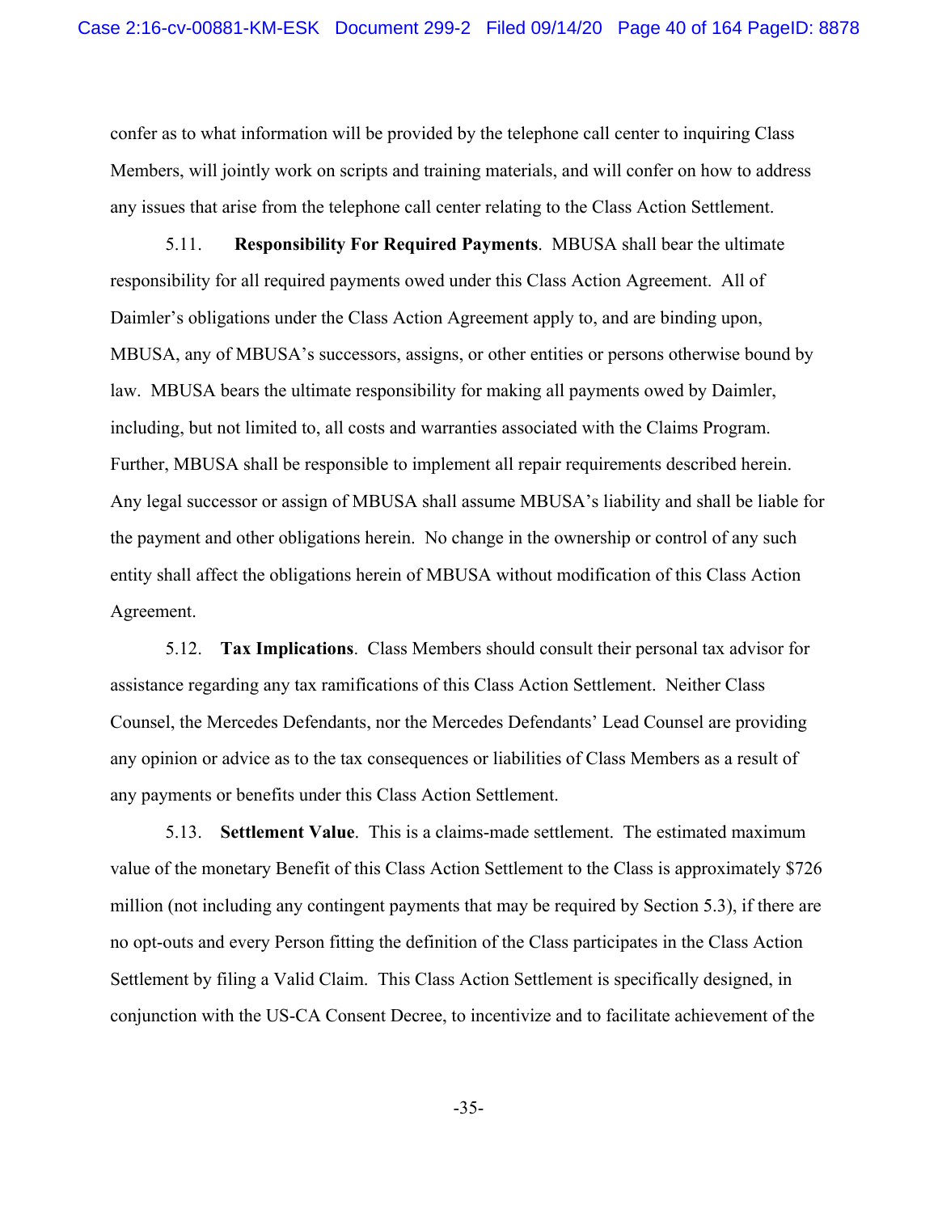confer as to what information will be provided by the telephone call center to inquiring Class Members, will jointly work on scripts and training materials, and will confer on how to address any issues that arise from the telephone call center relating to the Class Action Settlement.

5.11. **Responsibility For Required Payments**. MBUSA shall bear the ultimate responsibility for all required payments owed under this Class Action Agreement. All of Daimler's obligations under the Class Action Agreement apply to, and are binding upon, MBUSA, any of MBUSA's successors, assigns, or other entities or persons otherwise bound by law. MBUSA bears the ultimate responsibility for making all payments owed by Daimler, including, but not limited to, all costs and warranties associated with the Claims Program. Further, MBUSA shall be responsible to implement all repair requirements described herein. Any legal successor or assign of MBUSA shall assume MBUSA's liability and shall be liable for the payment and other obligations herein. No change in the ownership or control of any such entity shall affect the obligations herein of MBUSA without modification of this Class Action Agreement.

5.12. **Tax Implications**. Class Members should consult their personal tax advisor for assistance regarding any tax ramifications of this Class Action Settlement. Neither Class Counsel, the Mercedes Defendants, nor the Mercedes Defendants' Lead Counsel are providing any opinion or advice as to the tax consequences or liabilities of Class Members as a result of any payments or benefits under this Class Action Settlement.

5.13. **Settlement Value**. This is a claims-made settlement. The estimated maximum value of the monetary Benefit of this Class Action Settlement to the Class is approximately $726 million (not including any contingent payments that may be required by Section 5.3), if there are no opt-outs and every Person fitting the definition of the Class participates in the Class Action Settlement by filing a Valid Claim. This Class Action Settlement is specifically designed, in conjunction with the US-CA Consent Decree, to incentivize and to facilitate achievement of the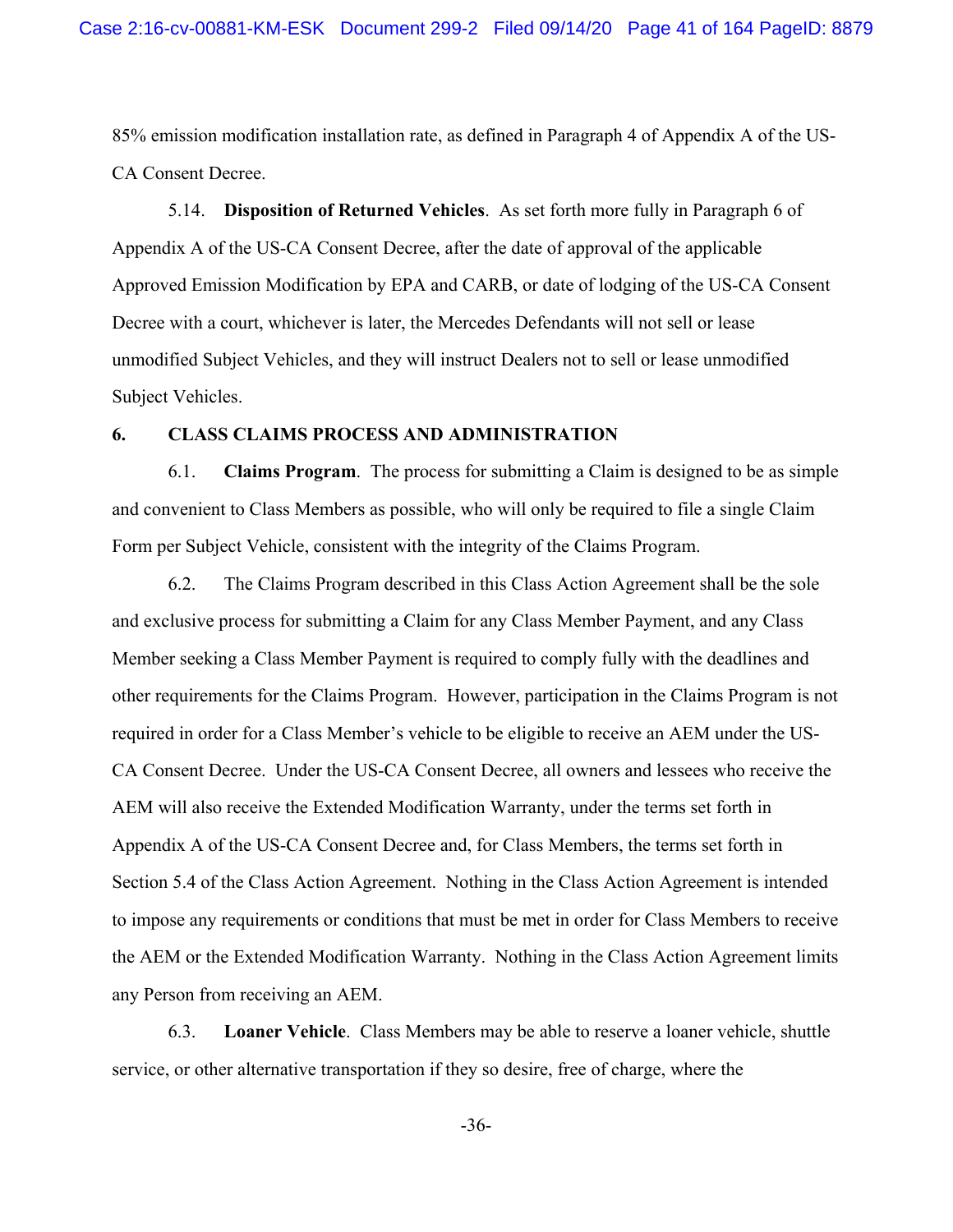85% emission modification installation rate, as defined in Paragraph 4 of Appendix A of the US-CA Consent Decree.

5.14. **Disposition of Returned Vehicles**. As set forth more fully in Paragraph 6 of Appendix A of the US-CA Consent Decree, after the date of approval of the applicable Approved Emission Modification by EPA and CARB, or date of lodging of the US-CA Consent Decree with a court, whichever is later, the Mercedes Defendants will not sell or lease unmodified Subject Vehicles, and they will instruct Dealers not to sell or lease unmodified Subject Vehicles.

## 6. CLASS CLAIMS PROCESS AND ADMINISTRATION

6.1. **Claims Program**. The process for submitting a Claim is designed to be as simple and convenient to Class Members as possible, who will only be required to file a single Claim Form per Subject Vehicle, consistent with the integrity of the Claims Program.

6.2. The Claims Program described in this Class Action Agreement shall be the sole and exclusive process for submitting a Claim for any Class Member Payment, and any Class Member seeking a Class Member Payment is required to comply fully with the deadlines and other requirements for the Claims Program. However, participation in the Claims Program is not required in order for a Class Member's vehicle to be eligible to receive an AEM under the US-CA Consent Decree. Under the US-CA Consent Decree, all owners and lessees who receive the AEM will also receive the Extended Modification Warranty, under the terms set forth in Appendix A of the US-CA Consent Decree and, for Class Members, the terms set forth in Section 5.4 of the Class Action Agreement. Nothing in the Class Action Agreement is intended to impose any requirements or conditions that must be met in order for Class Members to receive the AEM or the Extended Modification Warranty. Nothing in the Class Action Agreement limits any Person from receiving an AEM.

6.3. **Loaner Vehicle**. Class Members may be able to reserve a loaner vehicle, shuttle service, or other alternative transportation if they so desire, free of charge, where the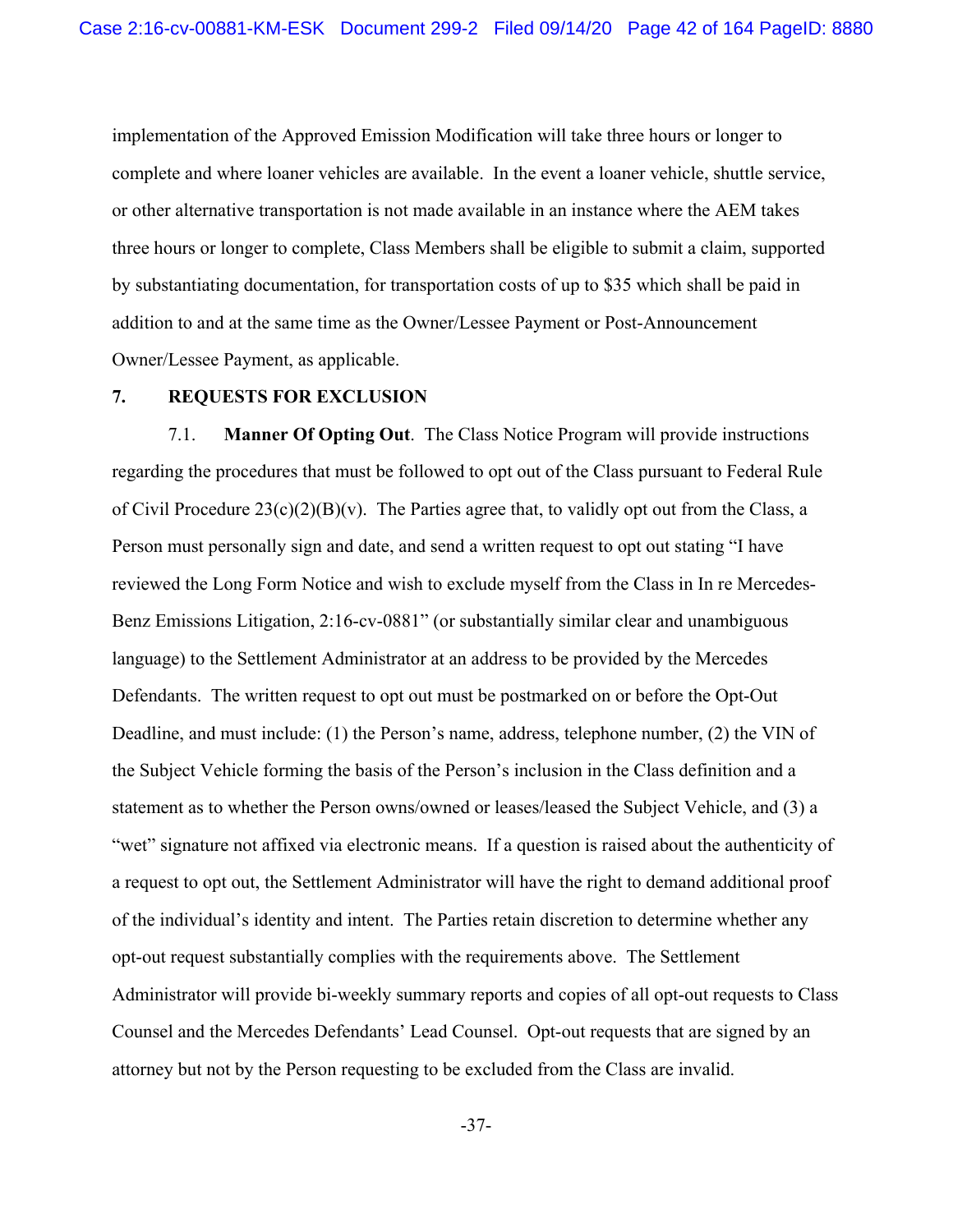implementation of the Approved Emission Modification will take three hours or longer to complete and where loaner vehicles are available. In the event a loaner vehicle, shuttle service, or other alternative transportation is not made available in an instance where the AEM takes three hours or longer to complete, Class Members shall be eligible to submit a claim, supported by substantiating documentation, for transportation costs of up to $35 which shall be paid in addition to and at the same time as the Owner/Lessee Payment or Post-Announcement Owner/Lessee Payment, as applicable.

## 7. REQUESTS FOR EXCLUSION

7.1. **Manner Of Opting Out**. The Class Notice Program will provide instructions regarding the procedures that must be followed to opt out of the Class pursuant to Federal Rule of Civil Procedure 23(c)(2)(B)(v). The Parties agree that, to validly opt out from the Class, a Person must personally sign and date, and send a written request to opt out stating "I have reviewed the Long Form Notice and wish to exclude myself from the Class in In re Mercedes-Benz Emissions Litigation, 2:16-cv-0881" (or substantially similar clear and unambiguous language) to the Settlement Administrator at an address to be provided by the Mercedes Defendants. The written request to opt out must be postmarked on or before the Opt-Out Deadline, and must include: (1) the Person's name, address, telephone number, (2) the VIN of the Subject Vehicle forming the basis of the Person's inclusion in the Class definition and a statement as to whether the Person owns/owned or leases/leased the Subject Vehicle, and (3) a "wet" signature not affixed via electronic means. If a question is raised about the authenticity of a request to opt out, the Settlement Administrator will have the right to demand additional proof of the individual's identity and intent. The Parties retain discretion to determine whether any opt-out request substantially complies with the requirements above. The Settlement Administrator will provide bi-weekly summary reports and copies of all opt-out requests to Class Counsel and the Mercedes Defendants' Lead Counsel. Opt-out requests that are signed by an attorney but not by the Person requesting to be excluded from the Class are invalid.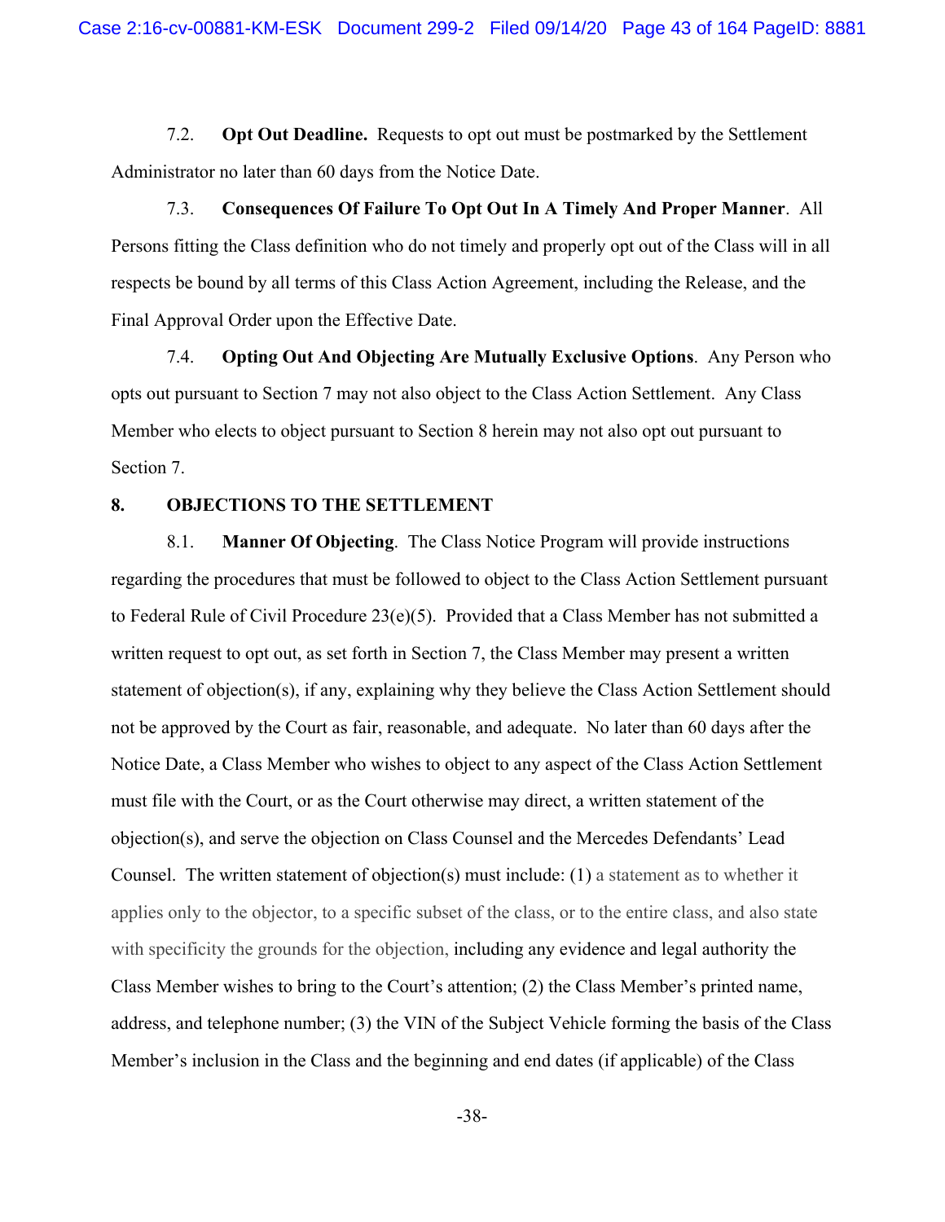7.2. **Opt Out Deadline.** Requests to opt out must be postmarked by the Settlement Administrator no later than 60 days from the Notice Date.

7.3. **Consequences Of Failure To Opt Out In A Timely And Proper Manner**. All Persons fitting the Class definition who do not timely and properly opt out of the Class will in all respects be bound by all terms of this Class Action Agreement, including the Release, and the Final Approval Order upon the Effective Date.

7.4. **Opting Out And Objecting Are Mutually Exclusive Options**. Any Person who opts out pursuant to Section 7 may not also object to the Class Action Settlement. Any Class Member who elects to object pursuant to Section 8 herein may not also opt out pursuant to Section 7.

## 8. OBJECTIONS TO THE SETTLEMENT

8.1. **Manner Of Objecting**. The Class Notice Program will provide instructions regarding the procedures that must be followed to object to the Class Action Settlement pursuant to Federal Rule of Civil Procedure 23(e)(5). Provided that a Class Member has not submitted a written request to opt out, as set forth in Section 7, the Class Member may present a written statement of objection(s), if any, explaining why they believe the Class Action Settlement should not be approved by the Court as fair, reasonable, and adequate. No later than 60 days after the Notice Date, a Class Member who wishes to object to any aspect of the Class Action Settlement must file with the Court, or as the Court otherwise may direct, a written statement of the objection(s), and serve the objection on Class Counsel and the Mercedes Defendants' Lead Counsel. The written statement of objection(s) must include: (1) a statement as to whether it applies only to the objector, to a specific subset of the class, or to the entire class, and also state with specificity the grounds for the objection, including any evidence and legal authority the Class Member wishes to bring to the Court's attention; (2) the Class Member's printed name, address, and telephone number; (3) the VIN of the Subject Vehicle forming the basis of the Class Member's inclusion in the Class and the beginning and end dates (if applicable) of the Class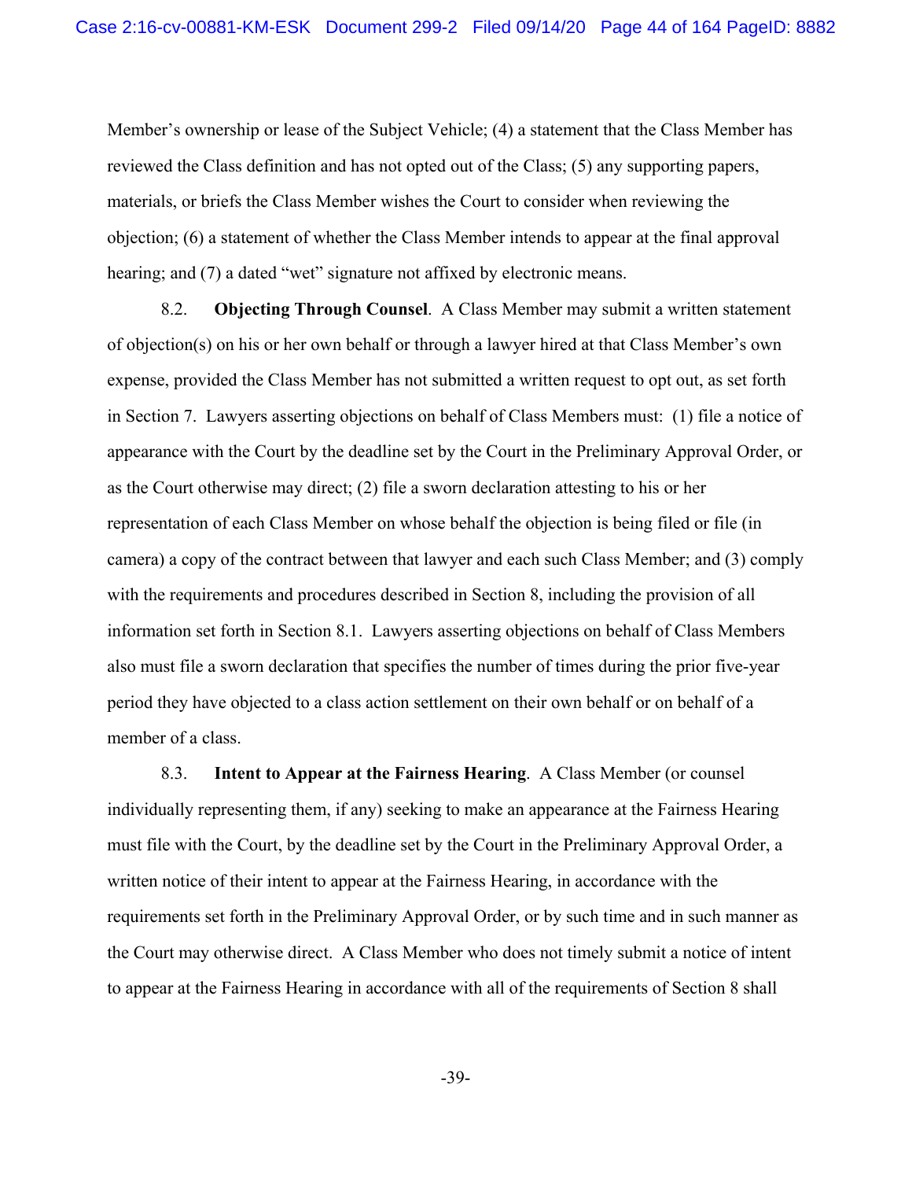Member's ownership or lease of the Subject Vehicle; (4) a statement that the Class Member has reviewed the Class definition and has not opted out of the Class; (5) any supporting papers, materials, or briefs the Class Member wishes the Court to consider when reviewing the objection; (6) a statement of whether the Class Member intends to appear at the final approval hearing; and (7) a dated "wet" signature not affixed by electronic means.

8.2. **Objecting Through Counsel**. A Class Member may submit a written statement of objection(s) on his or her own behalf or through a lawyer hired at that Class Member's own expense, provided the Class Member has not submitted a written request to opt out, as set forth in Section 7. Lawyers asserting objections on behalf of Class Members must: (1) file a notice of appearance with the Court by the deadline set by the Court in the Preliminary Approval Order, or as the Court otherwise may direct; (2) file a sworn declaration attesting to his or her representation of each Class Member on whose behalf the objection is being filed or file (in camera) a copy of the contract between that lawyer and each such Class Member; and (3) comply with the requirements and procedures described in Section 8, including the provision of all information set forth in Section 8.1. Lawyers asserting objections on behalf of Class Members also must file a sworn declaration that specifies the number of times during the prior five-year period they have objected to a class action settlement on their own behalf or on behalf of a member of a class.

8.3. **Intent to Appear at the Fairness Hearing**. A Class Member (or counsel individually representing them, if any) seeking to make an appearance at the Fairness Hearing must file with the Court, by the deadline set by the Court in the Preliminary Approval Order, a written notice of their intent to appear at the Fairness Hearing, in accordance with the requirements set forth in the Preliminary Approval Order, or by such time and in such manner as the Court may otherwise direct. A Class Member who does not timely submit a notice of intent to appear at the Fairness Hearing in accordance with all of the requirements of Section 8 shall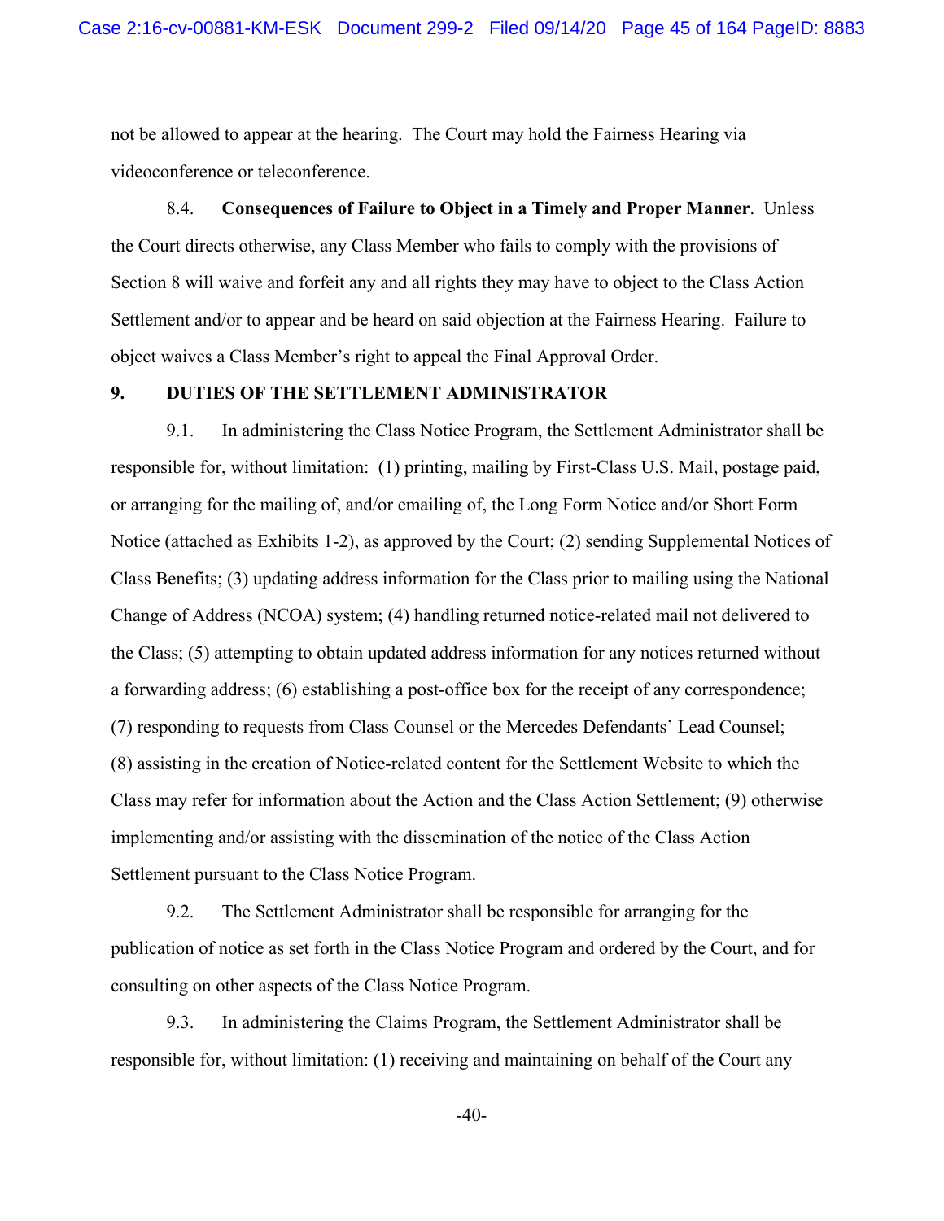not be allowed to appear at the hearing. The Court may hold the Fairness Hearing via videoconference or teleconference.

8.4. **Consequences of Failure to Object in a Timely and Proper Manner**. Unless the Court directs otherwise, any Class Member who fails to comply with the provisions of Section 8 will waive and forfeit any and all rights they may have to object to the Class Action Settlement and/or to appear and be heard on said objection at the Fairness Hearing. Failure to object waives a Class Member's right to appeal the Final Approval Order.

## 9. DUTIES OF THE SETTLEMENT ADMINISTRATOR

9.1. In administering the Class Notice Program, the Settlement Administrator shall be responsible for, without limitation: (1) printing, mailing by First-Class U.S. Mail, postage paid, or arranging for the mailing of, and/or emailing of, the Long Form Notice and/or Short Form Notice (attached as Exhibits 1-2), as approved by the Court; (2) sending Supplemental Notices of Class Benefits; (3) updating address information for the Class prior to mailing using the National Change of Address (NCOA) system; (4) handling returned notice-related mail not delivered to the Class; (5) attempting to obtain updated address information for any notices returned without a forwarding address; (6) establishing a post-office box for the receipt of any correspondence; (7) responding to requests from Class Counsel or the Mercedes Defendants' Lead Counsel; (8) assisting in the creation of Notice-related content for the Settlement Website to which the Class may refer for information about the Action and the Class Action Settlement; (9) otherwise implementing and/or assisting with the dissemination of the notice of the Class Action Settlement pursuant to the Class Notice Program.

9.2. The Settlement Administrator shall be responsible for arranging for the publication of notice as set forth in the Class Notice Program and ordered by the Court, and for consulting on other aspects of the Class Notice Program.

9.3. In administering the Claims Program, the Settlement Administrator shall be responsible for, without limitation: (1) receiving and maintaining on behalf of the Court any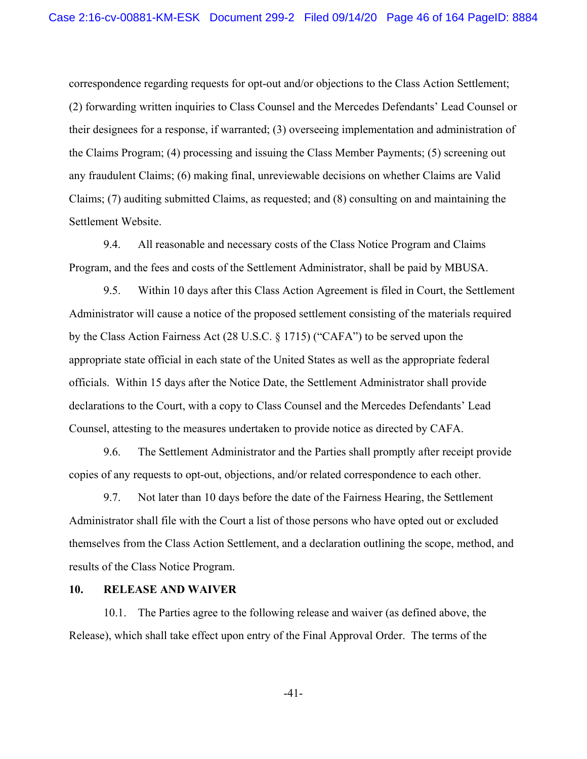correspondence regarding requests for opt-out and/or objections to the Class Action Settlement; (2) forwarding written inquiries to Class Counsel and the Mercedes Defendants' Lead Counsel or their designees for a response, if warranted; (3) overseeing implementation and administration of the Claims Program; (4) processing and issuing the Class Member Payments; (5) screening out any fraudulent Claims; (6) making final, unreviewable decisions on whether Claims are Valid Claims; (7) auditing submitted Claims, as requested; and (8) consulting on and maintaining the Settlement Website.

9.4. All reasonable and necessary costs of the Class Notice Program and Claims Program, and the fees and costs of the Settlement Administrator, shall be paid by MBUSA.

9.5. Within 10 days after this Class Action Agreement is filed in Court, the Settlement Administrator will cause a notice of the proposed settlement consisting of the materials required by the Class Action Fairness Act (28 U.S.C. § 1715) ("CAFA") to be served upon the appropriate state official in each state of the United States as well as the appropriate federal officials. Within 15 days after the Notice Date, the Settlement Administrator shall provide declarations to the Court, with a copy to Class Counsel and the Mercedes Defendants' Lead Counsel, attesting to the measures undertaken to provide notice as directed by CAFA.

9.6. The Settlement Administrator and the Parties shall promptly after receipt provide copies of any requests to opt-out, objections, and/or related correspondence to each other.

9.7. Not later than 10 days before the date of the Fairness Hearing, the Settlement Administrator shall file with the Court a list of those persons who have opted out or excluded themselves from the Class Action Settlement, and a declaration outlining the scope, method, and results of the Class Notice Program.

## 10. RELEASE AND WAIVER

10.1. The Parties agree to the following release and waiver (as defined above, the Release), which shall take effect upon entry of the Final Approval Order. The terms of the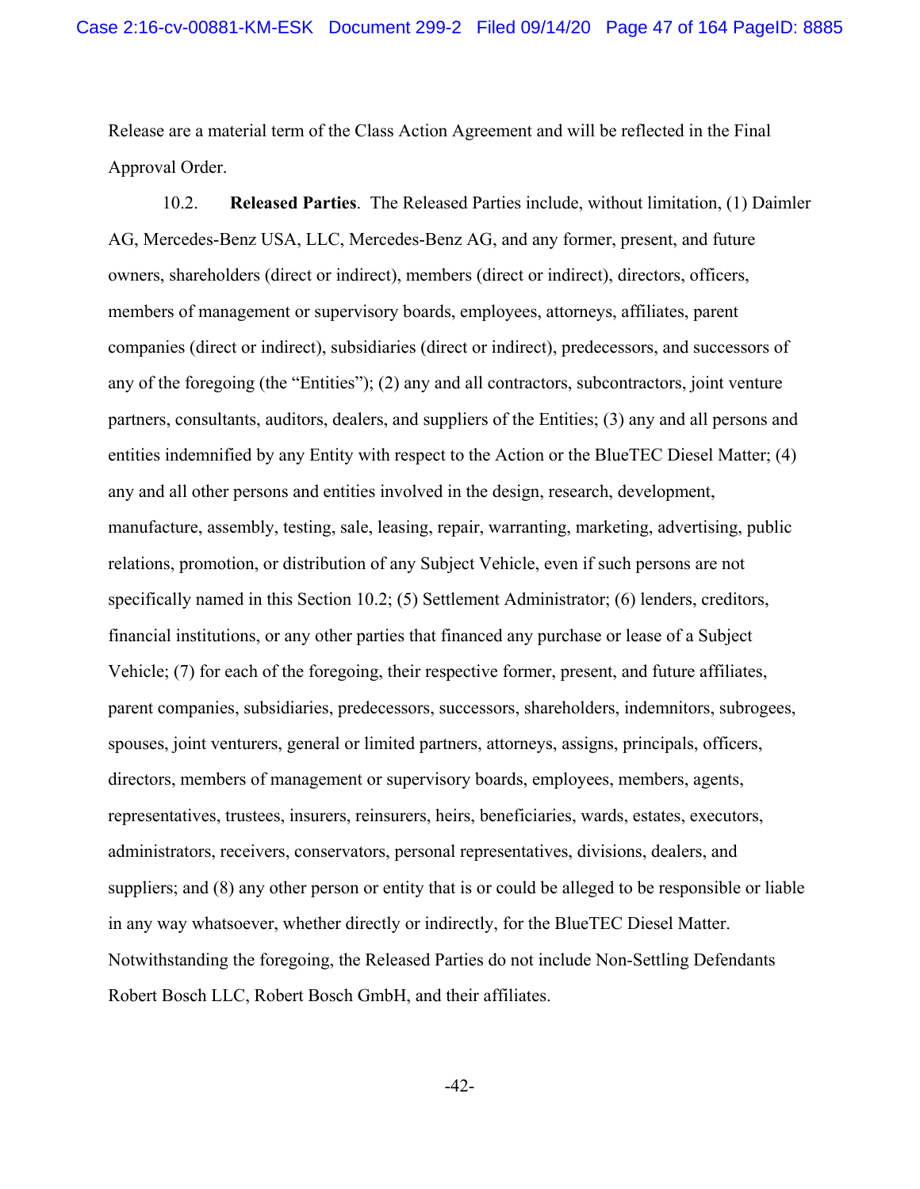Release are a material term of the Class Action Agreement and will be reflected in the Final Approval Order.

10.2. **Released Parties**. The Released Parties include, without limitation, (1) Daimler AG, Mercedes-Benz USA, LLC, Mercedes-Benz AG, and any former, present, and future owners, shareholders (direct or indirect), members (direct or indirect), directors, officers, members of management or supervisory boards, employees, attorneys, affiliates, parent companies (direct or indirect), subsidiaries (direct or indirect), predecessors, and successors of any of the foregoing (the "Entities"); (2) any and all contractors, subcontractors, joint venture partners, consultants, auditors, dealers, and suppliers of the Entities; (3) any and all persons and entities indemnified by any Entity with respect to the Action or the BlueTEC Diesel Matter; (4) any and all other persons and entities involved in the design, research, development, manufacture, assembly, testing, sale, leasing, repair, warranting, marketing, advertising, public relations, promotion, or distribution of any Subject Vehicle, even if such persons are not specifically named in this Section 10.2; (5) Settlement Administrator; (6) lenders, creditors, financial institutions, or any other parties that financed any purchase or lease of a Subject Vehicle; (7) for each of the foregoing, their respective former, present, and future affiliates, parent companies, subsidiaries, predecessors, successors, shareholders, indemnitors, subrogees, spouses, joint venturers, general or limited partners, attorneys, assigns, principals, officers, directors, members of management or supervisory boards, employees, members, agents, representatives, trustees, insurers, reinsurers, heirs, beneficiaries, wards, estates, executors, administrators, receivers, conservators, personal representatives, divisions, dealers, and suppliers; and (8) any other person or entity that is or could be alleged to be responsible or liable in any way whatsoever, whether directly or indirectly, for the BlueTEC Diesel Matter. Notwithstanding the foregoing, the Released Parties do not include Non-Settling Defendants Robert Bosch LLC, Robert Bosch GmbH, and their affiliates.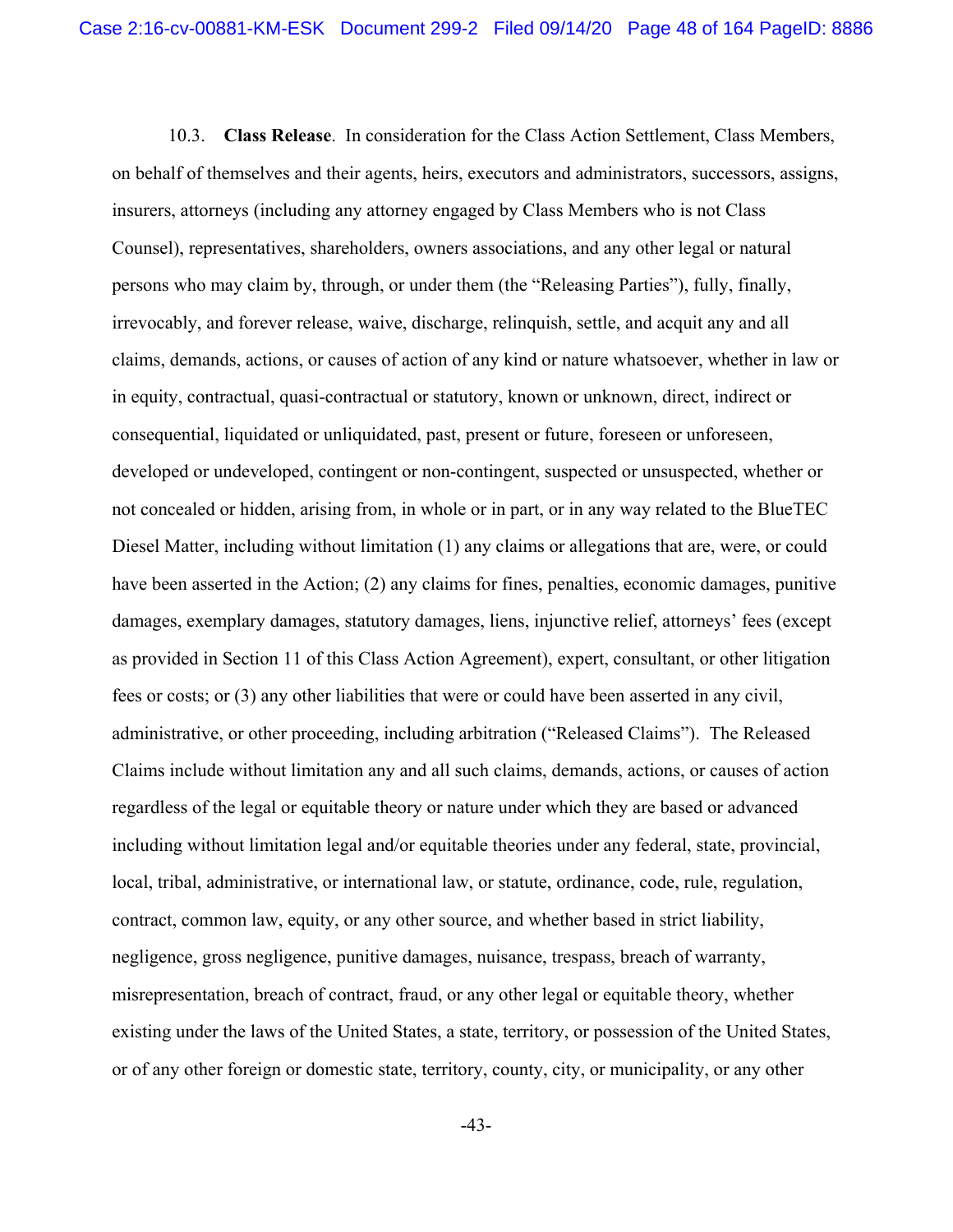10.3. **Class Release**. In consideration for the Class Action Settlement, Class Members, on behalf of themselves and their agents, heirs, executors and administrators, successors, assigns, insurers, attorneys (including any attorney engaged by Class Members who is not Class Counsel), representatives, shareholders, owners associations, and any other legal or natural persons who may claim by, through, or under them (the "Releasing Parties"), fully, finally, irrevocably, and forever release, waive, discharge, relinquish, settle, and acquit any and all claims, demands, actions, or causes of action of any kind or nature whatsoever, whether in law or in equity, contractual, quasi-contractual or statutory, known or unknown, direct, indirect or consequential, liquidated or unliquidated, past, present or future, foreseen or unforeseen, developed or undeveloped, contingent or non-contingent, suspected or unsuspected, whether or not concealed or hidden, arising from, in whole or in part, or in any way related to the BlueTEC Diesel Matter, including without limitation (1) any claims or allegations that are, were, or could have been asserted in the Action; (2) any claims for fines, penalties, economic damages, punitive damages, exemplary damages, statutory damages, liens, injunctive relief, attorneys' fees (except as provided in Section 11 of this Class Action Agreement), expert, consultant, or other litigation fees or costs; or (3) any other liabilities that were or could have been asserted in any civil, administrative, or other proceeding, including arbitration ("Released Claims"). The Released Claims include without limitation any and all such claims, demands, actions, or causes of action regardless of the legal or equitable theory or nature under which they are based or advanced including without limitation legal and/or equitable theories under any federal, state, provincial, local, tribal, administrative, or international law, or statute, ordinance, code, rule, regulation, contract, common law, equity, or any other source, and whether based in strict liability, negligence, gross negligence, punitive damages, nuisance, trespass, breach of warranty, misrepresentation, breach of contract, fraud, or any other legal or equitable theory, whether existing under the laws of the United States, a state, territory, or possession of the United States, or of any other foreign or domestic state, territory, county, city, or municipality, or any other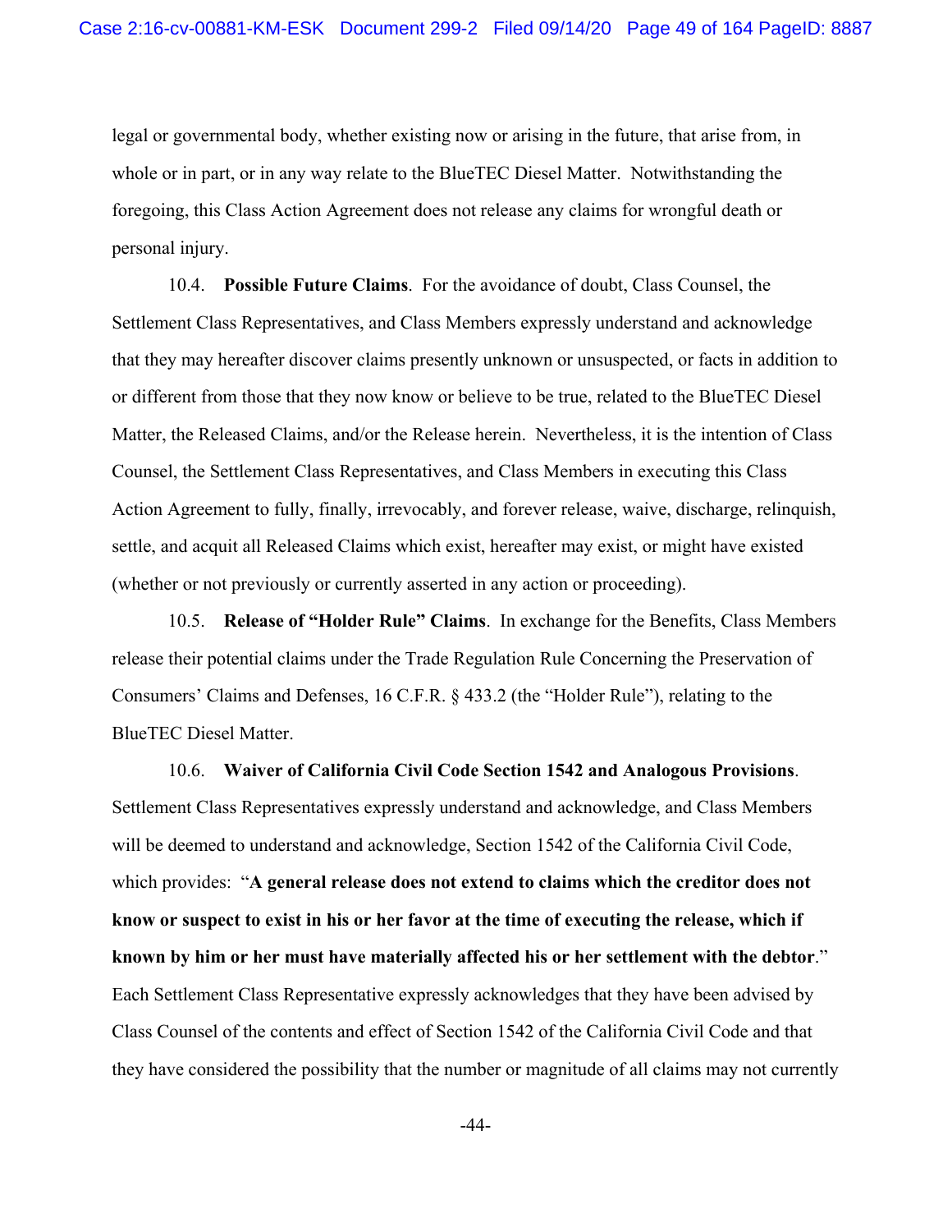legal or governmental body, whether existing now or arising in the future, that arise from, in whole or in part, or in any way relate to the BlueTEC Diesel Matter. Notwithstanding the foregoing, this Class Action Agreement does not release any claims for wrongful death or personal injury.

10.4. **Possible Future Claims**. For the avoidance of doubt, Class Counsel, the Settlement Class Representatives, and Class Members expressly understand and acknowledge that they may hereafter discover claims presently unknown or unsuspected, or facts in addition to or different from those that they now know or believe to be true, related to the BlueTEC Diesel Matter, the Released Claims, and/or the Release herein. Nevertheless, it is the intention of Class Counsel, the Settlement Class Representatives, and Class Members in executing this Class Action Agreement to fully, finally, irrevocably, and forever release, waive, discharge, relinquish, settle, and acquit all Released Claims which exist, hereafter may exist, or might have existed (whether or not previously or currently asserted in any action or proceeding).

10.5. **Release of "Holder Rule" Claims**. In exchange for the Benefits, Class Members release their potential claims under the Trade Regulation Rule Concerning the Preservation of Consumers' Claims and Defenses, 16 C.F.R. § 433.2 (the "Holder Rule"), relating to the BlueTEC Diesel Matter.

10.6. **Waiver of California Civil Code Section 1542 and Analogous Provisions**. Settlement Class Representatives expressly understand and acknowledge, and Class Members will be deemed to understand and acknowledge, Section 1542 of the California Civil Code, which provides: "**A general release does not extend to claims which the creditor does not know or suspect to exist in his or her favor at the time of executing the release, which if known by him or her must have materially affected his or her settlement with the debtor**." Each Settlement Class Representative expressly acknowledges that they have been advised by Class Counsel of the contents and effect of Section 1542 of the California Civil Code and that they have considered the possibility that the number or magnitude of all claims may not currently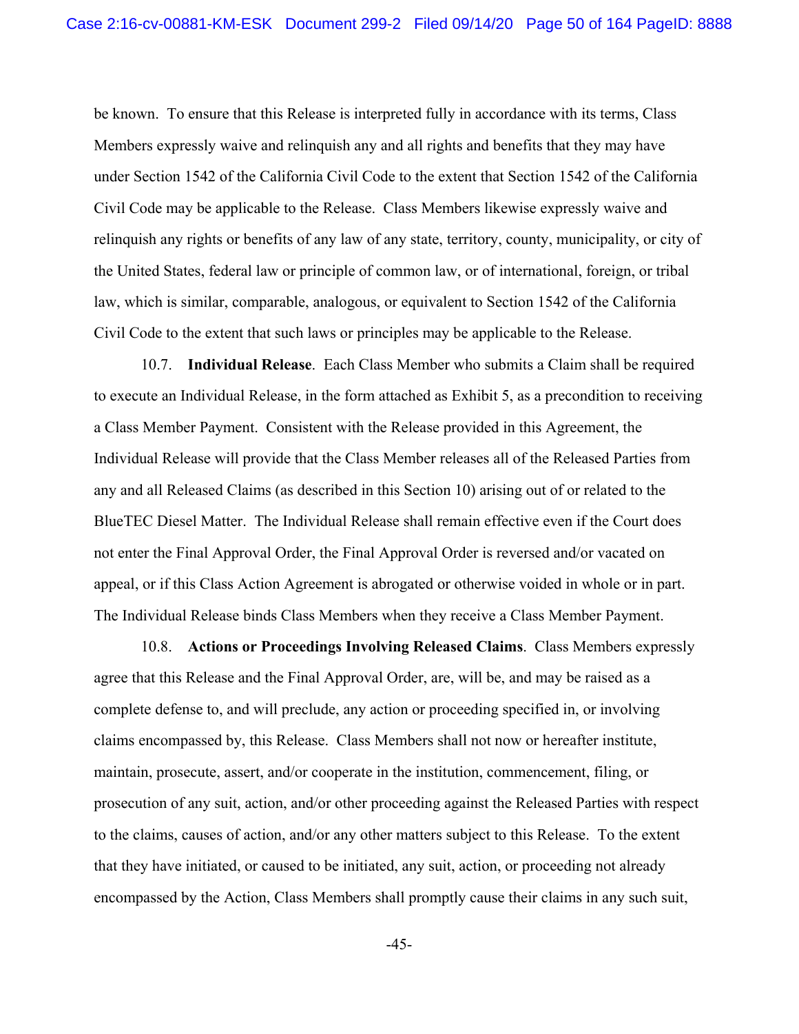be known. To ensure that this Release is interpreted fully in accordance with its terms, Class Members expressly waive and relinquish any and all rights and benefits that they may have under Section 1542 of the California Civil Code to the extent that Section 1542 of the California Civil Code may be applicable to the Release. Class Members likewise expressly waive and relinquish any rights or benefits of any law of any state, territory, county, municipality, or city of the United States, federal law or principle of common law, or of international, foreign, or tribal law, which is similar, comparable, analogous, or equivalent to Section 1542 of the California Civil Code to the extent that such laws or principles may be applicable to the Release.

10.7. **Individual Release**. Each Class Member who submits a Claim shall be required to execute an Individual Release, in the form attached as Exhibit 5, as a precondition to receiving a Class Member Payment. Consistent with the Release provided in this Agreement, the Individual Release will provide that the Class Member releases all of the Released Parties from any and all Released Claims (as described in this Section 10) arising out of or related to the BlueTEC Diesel Matter. The Individual Release shall remain effective even if the Court does not enter the Final Approval Order, the Final Approval Order is reversed and/or vacated on appeal, or if this Class Action Agreement is abrogated or otherwise voided in whole or in part. The Individual Release binds Class Members when they receive a Class Member Payment.

10.8. **Actions or Proceedings Involving Released Claims**. Class Members expressly agree that this Release and the Final Approval Order, are, will be, and may be raised as a complete defense to, and will preclude, any action or proceeding specified in, or involving claims encompassed by, this Release. Class Members shall not now or hereafter institute, maintain, prosecute, assert, and/or cooperate in the institution, commencement, filing, or prosecution of any suit, action, and/or other proceeding against the Released Parties with respect to the claims, causes of action, and/or any other matters subject to this Release. To the extent that they have initiated, or caused to be initiated, any suit, action, or proceeding not already encompassed by the Action, Class Members shall promptly cause their claims in any such suit,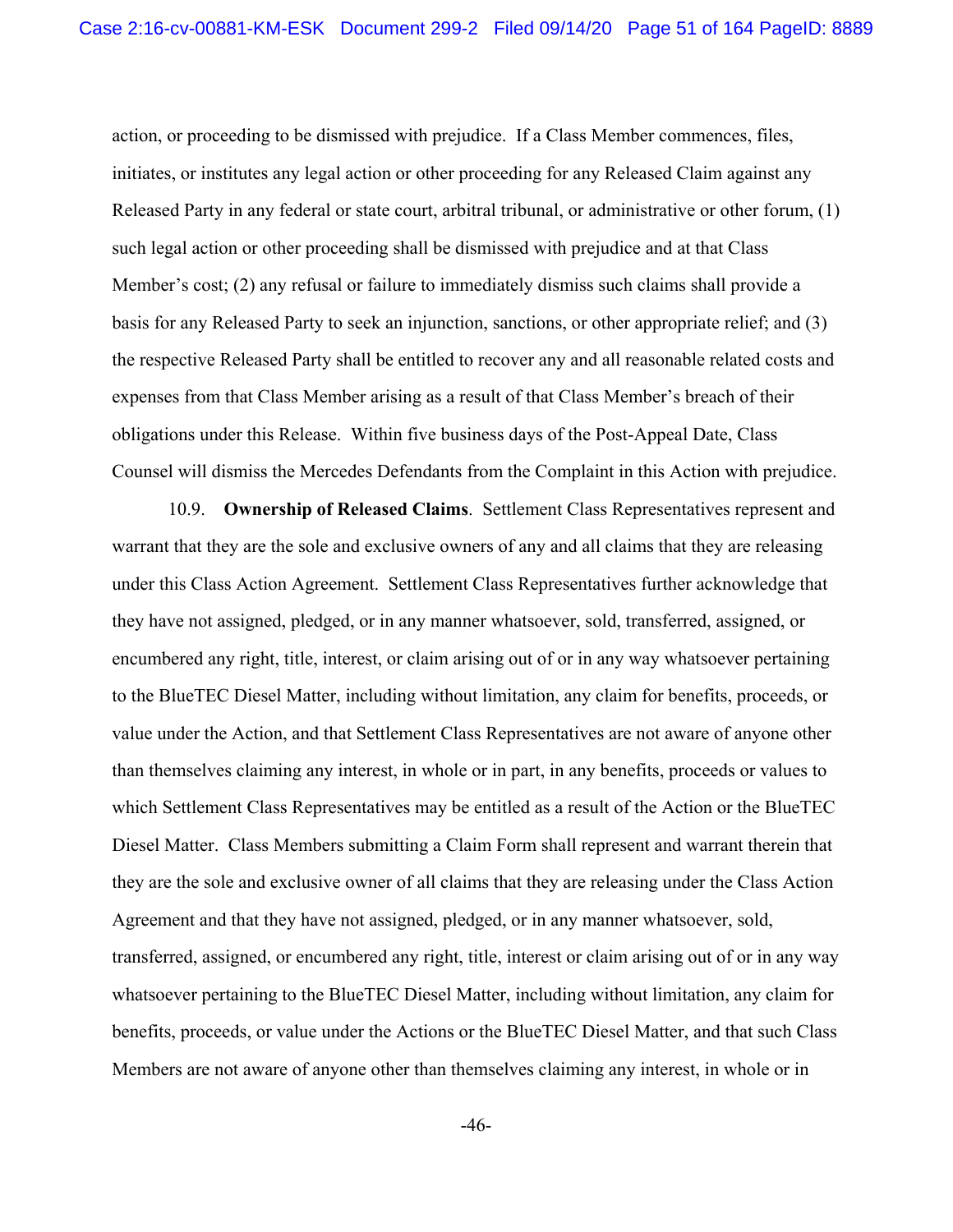action, or proceeding to be dismissed with prejudice. If a Class Member commences, files, initiates, or institutes any legal action or other proceeding for any Released Claim against any Released Party in any federal or state court, arbitral tribunal, or administrative or other forum, (1) such legal action or other proceeding shall be dismissed with prejudice and at that Class Member's cost; (2) any refusal or failure to immediately dismiss such claims shall provide a basis for any Released Party to seek an injunction, sanctions, or other appropriate relief; and (3) the respective Released Party shall be entitled to recover any and all reasonable related costs and expenses from that Class Member arising as a result of that Class Member's breach of their obligations under this Release. Within five business days of the Post-Appeal Date, Class Counsel will dismiss the Mercedes Defendants from the Complaint in this Action with prejudice.

10.9. **Ownership of Released Claims**. Settlement Class Representatives represent and warrant that they are the sole and exclusive owners of any and all claims that they are releasing under this Class Action Agreement. Settlement Class Representatives further acknowledge that they have not assigned, pledged, or in any manner whatsoever, sold, transferred, assigned, or encumbered any right, title, interest, or claim arising out of or in any way whatsoever pertaining to the BlueTEC Diesel Matter, including without limitation, any claim for benefits, proceeds, or value under the Action, and that Settlement Class Representatives are not aware of anyone other than themselves claiming any interest, in whole or in part, in any benefits, proceeds or values to which Settlement Class Representatives may be entitled as a result of the Action or the BlueTEC Diesel Matter. Class Members submitting a Claim Form shall represent and warrant therein that they are the sole and exclusive owner of all claims that they are releasing under the Class Action Agreement and that they have not assigned, pledged, or in any manner whatsoever, sold, transferred, assigned, or encumbered any right, title, interest or claim arising out of or in any way whatsoever pertaining to the BlueTEC Diesel Matter, including without limitation, any claim for benefits, proceeds, or value under the Actions or the BlueTEC Diesel Matter, and that such Class Members are not aware of anyone other than themselves claiming any interest, in whole or in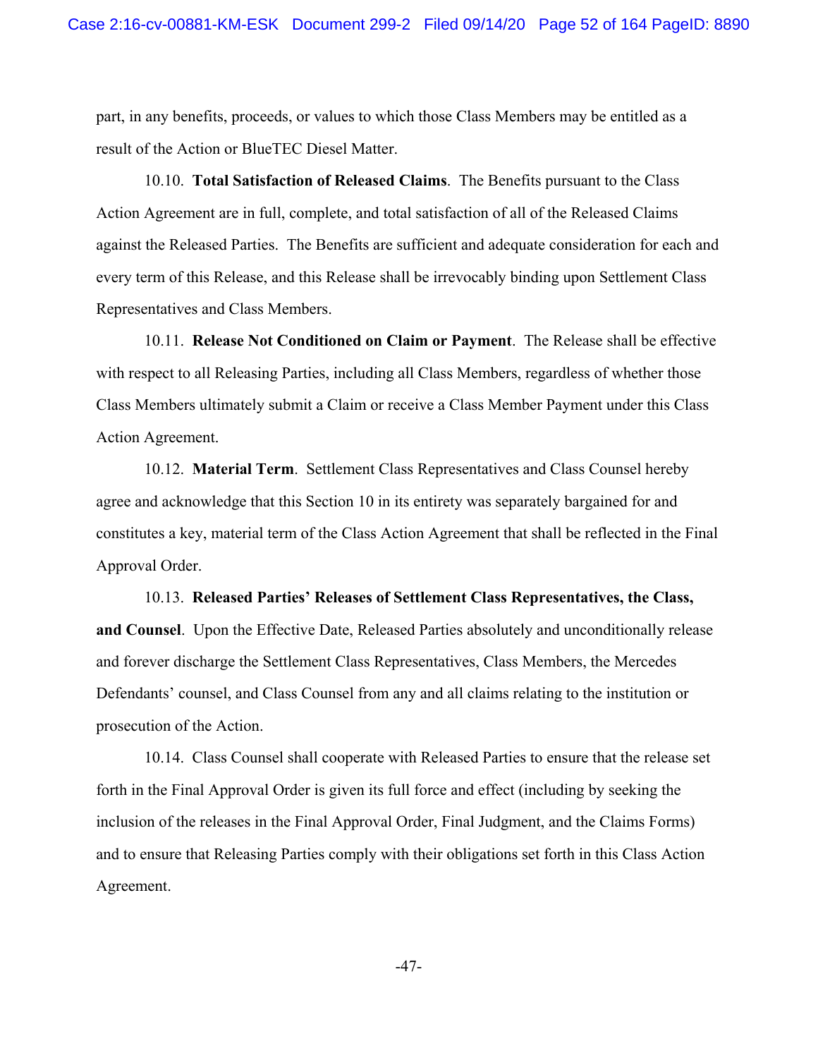part, in any benefits, proceeds, or values to which those Class Members may be entitled as a result of the Action or BlueTEC Diesel Matter.

10.10. **Total Satisfaction of Released Claims**. The Benefits pursuant to the Class Action Agreement are in full, complete, and total satisfaction of all of the Released Claims against the Released Parties. The Benefits are sufficient and adequate consideration for each and every term of this Release, and this Release shall be irrevocably binding upon Settlement Class Representatives and Class Members.

10.11. **Release Not Conditioned on Claim or Payment**. The Release shall be effective with respect to all Releasing Parties, including all Class Members, regardless of whether those Class Members ultimately submit a Claim or receive a Class Member Payment under this Class Action Agreement.

10.12. **Material Term**. Settlement Class Representatives and Class Counsel hereby agree and acknowledge that this Section 10 in its entirety was separately bargained for and constitutes a key, material term of the Class Action Agreement that shall be reflected in the Final Approval Order.

10.13. **Released Parties' Releases of Settlement Class Representatives, the Class, and Counsel**. Upon the Effective Date, Released Parties absolutely and unconditionally release and forever discharge the Settlement Class Representatives, Class Members, the Mercedes Defendants' counsel, and Class Counsel from any and all claims relating to the institution or prosecution of the Action.

10.14. Class Counsel shall cooperate with Released Parties to ensure that the release set forth in the Final Approval Order is given its full force and effect (including by seeking the inclusion of the releases in the Final Approval Order, Final Judgment, and the Claims Forms) and to ensure that Releasing Parties comply with their obligations set forth in this Class Action Agreement.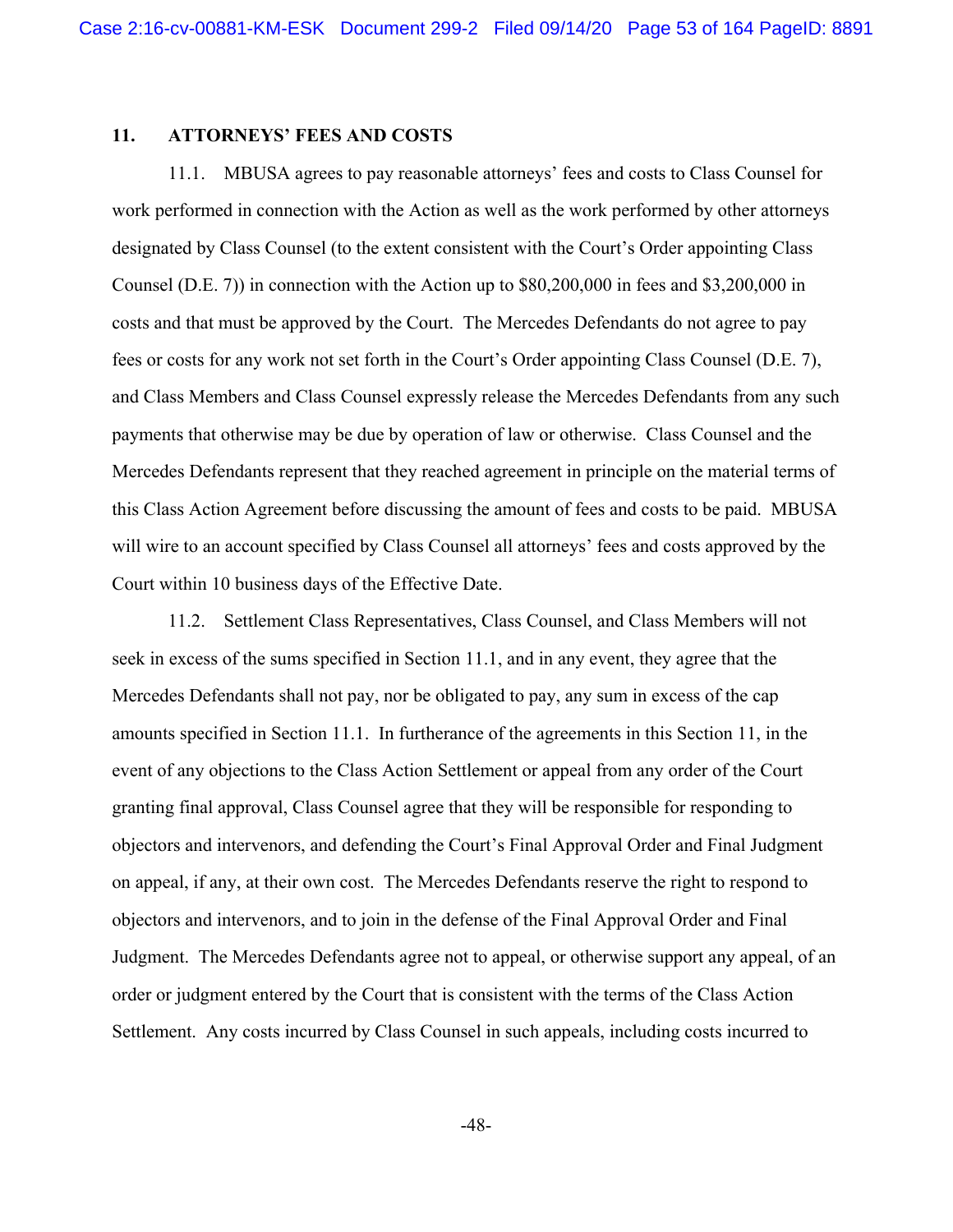## 11. ATTORNEYS' FEES AND COSTS

11.1. MBUSA agrees to pay reasonable attorneys' fees and costs to Class Counsel for work performed in connection with the Action as well as the work performed by other attorneys designated by Class Counsel (to the extent consistent with the Court's Order appointing Class Counsel (D.E. 7)) in connection with the Action up to $80,200,000 in fees and $3,200,000 in costs and that must be approved by the Court. The Mercedes Defendants do not agree to pay fees or costs for any work not set forth in the Court's Order appointing Class Counsel (D.E. 7), and Class Members and Class Counsel expressly release the Mercedes Defendants from any such payments that otherwise may be due by operation of law or otherwise. Class Counsel and the Mercedes Defendants represent that they reached agreement in principle on the material terms of this Class Action Agreement before discussing the amount of fees and costs to be paid. MBUSA will wire to an account specified by Class Counsel all attorneys' fees and costs approved by the Court within 10 business days of the Effective Date.

11.2. Settlement Class Representatives, Class Counsel, and Class Members will not seek in excess of the sums specified in Section 11.1, and in any event, they agree that the Mercedes Defendants shall not pay, nor be obligated to pay, any sum in excess of the cap amounts specified in Section 11.1. In furtherance of the agreements in this Section 11, in the event of any objections to the Class Action Settlement or appeal from any order of the Court granting final approval, Class Counsel agree that they will be responsible for responding to objectors and intervenors, and defending the Court's Final Approval Order and Final Judgment on appeal, if any, at their own cost. The Mercedes Defendants reserve the right to respond to objectors and intervenors, and to join in the defense of the Final Approval Order and Final Judgment. The Mercedes Defendants agree not to appeal, or otherwise support any appeal, of an order or judgment entered by the Court that is consistent with the terms of the Class Action Settlement. Any costs incurred by Class Counsel in such appeals, including costs incurred to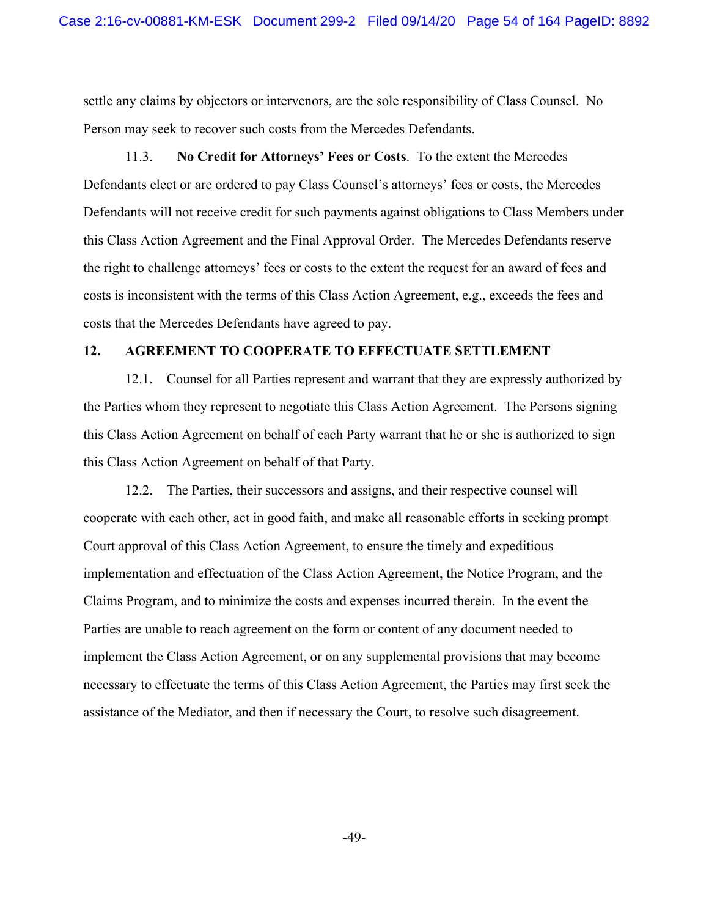settle any claims by objectors or intervenors, are the sole responsibility of Class Counsel. No Person may seek to recover such costs from the Mercedes Defendants.

11.3. **No Credit for Attorneys' Fees or Costs**. To the extent the Mercedes Defendants elect or are ordered to pay Class Counsel's attorneys' fees or costs, the Mercedes Defendants will not receive credit for such payments against obligations to Class Members under this Class Action Agreement and the Final Approval Order. The Mercedes Defendants reserve the right to challenge attorneys' fees or costs to the extent the request for an award of fees and costs is inconsistent with the terms of this Class Action Agreement, e.g., exceeds the fees and costs that the Mercedes Defendants have agreed to pay.

## 12. AGREEMENT TO COOPERATE TO EFFECTUATE SETTLEMENT

12.1. Counsel for all Parties represent and warrant that they are expressly authorized by the Parties whom they represent to negotiate this Class Action Agreement. The Persons signing this Class Action Agreement on behalf of each Party warrant that he or she is authorized to sign this Class Action Agreement on behalf of that Party.

12.2. The Parties, their successors and assigns, and their respective counsel will cooperate with each other, act in good faith, and make all reasonable efforts in seeking prompt Court approval of this Class Action Agreement, to ensure the timely and expeditious implementation and effectuation of the Class Action Agreement, the Notice Program, and the Claims Program, and to minimize the costs and expenses incurred therein. In the event the Parties are unable to reach agreement on the form or content of any document needed to implement the Class Action Agreement, or on any supplemental provisions that may become necessary to effectuate the terms of this Class Action Agreement, the Parties may first seek the assistance of the Mediator, and then if necessary the Court, to resolve such disagreement.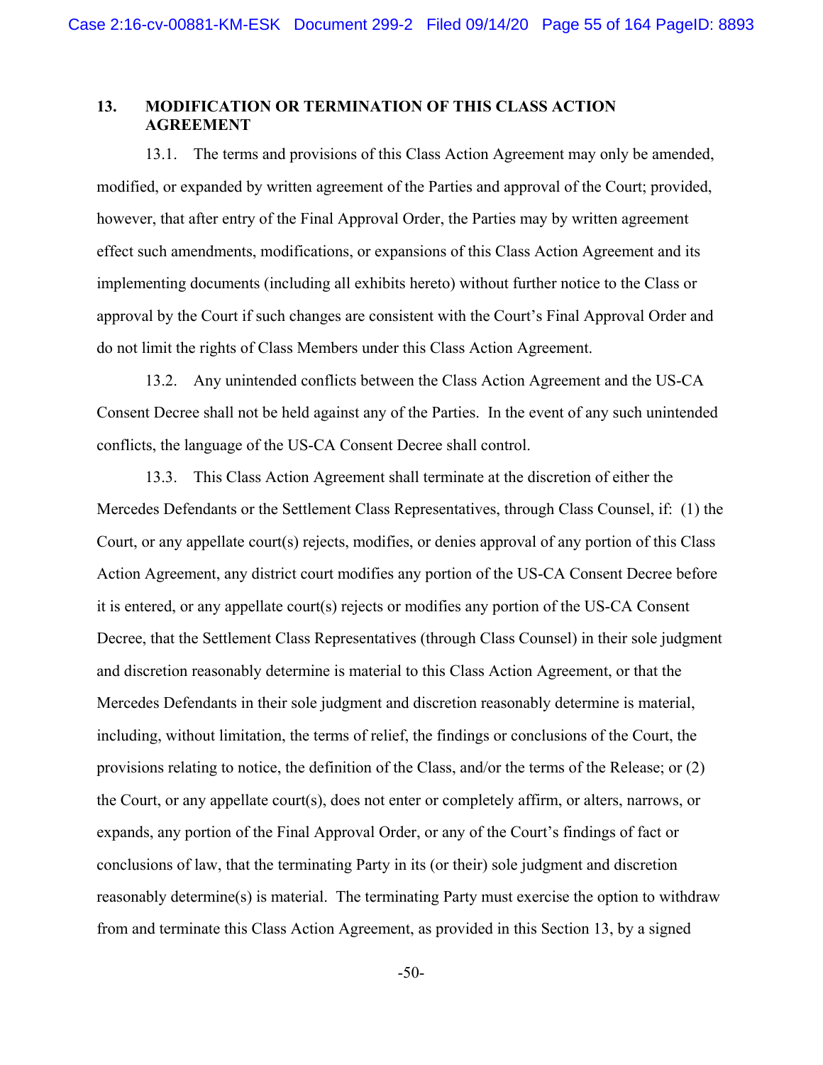## 13. MODIFICATION OR TERMINATION OF THIS CLASS ACTION AGREEMENT

13.1. The terms and provisions of this Class Action Agreement may only be amended, modified, or expanded by written agreement of the Parties and approval of the Court; provided, however, that after entry of the Final Approval Order, the Parties may by written agreement effect such amendments, modifications, or expansions of this Class Action Agreement and its implementing documents (including all exhibits hereto) without further notice to the Class or approval by the Court if such changes are consistent with the Court's Final Approval Order and do not limit the rights of Class Members under this Class Action Agreement.

13.2. Any unintended conflicts between the Class Action Agreement and the US-CA Consent Decree shall not be held against any of the Parties. In the event of any such unintended conflicts, the language of the US-CA Consent Decree shall control.

13.3. This Class Action Agreement shall terminate at the discretion of either the Mercedes Defendants or the Settlement Class Representatives, through Class Counsel, if: (1) the Court, or any appellate court(s) rejects, modifies, or denies approval of any portion of this Class Action Agreement, any district court modifies any portion of the US-CA Consent Decree before it is entered, or any appellate court(s) rejects or modifies any portion of the US-CA Consent Decree, that the Settlement Class Representatives (through Class Counsel) in their sole judgment and discretion reasonably determine is material to this Class Action Agreement, or that the Mercedes Defendants in their sole judgment and discretion reasonably determine is material, including, without limitation, the terms of relief, the findings or conclusions of the Court, the provisions relating to notice, the definition of the Class, and/or the terms of the Release; or (2) the Court, or any appellate court(s), does not enter or completely affirm, or alters, narrows, or expands, any portion of the Final Approval Order, or any of the Court's findings of fact or conclusions of law, that the terminating Party in its (or their) sole judgment and discretion reasonably determine(s) is material. The terminating Party must exercise the option to withdraw from and terminate this Class Action Agreement, as provided in this Section 13, by a signed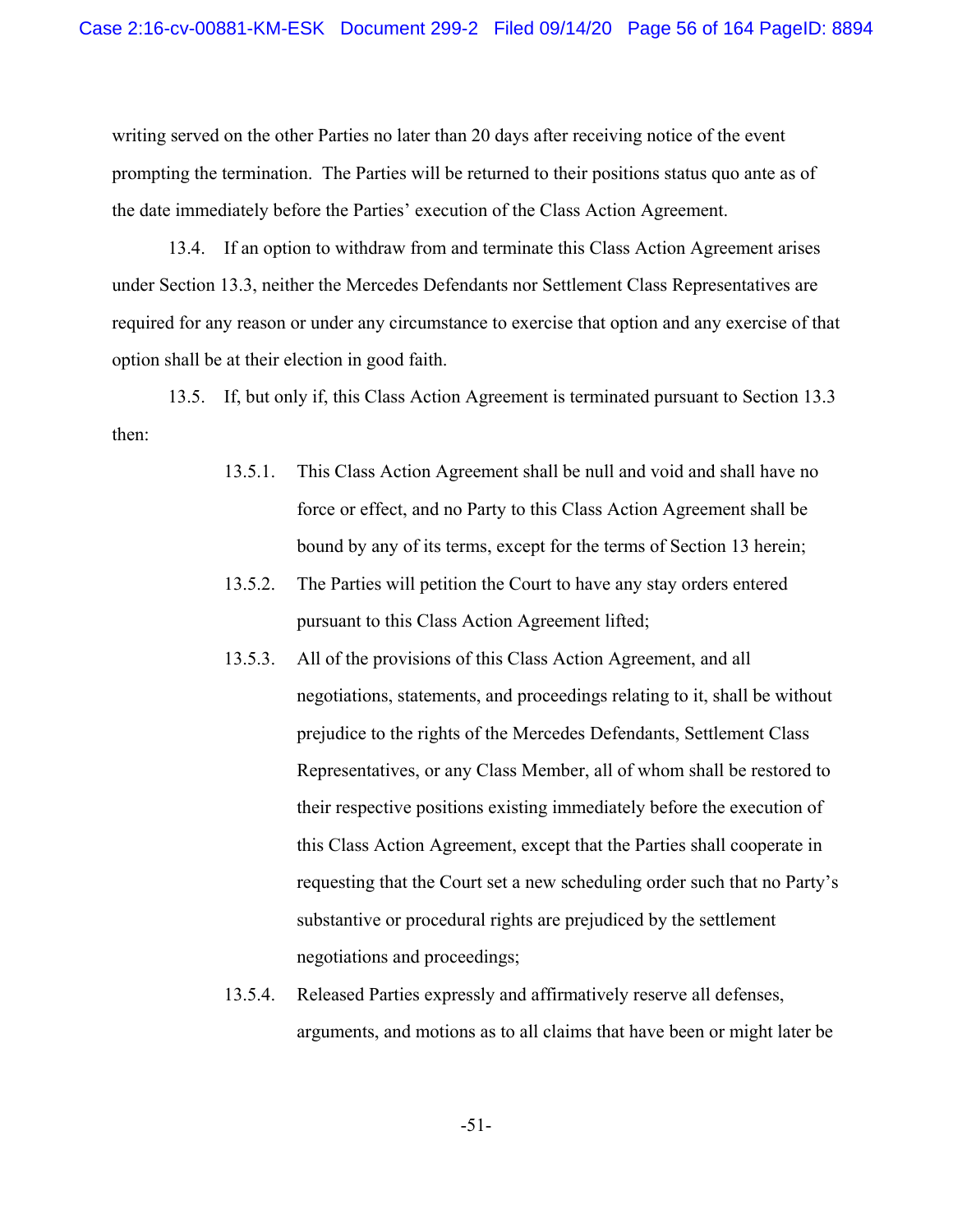writing served on the other Parties no later than 20 days after receiving notice of the event prompting the termination. The Parties will be returned to their positions status quo ante as of the date immediately before the Parties' execution of the Class Action Agreement.

13.4. If an option to withdraw from and terminate this Class Action Agreement arises under Section 13.3, neither the Mercedes Defendants nor Settlement Class Representatives are required for any reason or under any circumstance to exercise that option and any exercise of that option shall be at their election in good faith.

13.5. If, but only if, this Class Action Agreement is terminated pursuant to Section 13.3 then:

> 13.5.1. This Class Action Agreement shall be null and void and shall have no force or effect, and no Party to this Class Action Agreement shall be bound by any of its terms, except for the terms of Section 13 herein;
>
> 13.5.2. The Parties will petition the Court to have any stay orders entered pursuant to this Class Action Agreement lifted;
>
> 13.5.3. All of the provisions of this Class Action Agreement, and all negotiations, statements, and proceedings relating to it, shall be without prejudice to the rights of the Mercedes Defendants, Settlement Class Representatives, or any Class Member, all of whom shall be restored to their respective positions existing immediately before the execution of this Class Action Agreement, except that the Parties shall cooperate in requesting that the Court set a new scheduling order such that no Party's substantive or procedural rights are prejudiced by the settlement negotiations and proceedings;
>
> 13.5.4. Released Parties expressly and affirmatively reserve all defenses, arguments, and motions as to all claims that have been or might later be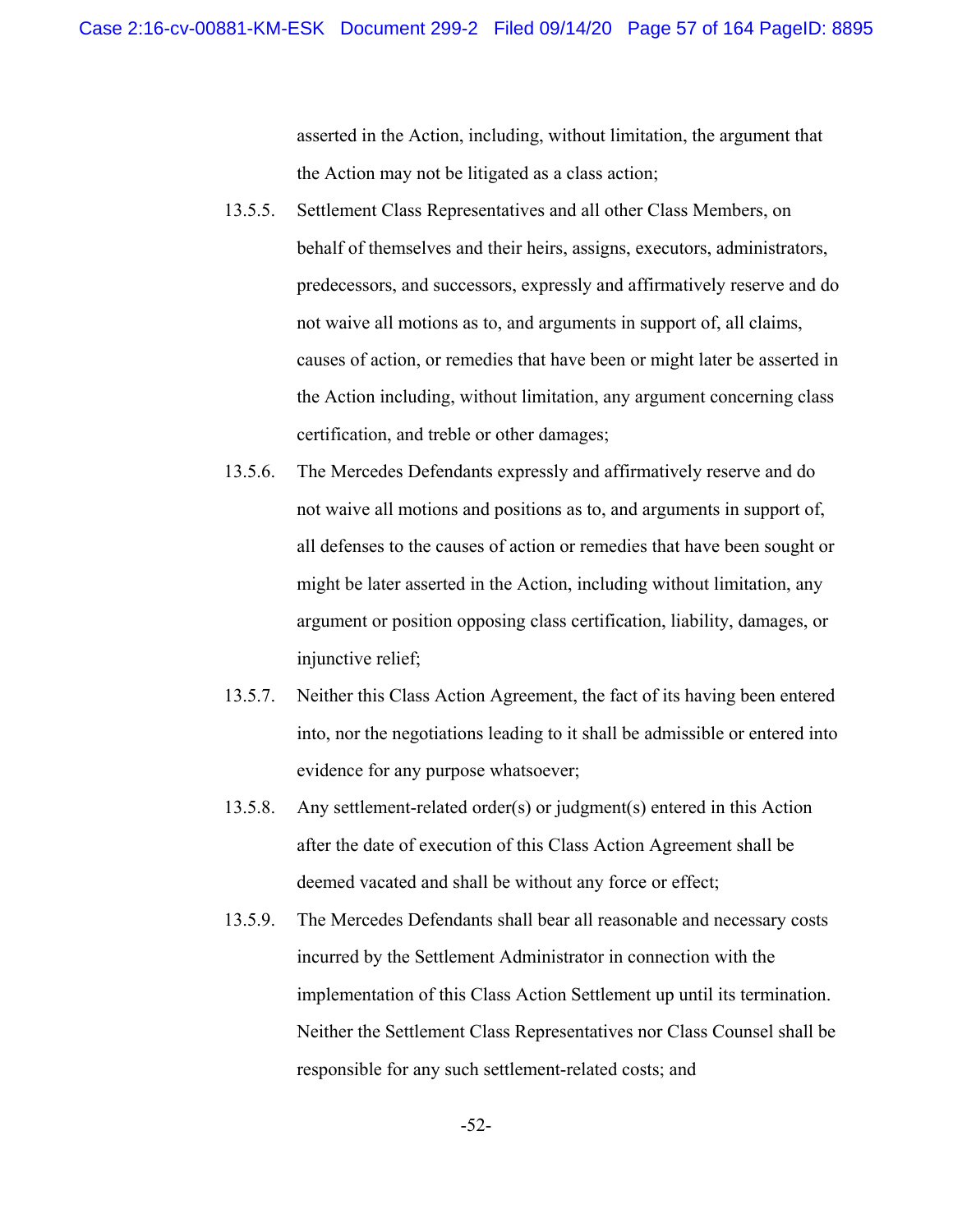asserted in the Action, including, without limitation, the argument that the Action may not be litigated as a class action;

13.5.5. Settlement Class Representatives and all other Class Members, on behalf of themselves and their heirs, assigns, executors, administrators, predecessors, and successors, expressly and affirmatively reserve and do not waive all motions as to, and arguments in support of, all claims, causes of action, or remedies that have been or might later be asserted in the Action including, without limitation, any argument concerning class certification, and treble or other damages;

13.5.6. The Mercedes Defendants expressly and affirmatively reserve and do not waive all motions and positions as to, and arguments in support of, all defenses to the causes of action or remedies that have been sought or might be later asserted in the Action, including without limitation, any argument or position opposing class certification, liability, damages, or injunctive relief;

13.5.7. Neither this Class Action Agreement, the fact of its having been entered into, nor the negotiations leading to it shall be admissible or entered into evidence for any purpose whatsoever;

13.5.8. Any settlement-related order(s) or judgment(s) entered in this Action after the date of execution of this Class Action Agreement shall be deemed vacated and shall be without any force or effect;

13.5.9. The Mercedes Defendants shall bear all reasonable and necessary costs incurred by the Settlement Administrator in connection with the implementation of this Class Action Settlement up until its termination. Neither the Settlement Class Representatives nor Class Counsel shall be responsible for any such settlement-related costs; and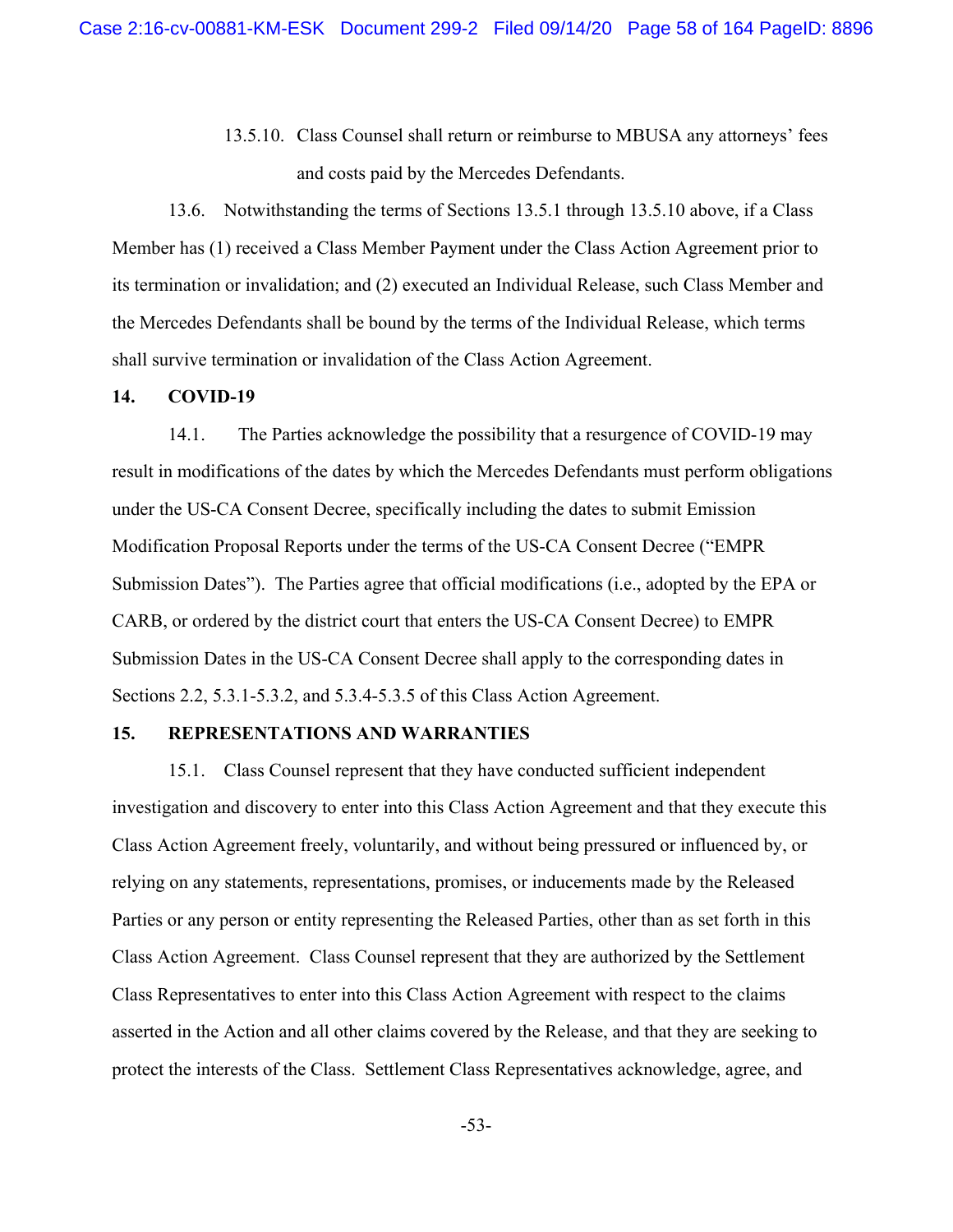13.5.10. Class Counsel shall return or reimburse to MBUSA any attorneys' fees and costs paid by the Mercedes Defendants.

13.6. Notwithstanding the terms of Sections 13.5.1 through 13.5.10 above, if a Class Member has (1) received a Class Member Payment under the Class Action Agreement prior to its termination or invalidation; and (2) executed an Individual Release, such Class Member and the Mercedes Defendants shall be bound by the terms of the Individual Release, which terms shall survive termination or invalidation of the Class Action Agreement.

## 14. COVID-19

14.1. The Parties acknowledge the possibility that a resurgence of COVID-19 may result in modifications of the dates by which the Mercedes Defendants must perform obligations under the US-CA Consent Decree, specifically including the dates to submit Emission Modification Proposal Reports under the terms of the US-CA Consent Decree ("EMPR Submission Dates"). The Parties agree that official modifications (i.e., adopted by the EPA or CARB, or ordered by the district court that enters the US-CA Consent Decree) to EMPR Submission Dates in the US-CA Consent Decree shall apply to the corresponding dates in Sections 2.2, 5.3.1-5.3.2, and 5.3.4-5.3.5 of this Class Action Agreement.

## 15. REPRESENTATIONS AND WARRANTIES

15.1. Class Counsel represent that they have conducted sufficient independent investigation and discovery to enter into this Class Action Agreement and that they execute this Class Action Agreement freely, voluntarily, and without being pressured or influenced by, or relying on any statements, representations, promises, or inducements made by the Released Parties or any person or entity representing the Released Parties, other than as set forth in this Class Action Agreement. Class Counsel represent that they are authorized by the Settlement Class Representatives to enter into this Class Action Agreement with respect to the claims asserted in the Action and all other claims covered by the Release, and that they are seeking to protect the interests of the Class. Settlement Class Representatives acknowledge, agree, and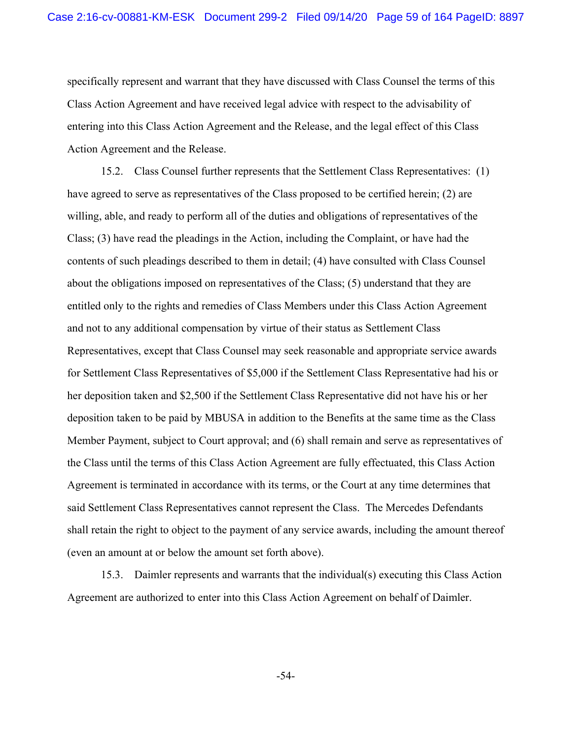specifically represent and warrant that they have discussed with Class Counsel the terms of this Class Action Agreement and have received legal advice with respect to the advisability of entering into this Class Action Agreement and the Release, and the legal effect of this Class Action Agreement and the Release.

15.2. Class Counsel further represents that the Settlement Class Representatives: (1) have agreed to serve as representatives of the Class proposed to be certified herein; (2) are willing, able, and ready to perform all of the duties and obligations of representatives of the Class; (3) have read the pleadings in the Action, including the Complaint, or have had the contents of such pleadings described to them in detail; (4) have consulted with Class Counsel about the obligations imposed on representatives of the Class; (5) understand that they are entitled only to the rights and remedies of Class Members under this Class Action Agreement and not to any additional compensation by virtue of their status as Settlement Class Representatives, except that Class Counsel may seek reasonable and appropriate service awards for Settlement Class Representatives of $5,000 if the Settlement Class Representative had his or her deposition taken and $2,500 if the Settlement Class Representative did not have his or her deposition taken to be paid by MBUSA in addition to the Benefits at the same time as the Class Member Payment, subject to Court approval; and (6) shall remain and serve as representatives of the Class until the terms of this Class Action Agreement are fully effectuated, this Class Action Agreement is terminated in accordance with its terms, or the Court at any time determines that said Settlement Class Representatives cannot represent the Class. The Mercedes Defendants shall retain the right to object to the payment of any service awards, including the amount thereof (even an amount at or below the amount set forth above).

15.3. Daimler represents and warrants that the individual(s) executing this Class Action Agreement are authorized to enter into this Class Action Agreement on behalf of Daimler.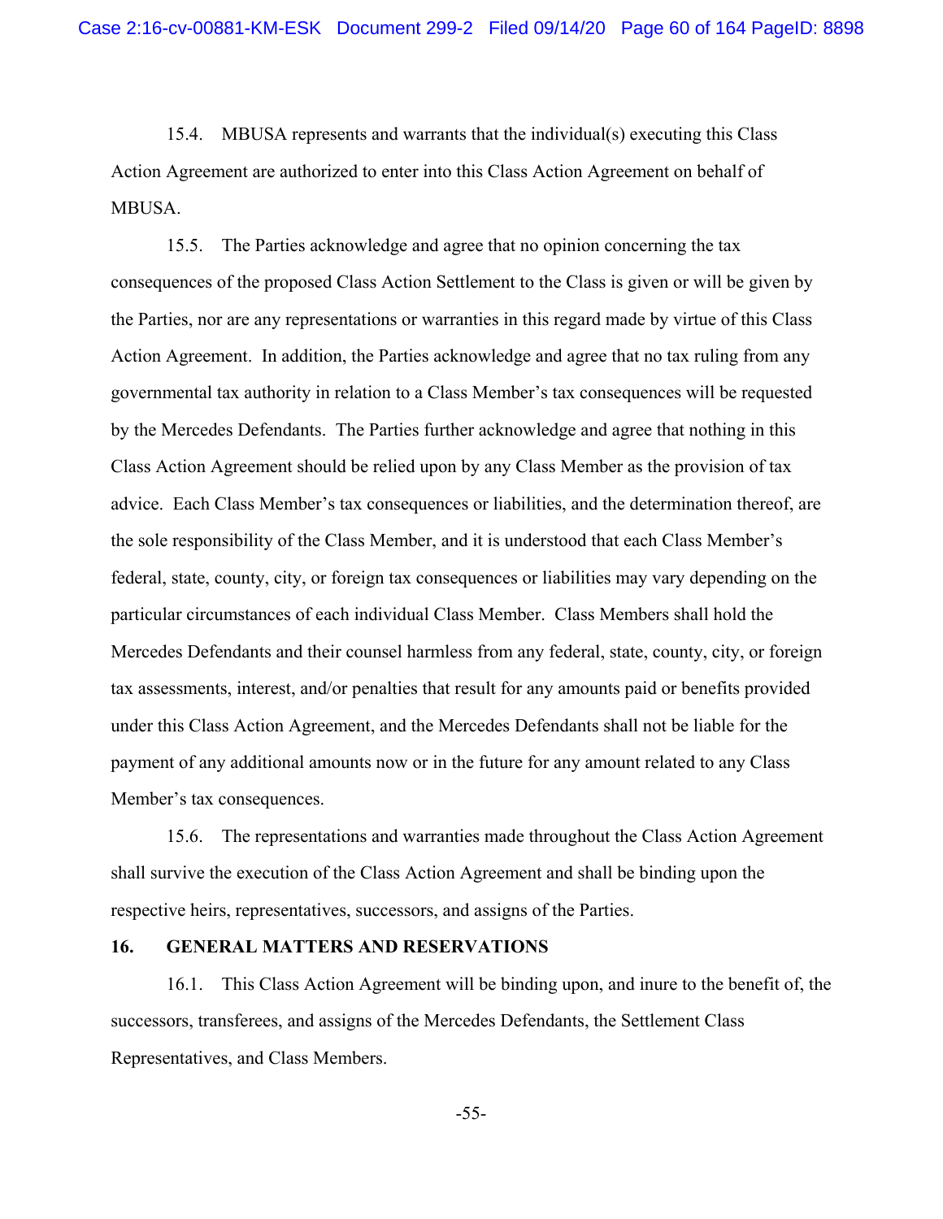15.4. MBUSA represents and warrants that the individual(s) executing this Class Action Agreement are authorized to enter into this Class Action Agreement on behalf of MBUSA.

15.5. The Parties acknowledge and agree that no opinion concerning the tax consequences of the proposed Class Action Settlement to the Class is given or will be given by the Parties, nor are any representations or warranties in this regard made by virtue of this Class Action Agreement. In addition, the Parties acknowledge and agree that no tax ruling from any governmental tax authority in relation to a Class Member's tax consequences will be requested by the Mercedes Defendants. The Parties further acknowledge and agree that nothing in this Class Action Agreement should be relied upon by any Class Member as the provision of tax advice. Each Class Member's tax consequences or liabilities, and the determination thereof, are the sole responsibility of the Class Member, and it is understood that each Class Member's federal, state, county, city, or foreign tax consequences or liabilities may vary depending on the particular circumstances of each individual Class Member. Class Members shall hold the Mercedes Defendants and their counsel harmless from any federal, state, county, city, or foreign tax assessments, interest, and/or penalties that result for any amounts paid or benefits provided under this Class Action Agreement, and the Mercedes Defendants shall not be liable for the payment of any additional amounts now or in the future for any amount related to any Class Member's tax consequences.

15.6. The representations and warranties made throughout the Class Action Agreement shall survive the execution of the Class Action Agreement and shall be binding upon the respective heirs, representatives, successors, and assigns of the Parties.

## 16. GENERAL MATTERS AND RESERVATIONS

16.1. This Class Action Agreement will be binding upon, and inure to the benefit of, the successors, transferees, and assigns of the Mercedes Defendants, the Settlement Class Representatives, and Class Members.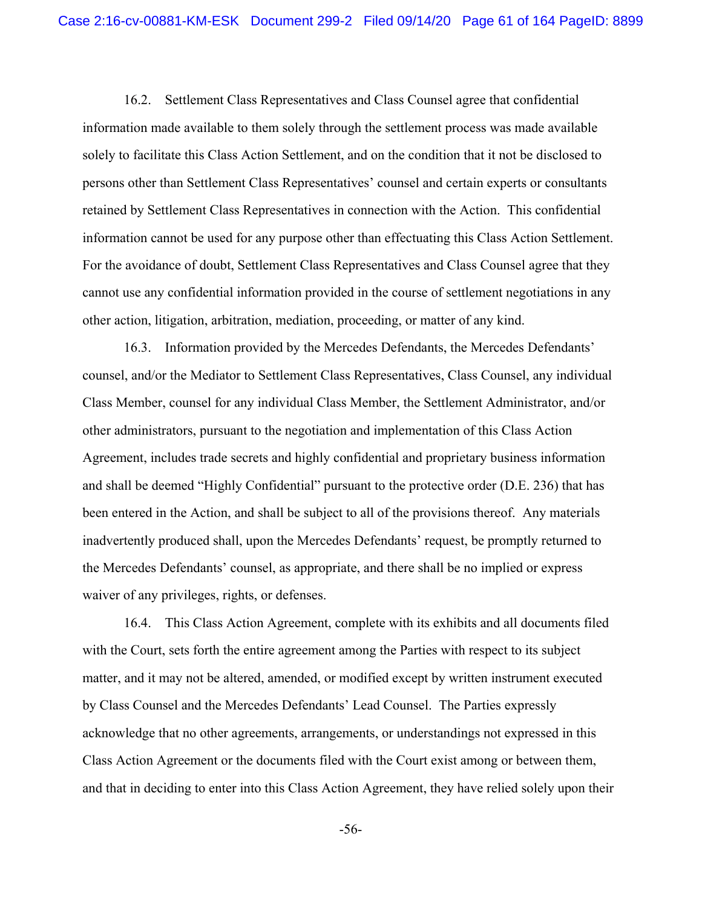16.2. Settlement Class Representatives and Class Counsel agree that confidential information made available to them solely through the settlement process was made available solely to facilitate this Class Action Settlement, and on the condition that it not be disclosed to persons other than Settlement Class Representatives' counsel and certain experts or consultants retained by Settlement Class Representatives in connection with the Action. This confidential information cannot be used for any purpose other than effectuating this Class Action Settlement. For the avoidance of doubt, Settlement Class Representatives and Class Counsel agree that they cannot use any confidential information provided in the course of settlement negotiations in any other action, litigation, arbitration, mediation, proceeding, or matter of any kind.

16.3. Information provided by the Mercedes Defendants, the Mercedes Defendants' counsel, and/or the Mediator to Settlement Class Representatives, Class Counsel, any individual Class Member, counsel for any individual Class Member, the Settlement Administrator, and/or other administrators, pursuant to the negotiation and implementation of this Class Action Agreement, includes trade secrets and highly confidential and proprietary business information and shall be deemed "Highly Confidential" pursuant to the protective order (D.E. 236) that has been entered in the Action, and shall be subject to all of the provisions thereof. Any materials inadvertently produced shall, upon the Mercedes Defendants' request, be promptly returned to the Mercedes Defendants' counsel, as appropriate, and there shall be no implied or express waiver of any privileges, rights, or defenses.

16.4. This Class Action Agreement, complete with its exhibits and all documents filed with the Court, sets forth the entire agreement among the Parties with respect to its subject matter, and it may not be altered, amended, or modified except by written instrument executed by Class Counsel and the Mercedes Defendants' Lead Counsel. The Parties expressly acknowledge that no other agreements, arrangements, or understandings not expressed in this Class Action Agreement or the documents filed with the Court exist among or between them, and that in deciding to enter into this Class Action Agreement, they have relied solely upon their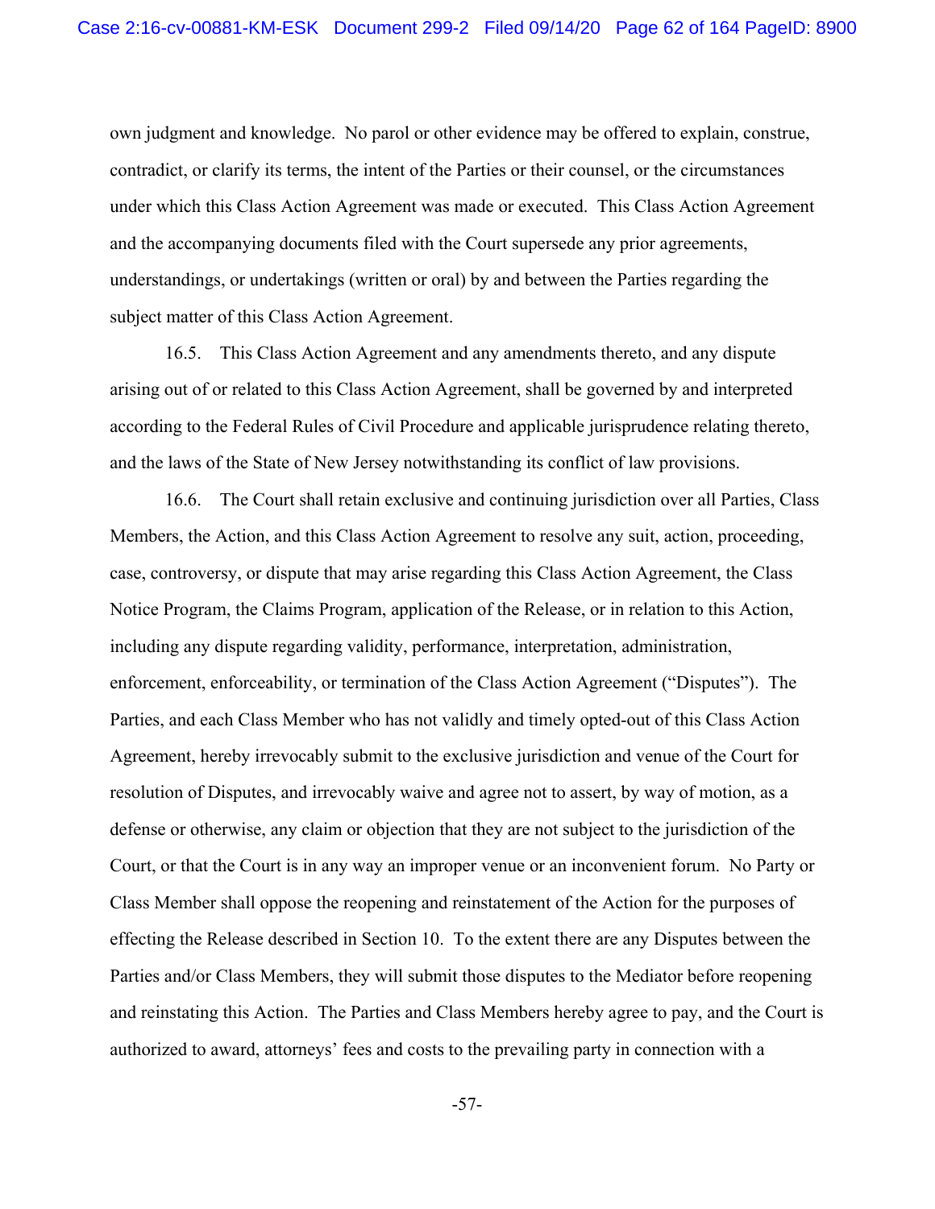own judgment and knowledge. No parol or other evidence may be offered to explain, construe, contradict, or clarify its terms, the intent of the Parties or their counsel, or the circumstances under which this Class Action Agreement was made or executed. This Class Action Agreement and the accompanying documents filed with the Court supersede any prior agreements, understandings, or undertakings (written or oral) by and between the Parties regarding the subject matter of this Class Action Agreement.

16.5. This Class Action Agreement and any amendments thereto, and any dispute arising out of or related to this Class Action Agreement, shall be governed by and interpreted according to the Federal Rules of Civil Procedure and applicable jurisprudence relating thereto, and the laws of the State of New Jersey notwithstanding its conflict of law provisions.

16.6. The Court shall retain exclusive and continuing jurisdiction over all Parties, Class Members, the Action, and this Class Action Agreement to resolve any suit, action, proceeding, case, controversy, or dispute that may arise regarding this Class Action Agreement, the Class Notice Program, the Claims Program, application of the Release, or in relation to this Action, including any dispute regarding validity, performance, interpretation, administration, enforcement, enforceability, or termination of the Class Action Agreement ("Disputes"). The Parties, and each Class Member who has not validly and timely opted-out of this Class Action Agreement, hereby irrevocably submit to the exclusive jurisdiction and venue of the Court for resolution of Disputes, and irrevocably waive and agree not to assert, by way of motion, as a defense or otherwise, any claim or objection that they are not subject to the jurisdiction of the Court, or that the Court is in any way an improper venue or an inconvenient forum. No Party or Class Member shall oppose the reopening and reinstatement of the Action for the purposes of effecting the Release described in Section 10. To the extent there are any Disputes between the Parties and/or Class Members, they will submit those disputes to the Mediator before reopening and reinstating this Action. The Parties and Class Members hereby agree to pay, and the Court is authorized to award, attorneys' fees and costs to the prevailing party in connection with a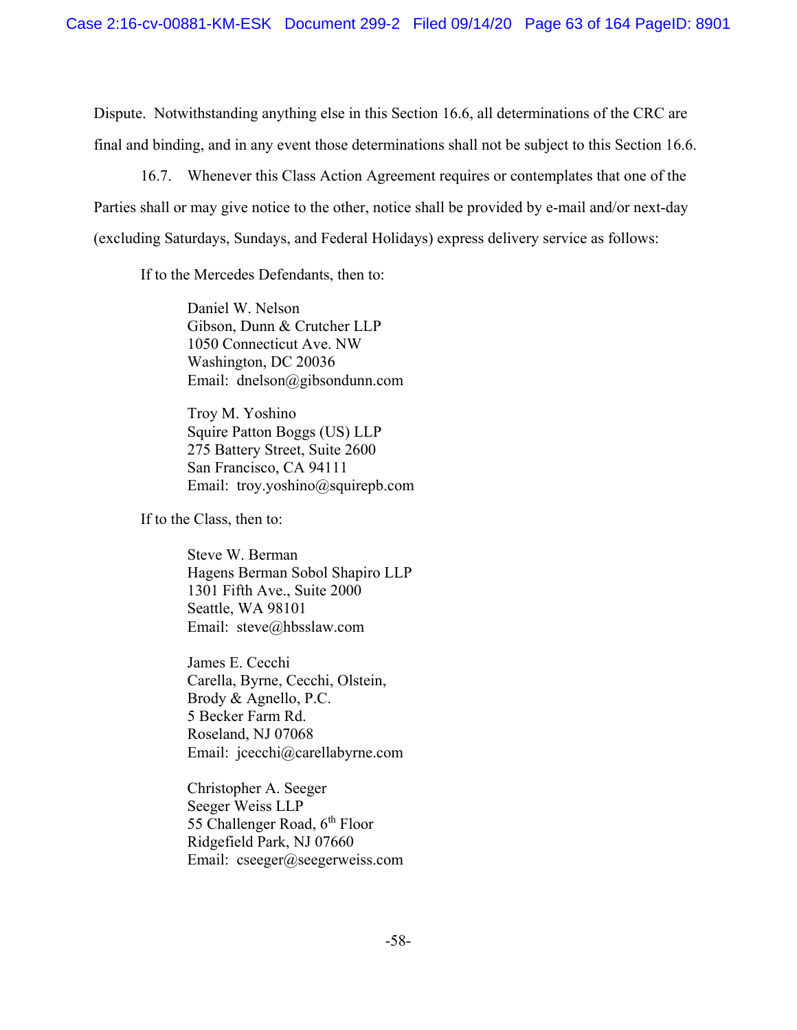Dispute. Notwithstanding anything else in this Section 16.6, all determinations of the CRC are final and binding, and in any event those determinations shall not be subject to this Section 16.6.

16.7. Whenever this Class Action Agreement requires or contemplates that one of the Parties shall or may give notice to the other, notice shall be provided by e-mail and/or next-day (excluding Saturdays, Sundays, and Federal Holidays) express delivery service as follows:

If to the Mercedes Defendants, then to:

> Daniel W. Nelson
> Gibson, Dunn & Crutcher LLP
> 1050 Connecticut Ave. NW
> Washington, DC 20036
> Email: dnelson@gibsondunn.com
>
> Troy M. Yoshino
> Squire Patton Boggs (US) LLP
> 275 Battery Street, Suite 2600
> San Francisco, CA 94111
> Email: troy.yoshino@squirepb.com

If to the Class, then to:

> Steve W. Berman
> Hagens Berman Sobol Shapiro LLP
> 1301 Fifth Ave., Suite 2000
> Seattle, WA 98101
> Email: steve@hbsslaw.com
>
> James E. Cecchi
> Carella, Byrne, Cecchi, Olstein,
> Brody & Agnello, P.C.
> 5 Becker Farm Rd.
> Roseland, NJ 07068
> Email: jcecchi@carellabyrne.com
>
> Christopher A. Seeger
> Seeger Weiss LLP
> 55 Challenger Road, 6th Floor
> Ridgefield Park, NJ 07660
> Email: cseeger@seegerweiss.com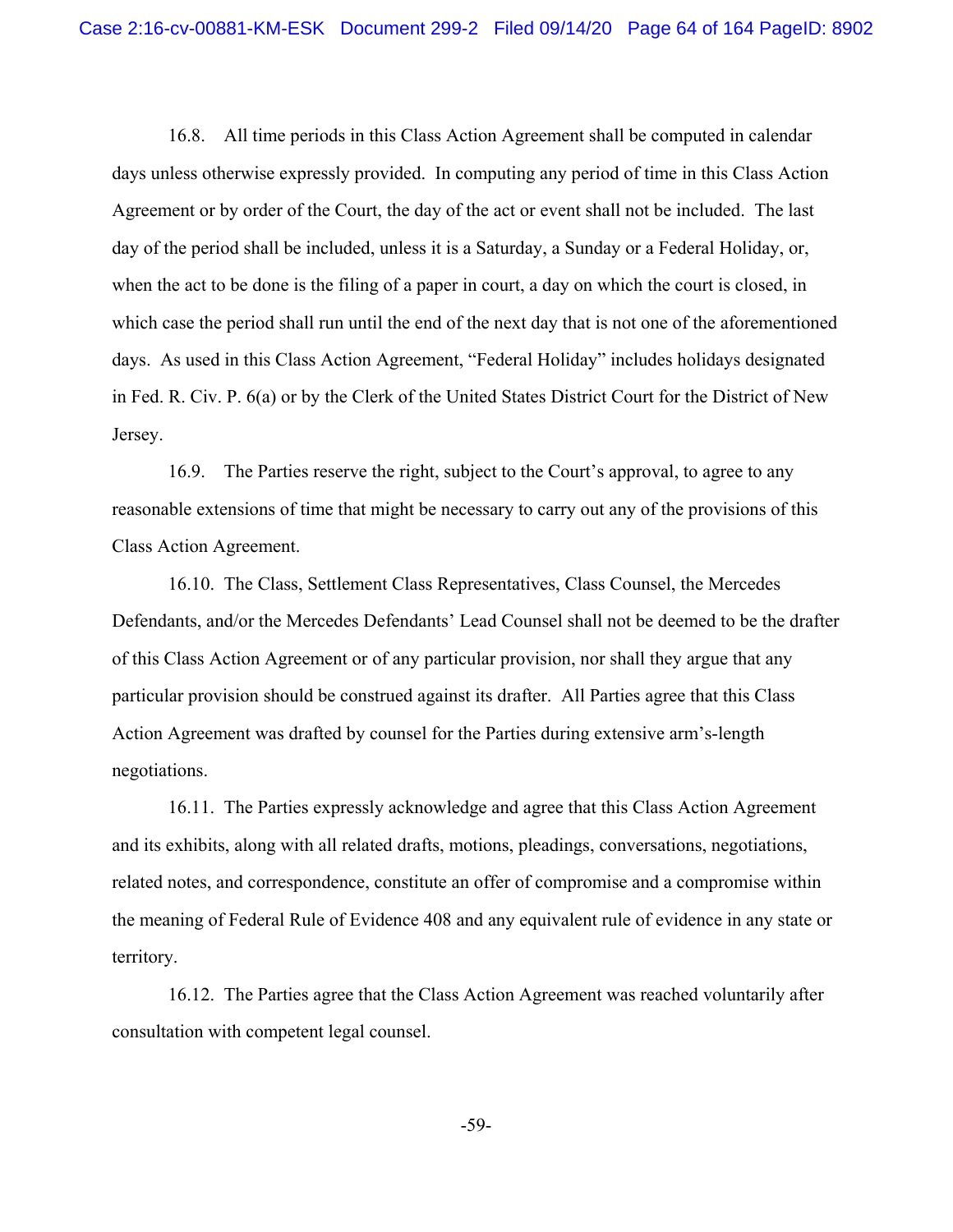16.8. All time periods in this Class Action Agreement shall be computed in calendar days unless otherwise expressly provided. In computing any period of time in this Class Action Agreement or by order of the Court, the day of the act or event shall not be included. The last day of the period shall be included, unless it is a Saturday, a Sunday or a Federal Holiday, or, when the act to be done is the filing of a paper in court, a day on which the court is closed, in which case the period shall run until the end of the next day that is not one of the aforementioned days. As used in this Class Action Agreement, "Federal Holiday" includes holidays designated in Fed. R. Civ. P. 6(a) or by the Clerk of the United States District Court for the District of New Jersey.

16.9. The Parties reserve the right, subject to the Court's approval, to agree to any reasonable extensions of time that might be necessary to carry out any of the provisions of this Class Action Agreement.

16.10. The Class, Settlement Class Representatives, Class Counsel, the Mercedes Defendants, and/or the Mercedes Defendants' Lead Counsel shall not be deemed to be the drafter of this Class Action Agreement or of any particular provision, nor shall they argue that any particular provision should be construed against its drafter. All Parties agree that this Class Action Agreement was drafted by counsel for the Parties during extensive arm's-length negotiations.

16.11. The Parties expressly acknowledge and agree that this Class Action Agreement and its exhibits, along with all related drafts, motions, pleadings, conversations, negotiations, related notes, and correspondence, constitute an offer of compromise and a compromise within the meaning of Federal Rule of Evidence 408 and any equivalent rule of evidence in any state or territory.

16.12. The Parties agree that the Class Action Agreement was reached voluntarily after consultation with competent legal counsel.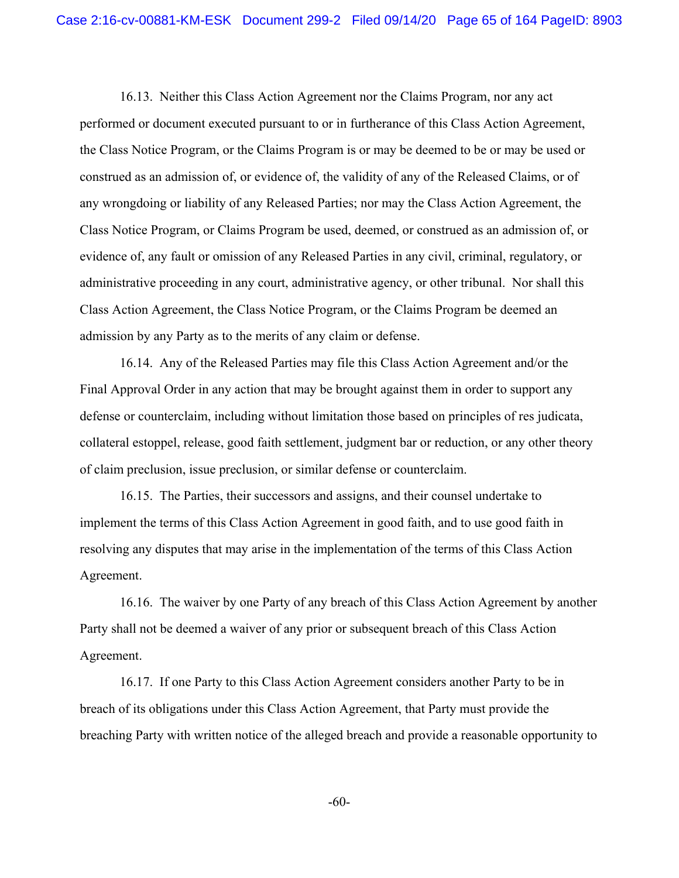16.13. Neither this Class Action Agreement nor the Claims Program, nor any act performed or document executed pursuant to or in furtherance of this Class Action Agreement, the Class Notice Program, or the Claims Program is or may be deemed to be or may be used or construed as an admission of, or evidence of, the validity of any of the Released Claims, or of any wrongdoing or liability of any Released Parties; nor may the Class Action Agreement, the Class Notice Program, or Claims Program be used, deemed, or construed as an admission of, or evidence of, any fault or omission of any Released Parties in any civil, criminal, regulatory, or administrative proceeding in any court, administrative agency, or other tribunal. Nor shall this Class Action Agreement, the Class Notice Program, or the Claims Program be deemed an admission by any Party as to the merits of any claim or defense.

16.14. Any of the Released Parties may file this Class Action Agreement and/or the Final Approval Order in any action that may be brought against them in order to support any defense or counterclaim, including without limitation those based on principles of res judicata, collateral estoppel, release, good faith settlement, judgment bar or reduction, or any other theory of claim preclusion, issue preclusion, or similar defense or counterclaim.

16.15. The Parties, their successors and assigns, and their counsel undertake to implement the terms of this Class Action Agreement in good faith, and to use good faith in resolving any disputes that may arise in the implementation of the terms of this Class Action Agreement.

16.16. The waiver by one Party of any breach of this Class Action Agreement by another Party shall not be deemed a waiver of any prior or subsequent breach of this Class Action Agreement.

16.17. If one Party to this Class Action Agreement considers another Party to be in breach of its obligations under this Class Action Agreement, that Party must provide the breaching Party with written notice of the alleged breach and provide a reasonable opportunity to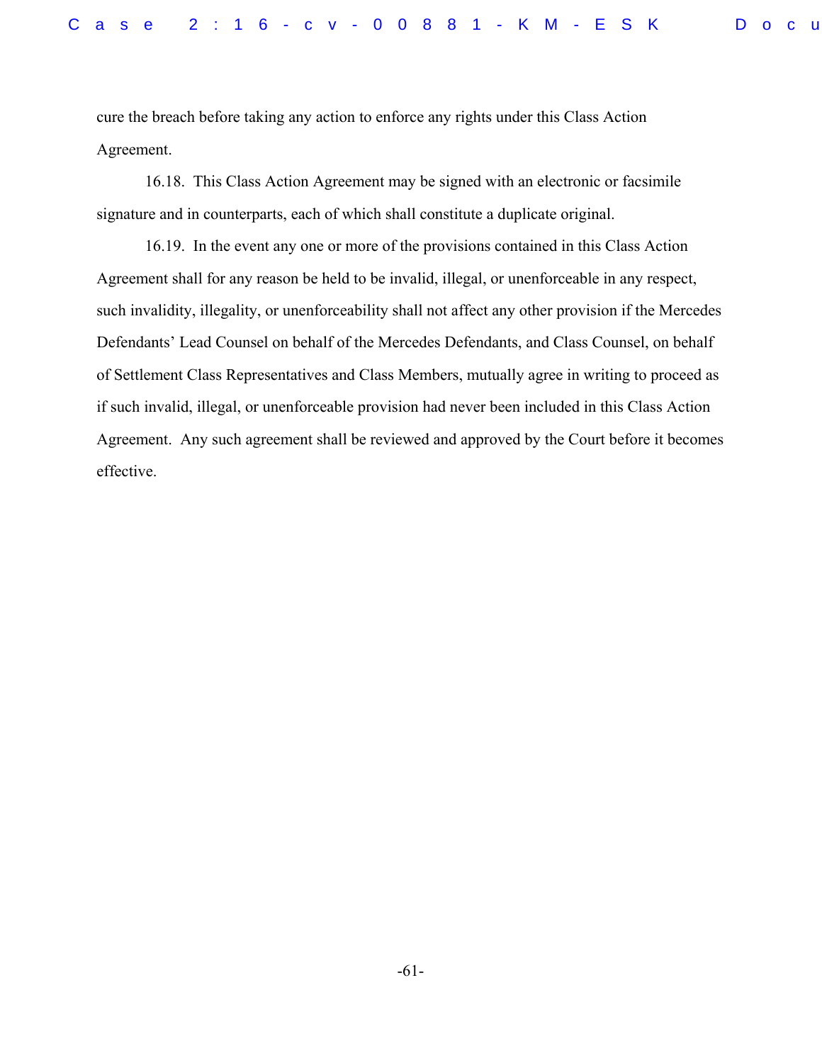cure the breach before taking any action to enforce any rights under this Class Action Agreement.

16.18. This Class Action Agreement may be signed with an electronic or facsimile signature and in counterparts, each of which shall constitute a duplicate original.

16.19. In the event any one or more of the provisions contained in this Class Action Agreement shall for any reason be held to be invalid, illegal, or unenforceable in any respect, such invalidity, illegality, or unenforceability shall not affect any other provision if the Mercedes Defendants' Lead Counsel on behalf of the Mercedes Defendants, and Class Counsel, on behalf of Settlement Class Representatives and Class Members, mutually agree in writing to proceed as if such invalid, illegal, or unenforceable provision had never been included in this Class Action Agreement. Any such agreement shall be reviewed and approved by the Court before it becomes effective.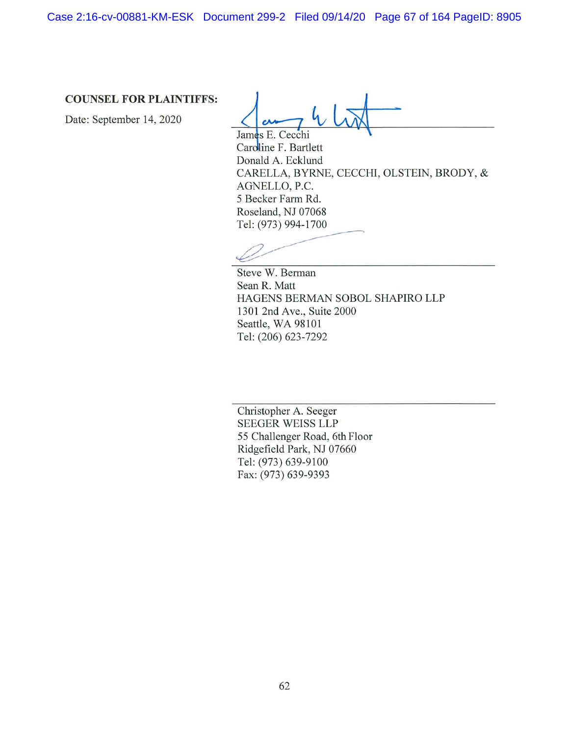**COUNSEL FOR PLAINTIFFS:**

Date: September 14, 2020

James E. Cecchi
Caroline F. Bartlett
Donald A. Ecklund
CARELLA, BYRNE, CECCHI, OLSTEIN, BRODY, & AGNELLO, P.C.
5 Becker Farm Rd.
Roseland, NJ 07068
Tel: (973) 994-1700

Steve W. Berman
Sean R. Matt
HAGENS BERMAN SOBOL SHAPIRO LLP
1301 2nd Ave., Suite 2000
Seattle, WA 98101
Tel: (206) 623-7292

Christopher A. Seeger
SEEGER WEISS LLP
55 Challenger Road, 6th Floor
Ridgefield Park, NJ 07660
Tel: (973) 639-9100
Fax: (973) 639-9393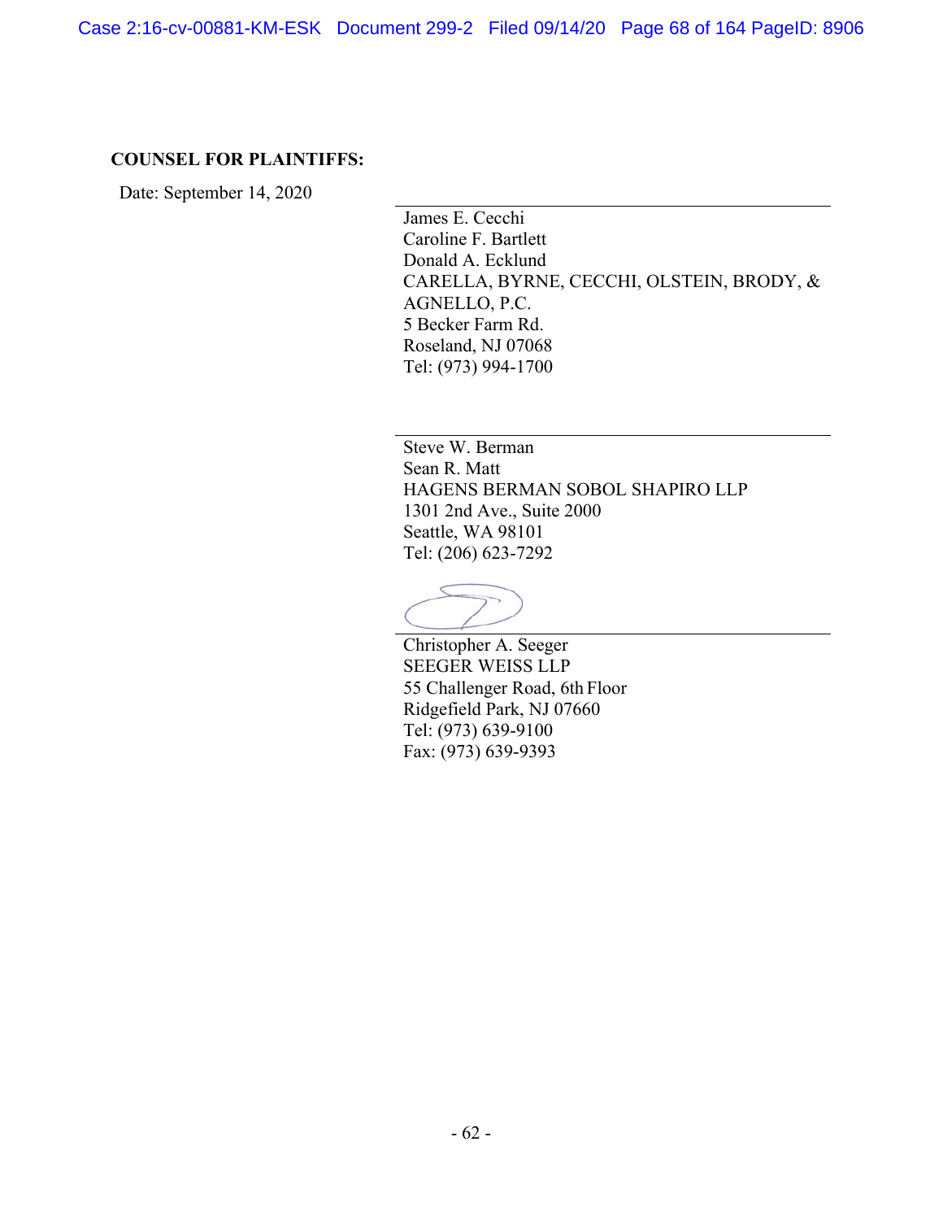**COUNSEL FOR PLAINTIFFS:**

Date: September 14, 2020

\_\_\_\_\_\_\_\_\_\_\_\_\_\_\_\_\_\_\_\_\_\_\_\_\_\_\_\_\_\_\_\_\_\_\_\_\_\_\_\_

James E. Cecchi
Caroline F. Bartlett
Donald A. Ecklund
CARELLA, BYRNE, CECCHI, OLSTEIN, BRODY, & AGNELLO, P.C.
5 Becker Farm Rd.
Roseland, NJ 07068
Tel: (973) 994-1700

\_\_\_\_\_\_\_\_\_\_\_\_\_\_\_\_\_\_\_\_\_\_\_\_\_\_\_\_\_\_\_\_\_\_\_\_\_\_\_\_

Steve W. Berman
Sean R. Matt
HAGENS BERMAN SOBOL SHAPIRO LLP
1301 2nd Ave., Suite 2000
Seattle, WA 98101
Tel: (206) 623-7292

\_\_\_\_\_\_\_\_\_\_\_\_\_\_\_\_\_\_\_\_\_\_\_\_\_\_\_\_\_\_\_\_\_\_\_\_\_\_\_\_

Christopher A. Seeger
SEEGER WEISS LLP
55 Challenger Road, 6th Floor
Ridgefield Park, NJ 07660
Tel: (973) 639-9100
Fax: (973) 639-9393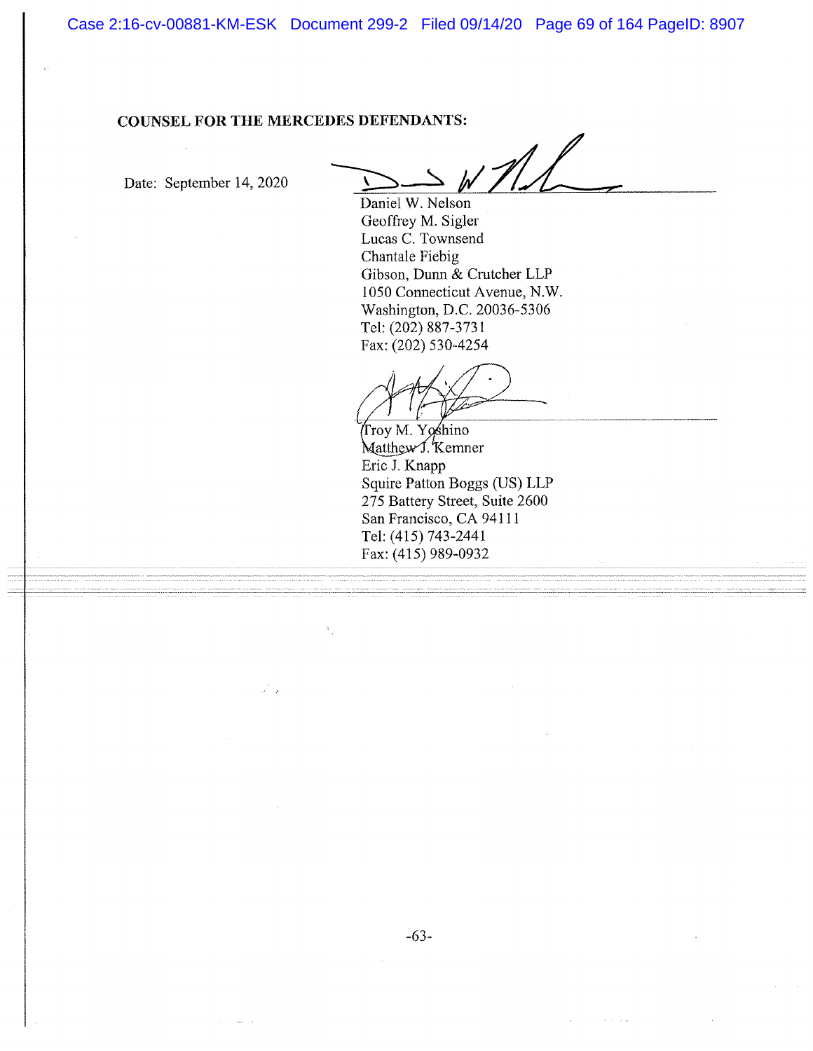**COUNSEL FOR THE MERCEDES DEFENDANTS:**

Date: September 14, 2020

Daniel W. Nelson
Geoffrey M. Sigler
Lucas C. Townsend
Chantale Fiebig
Gibson, Dunn & Crutcher LLP
1050 Connecticut Avenue, N.W.
Washington, D.C. 20036-5306
Tel: (202) 887-3731
Fax: (202) 530-4254

Troy M. Yoshino
Matthew J. Kemner
Eric J. Knapp
Squire Patton Boggs (US) LLP
275 Battery Street, Suite 2600
San Francisco, CA 94111
Tel: (415) 743-2441
Fax: (415) 989-0932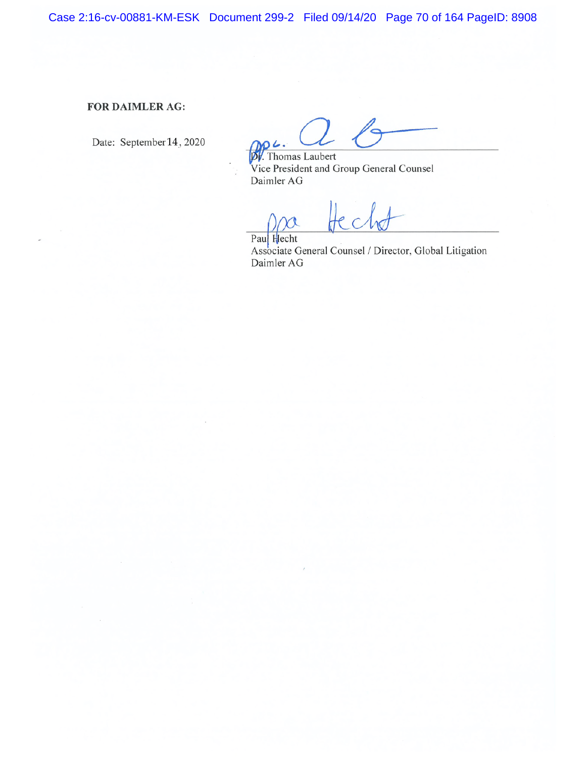**FOR DAIMLER AG:**

Date: September 14, 2020

Dr. Thomas Laubert
Vice President and Group General Counsel
Daimler AG

Paul Hecht
Associate General Counsel / Director, Global Litigation
Daimler AG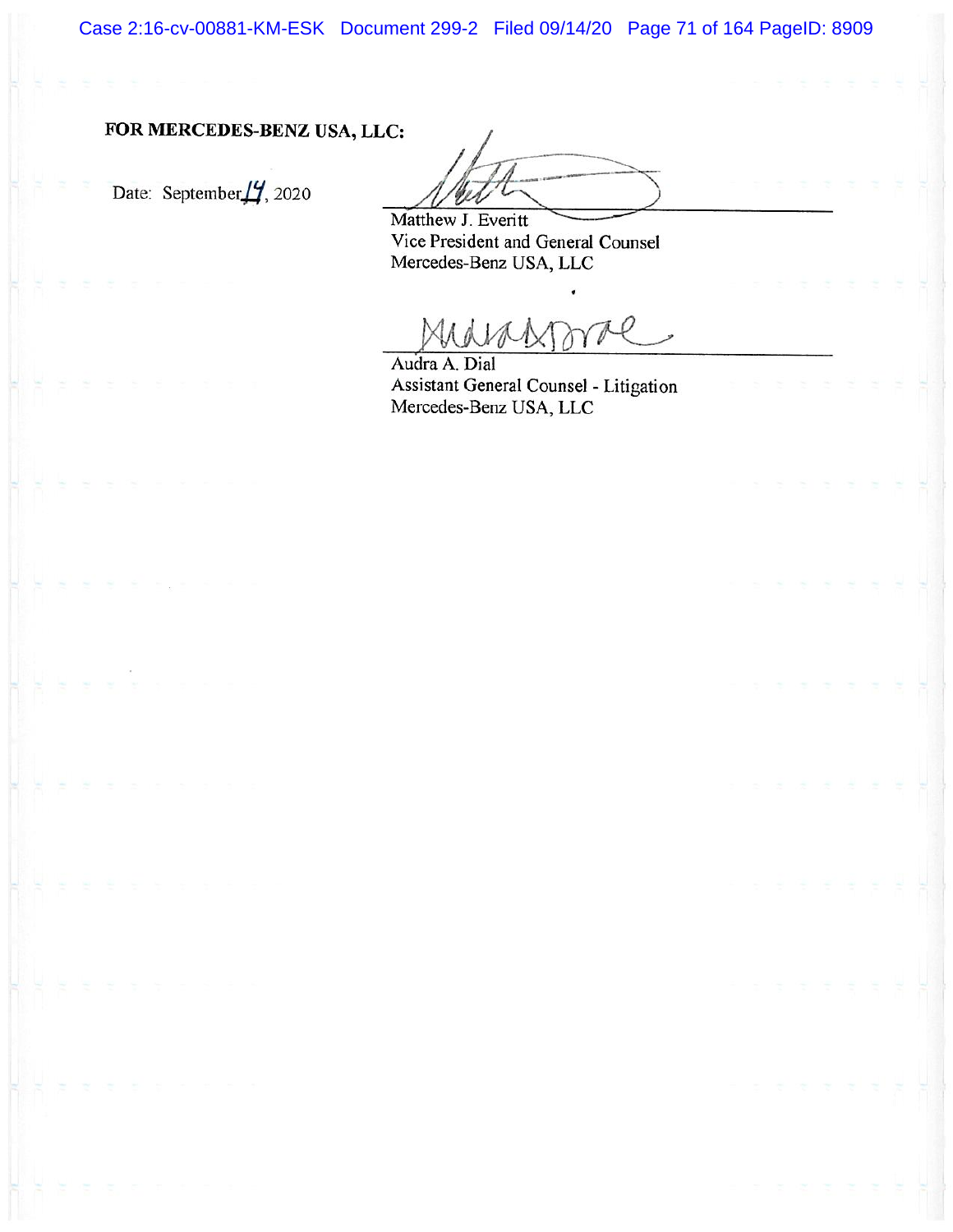**FOR MERCEDES-BENZ USA, LLC:**

Date: September 14, 2020

______________________________
Matthew J. Everitt
Vice President and General Counsel
Mercedes-Benz USA, LLC

______________________________
Audra A. Dial
Assistant General Counsel - Litigation
Mercedes-Benz USA, LLC